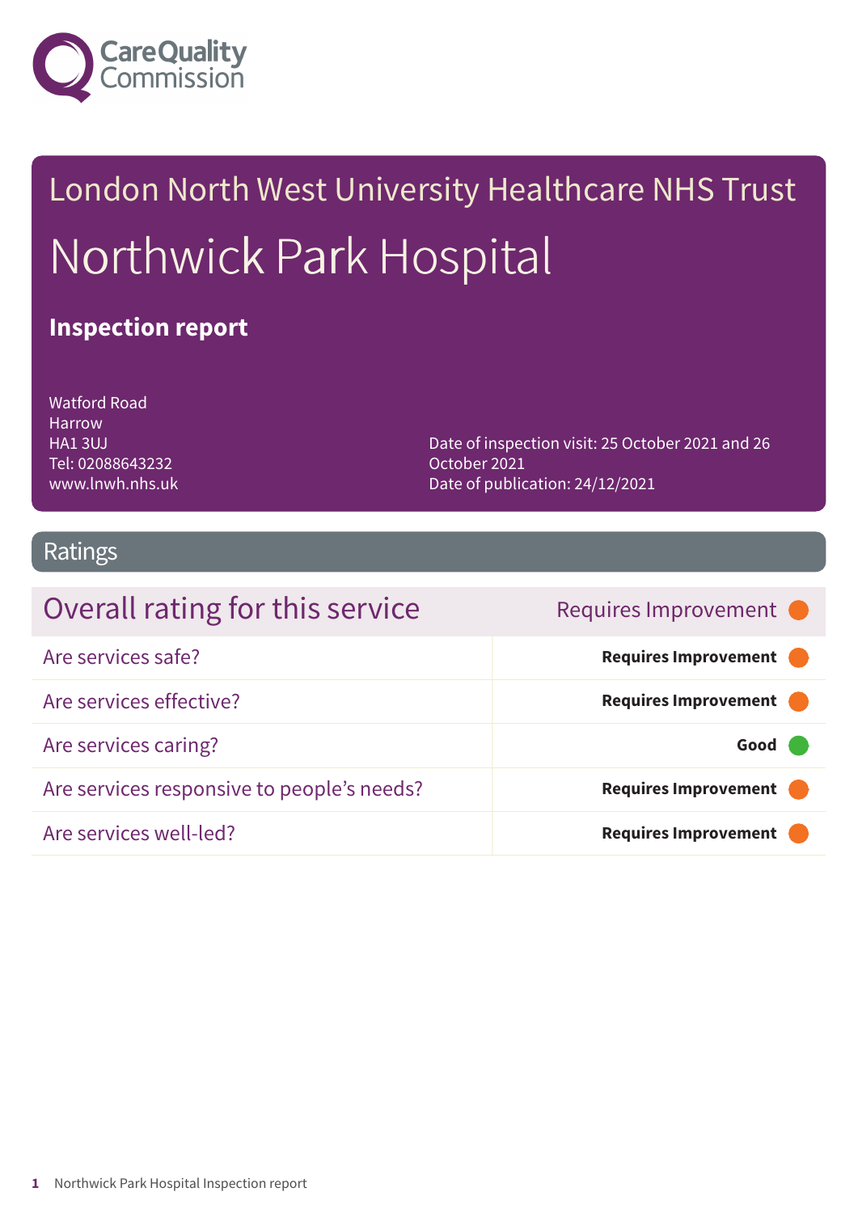Care Quality Commission

# London North West University Healthcare NHS Trust

# Northwick Park Hospital

## Inspection report

Watford Road
Harrow
HA1 3UJ
Tel: 02088643232
www.lnwh.nhs.uk

Date of inspection visit: 25 October 2021 and 26 October 2021
Date of publication: 24/12/2021

## Ratings

| Overall rating for this service | Requires Improvement |
|---|---|
| Are services safe? | **Requires Improvement** |
| Are services effective? | **Requires Improvement** |
| Are services caring? | **Good** |
| Are services responsive to people's needs? | **Requires Improvement** |
| Are services well-led? | **Requires Improvement** |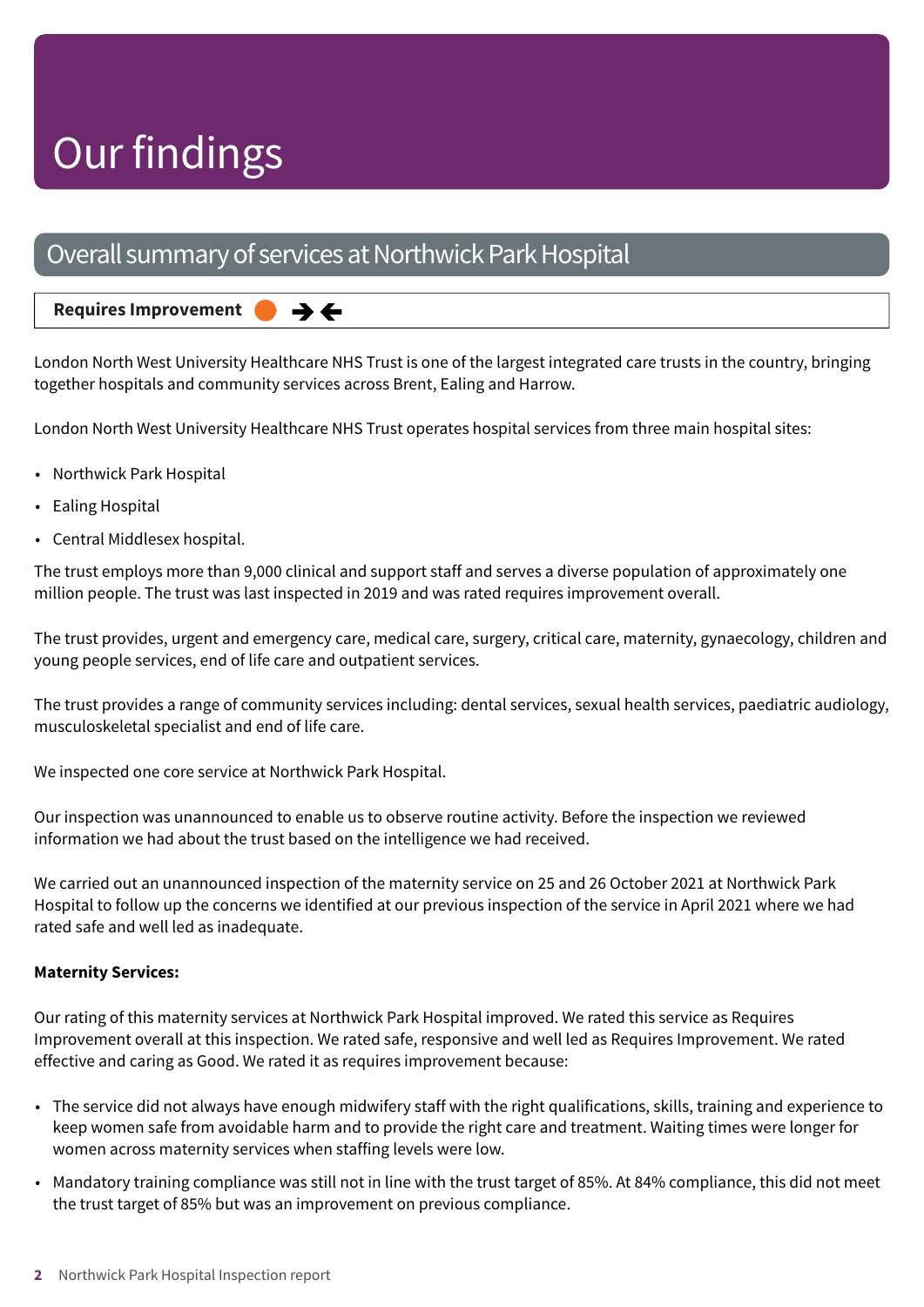# Our findings

## Overall summary of services at Northwick Park Hospital

**Requires Improvement** ● →←

London North West University Healthcare NHS Trust is one of the largest integrated care trusts in the country, bringing together hospitals and community services across Brent, Ealing and Harrow.

London North West University Healthcare NHS Trust operates hospital services from three main hospital sites:

- Northwick Park Hospital
- Ealing Hospital
- Central Middlesex hospital.

The trust employs more than 9,000 clinical and support staff and serves a diverse population of approximately one million people. The trust was last inspected in 2019 and was rated requires improvement overall.

The trust provides, urgent and emergency care, medical care, surgery, critical care, maternity, gynaecology, children and young people services, end of life care and outpatient services.

The trust provides a range of community services including: dental services, sexual health services, paediatric audiology, musculoskeletal specialist and end of life care.

We inspected one core service at Northwick Park Hospital.

Our inspection was unannounced to enable us to observe routine activity. Before the inspection we reviewed information we had about the trust based on the intelligence we had received.

We carried out an unannounced inspection of the maternity service on 25 and 26 October 2021 at Northwick Park Hospital to follow up the concerns we identified at our previous inspection of the service in April 2021 where we had rated safe and well led as inadequate.

**Maternity Services:**

Our rating of this maternity services at Northwick Park Hospital improved. We rated this service as Requires Improvement overall at this inspection. We rated safe, responsive and well led as Requires Improvement. We rated effective and caring as Good. We rated it as requires improvement because:

- The service did not always have enough midwifery staff with the right qualifications, skills, training and experience to keep women safe from avoidable harm and to provide the right care and treatment. Waiting times were longer for women across maternity services when staffing levels were low.
- Mandatory training compliance was still not in line with the trust target of 85%. At 84% compliance, this did not meet the trust target of 85% but was an improvement on previous compliance.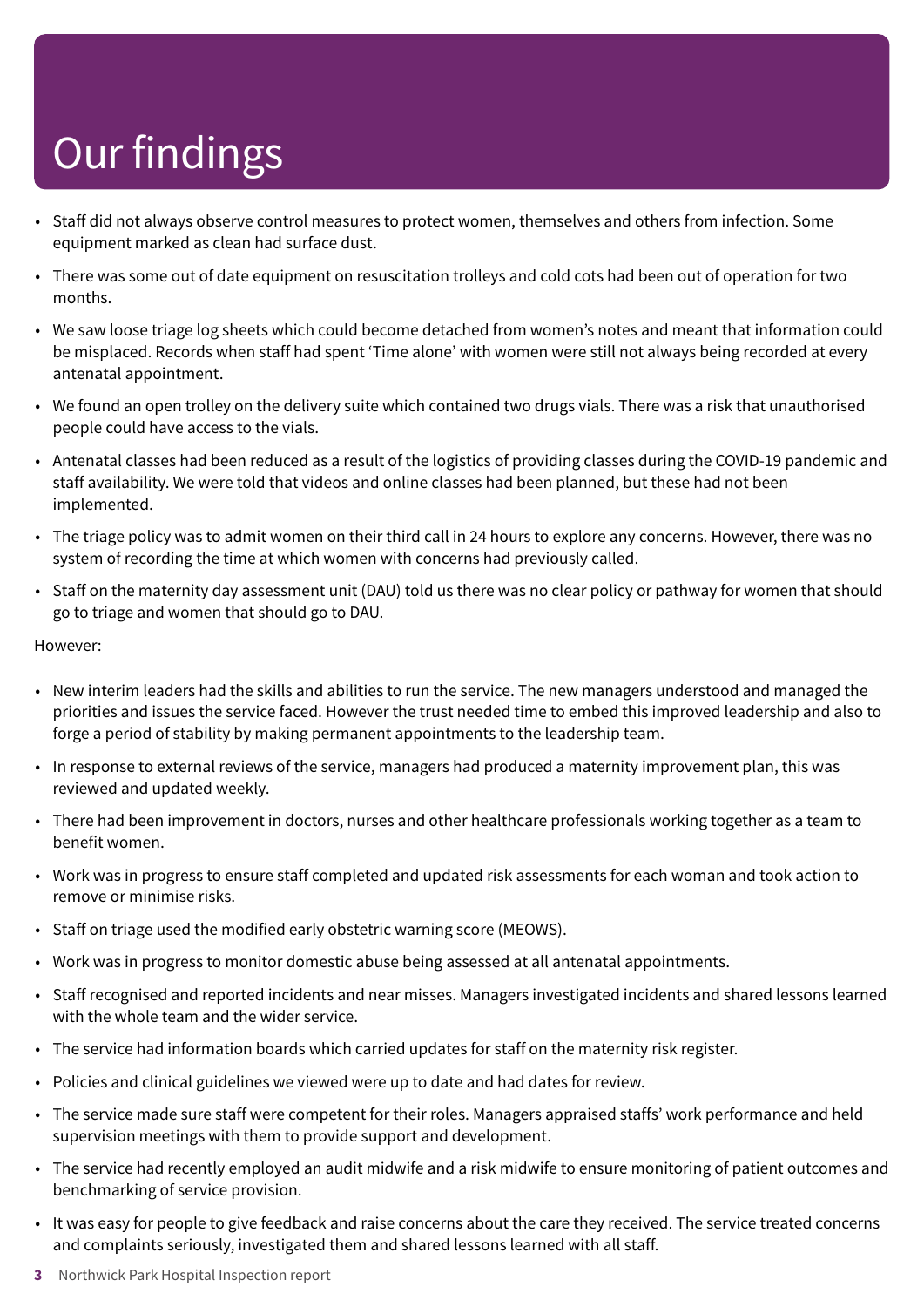# Our findings

- Staff did not always observe control measures to protect women, themselves and others from infection. Some equipment marked as clean had surface dust.
- There was some out of date equipment on resuscitation trolleys and cold cots had been out of operation for two months.
- We saw loose triage log sheets which could become detached from women's notes and meant that information could be misplaced. Records when staff had spent 'Time alone' with women were still not always being recorded at every antenatal appointment.
- We found an open trolley on the delivery suite which contained two drugs vials. There was a risk that unauthorised people could have access to the vials.
- Antenatal classes had been reduced as a result of the logistics of providing classes during the COVID-19 pandemic and staff availability. We were told that videos and online classes had been planned, but these had not been implemented.
- The triage policy was to admit women on their third call in 24 hours to explore any concerns. However, there was no system of recording the time at which women with concerns had previously called.
- Staff on the maternity day assessment unit (DAU) told us there was no clear policy or pathway for women that should go to triage and women that should go to DAU.

However:

- New interim leaders had the skills and abilities to run the service. The new managers understood and managed the priorities and issues the service faced. However the trust needed time to embed this improved leadership and also to forge a period of stability by making permanent appointments to the leadership team.
- In response to external reviews of the service, managers had produced a maternity improvement plan, this was reviewed and updated weekly.
- There had been improvement in doctors, nurses and other healthcare professionals working together as a team to benefit women.
- Work was in progress to ensure staff completed and updated risk assessments for each woman and took action to remove or minimise risks.
- Staff on triage used the modified early obstetric warning score (MEOWS).
- Work was in progress to monitor domestic abuse being assessed at all antenatal appointments.
- Staff recognised and reported incidents and near misses. Managers investigated incidents and shared lessons learned with the whole team and the wider service.
- The service had information boards which carried updates for staff on the maternity risk register.
- Policies and clinical guidelines we viewed were up to date and had dates for review.
- The service made sure staff were competent for their roles. Managers appraised staffs' work performance and held supervision meetings with them to provide support and development.
- The service had recently employed an audit midwife and a risk midwife to ensure monitoring of patient outcomes and benchmarking of service provision.
- It was easy for people to give feedback and raise concerns about the care they received. The service treated concerns and complaints seriously, investigated them and shared lessons learned with all staff.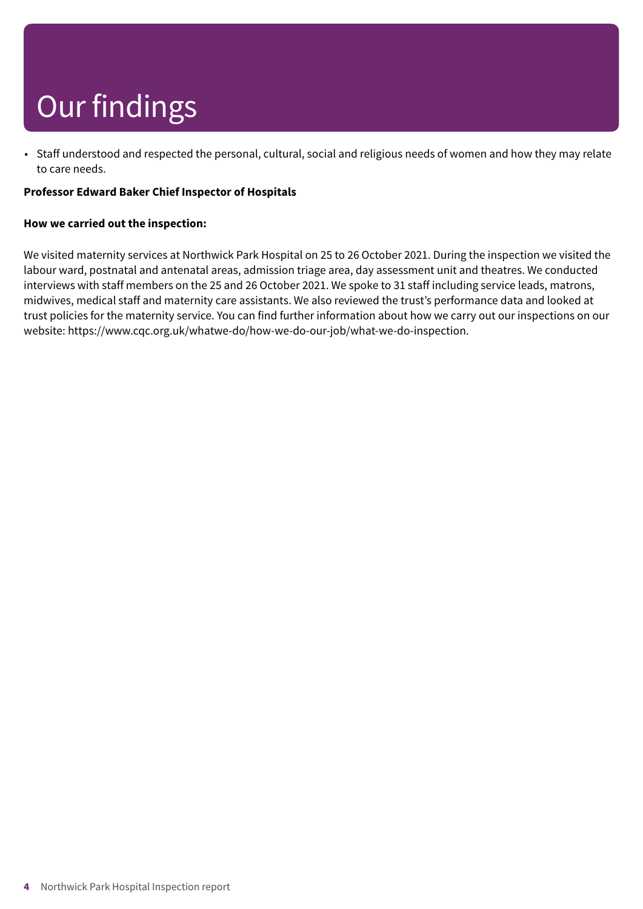# Our findings

- Staff understood and respected the personal, cultural, social and religious needs of women and how they may relate to care needs.

**Professor Edward Baker Chief Inspector of Hospitals**

**How we carried out the inspection:**

We visited maternity services at Northwick Park Hospital on 25 to 26 October 2021. During the inspection we visited the labour ward, postnatal and antenatal areas, admission triage area, day assessment unit and theatres. We conducted interviews with staff members on the 25 and 26 October 2021. We spoke to 31 staff including service leads, matrons, midwives, medical staff and maternity care assistants. We also reviewed the trust's performance data and looked at trust policies for the maternity service. You can find further information about how we carry out our inspections on our website: https://www.cqc.org.uk/whatwe-do/how-we-do-our-job/what-we-do-inspection.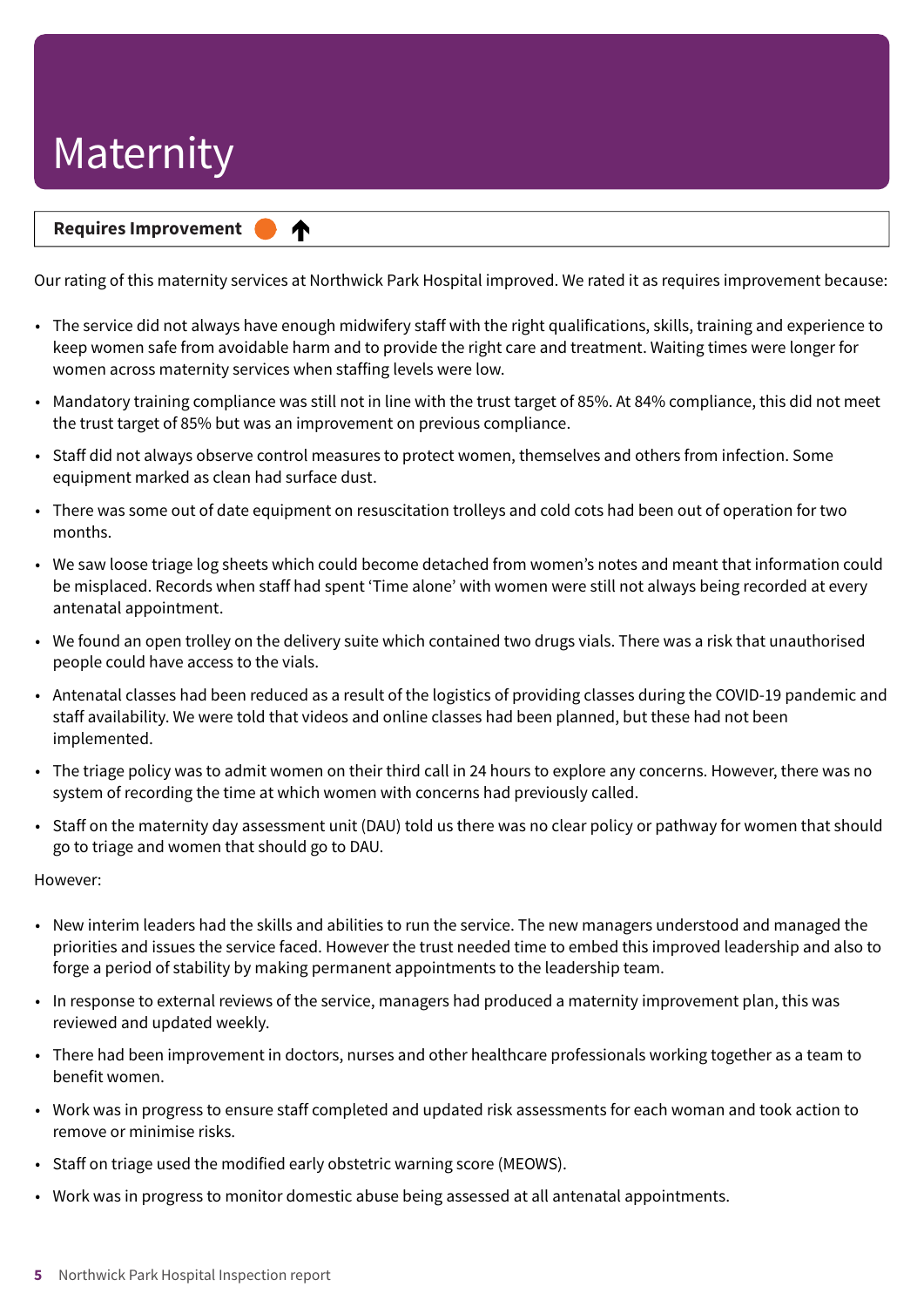# Maternity

**Requires Improvement** ● ↑

Our rating of this maternity services at Northwick Park Hospital improved. We rated it as requires improvement because:

- The service did not always have enough midwifery staff with the right qualifications, skills, training and experience to keep women safe from avoidable harm and to provide the right care and treatment. Waiting times were longer for women across maternity services when staffing levels were low.
- Mandatory training compliance was still not in line with the trust target of 85%. At 84% compliance, this did not meet the trust target of 85% but was an improvement on previous compliance.
- Staff did not always observe control measures to protect women, themselves and others from infection. Some equipment marked as clean had surface dust.
- There was some out of date equipment on resuscitation trolleys and cold cots had been out of operation for two months.
- We saw loose triage log sheets which could become detached from women's notes and meant that information could be misplaced. Records when staff had spent 'Time alone' with women were still not always being recorded at every antenatal appointment.
- We found an open trolley on the delivery suite which contained two drugs vials. There was a risk that unauthorised people could have access to the vials.
- Antenatal classes had been reduced as a result of the logistics of providing classes during the COVID-19 pandemic and staff availability. We were told that videos and online classes had been planned, but these had not been implemented.
- The triage policy was to admit women on their third call in 24 hours to explore any concerns. However, there was no system of recording the time at which women with concerns had previously called.
- Staff on the maternity day assessment unit (DAU) told us there was no clear policy or pathway for women that should go to triage and women that should go to DAU.

However:

- New interim leaders had the skills and abilities to run the service. The new managers understood and managed the priorities and issues the service faced. However the trust needed time to embed this improved leadership and also to forge a period of stability by making permanent appointments to the leadership team.
- In response to external reviews of the service, managers had produced a maternity improvement plan, this was reviewed and updated weekly.
- There had been improvement in doctors, nurses and other healthcare professionals working together as a team to benefit women.
- Work was in progress to ensure staff completed and updated risk assessments for each woman and took action to remove or minimise risks.
- Staff on triage used the modified early obstetric warning score (MEOWS).
- Work was in progress to monitor domestic abuse being assessed at all antenatal appointments.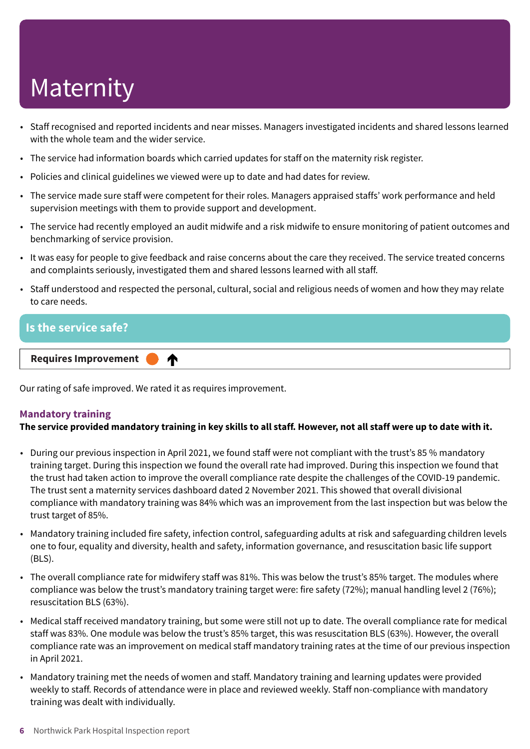# Maternity

- Staff recognised and reported incidents and near misses. Managers investigated incidents and shared lessons learned with the whole team and the wider service.
- The service had information boards which carried updates for staff on the maternity risk register.
- Policies and clinical guidelines we viewed were up to date and had dates for review.
- The service made sure staff were competent for their roles. Managers appraised staffs' work performance and held supervision meetings with them to provide support and development.
- The service had recently employed an audit midwife and a risk midwife to ensure monitoring of patient outcomes and benchmarking of service provision.
- It was easy for people to give feedback and raise concerns about the care they received. The service treated concerns and complaints seriously, investigated them and shared lessons learned with all staff.
- Staff understood and respected the personal, cultural, social and religious needs of women and how they may relate to care needs.

## Is the service safe?

**Requires Improvement** ↑

Our rating of safe improved. We rated it as requires improvement.

### Mandatory training

**The service provided mandatory training in key skills to all staff. However, not all staff were up to date with it.**

- During our previous inspection in April 2021, we found staff were not compliant with the trust's 85 % mandatory training target. During this inspection we found the overall rate had improved. During this inspection we found that the trust had taken action to improve the overall compliance rate despite the challenges of the COVID-19 pandemic. The trust sent a maternity services dashboard dated 2 November 2021. This showed that overall divisional compliance with mandatory training was 84% which was an improvement from the last inspection but was below the trust target of 85%.
- Mandatory training included fire safety, infection control, safeguarding adults at risk and safeguarding children levels one to four, equality and diversity, health and safety, information governance, and resuscitation basic life support (BLS).
- The overall compliance rate for midwifery staff was 81%. This was below the trust's 85% target. The modules where compliance was below the trust's mandatory training target were: fire safety (72%); manual handling level 2 (76%); resuscitation BLS (63%).
- Medical staff received mandatory training, but some were still not up to date. The overall compliance rate for medical staff was 83%. One module was below the trust's 85% target, this was resuscitation BLS (63%). However, the overall compliance rate was an improvement on medical staff mandatory training rates at the time of our previous inspection in April 2021.
- Mandatory training met the needs of women and staff. Mandatory training and learning updates were provided weekly to staff. Records of attendance were in place and reviewed weekly. Staff non-compliance with mandatory training was dealt with individually.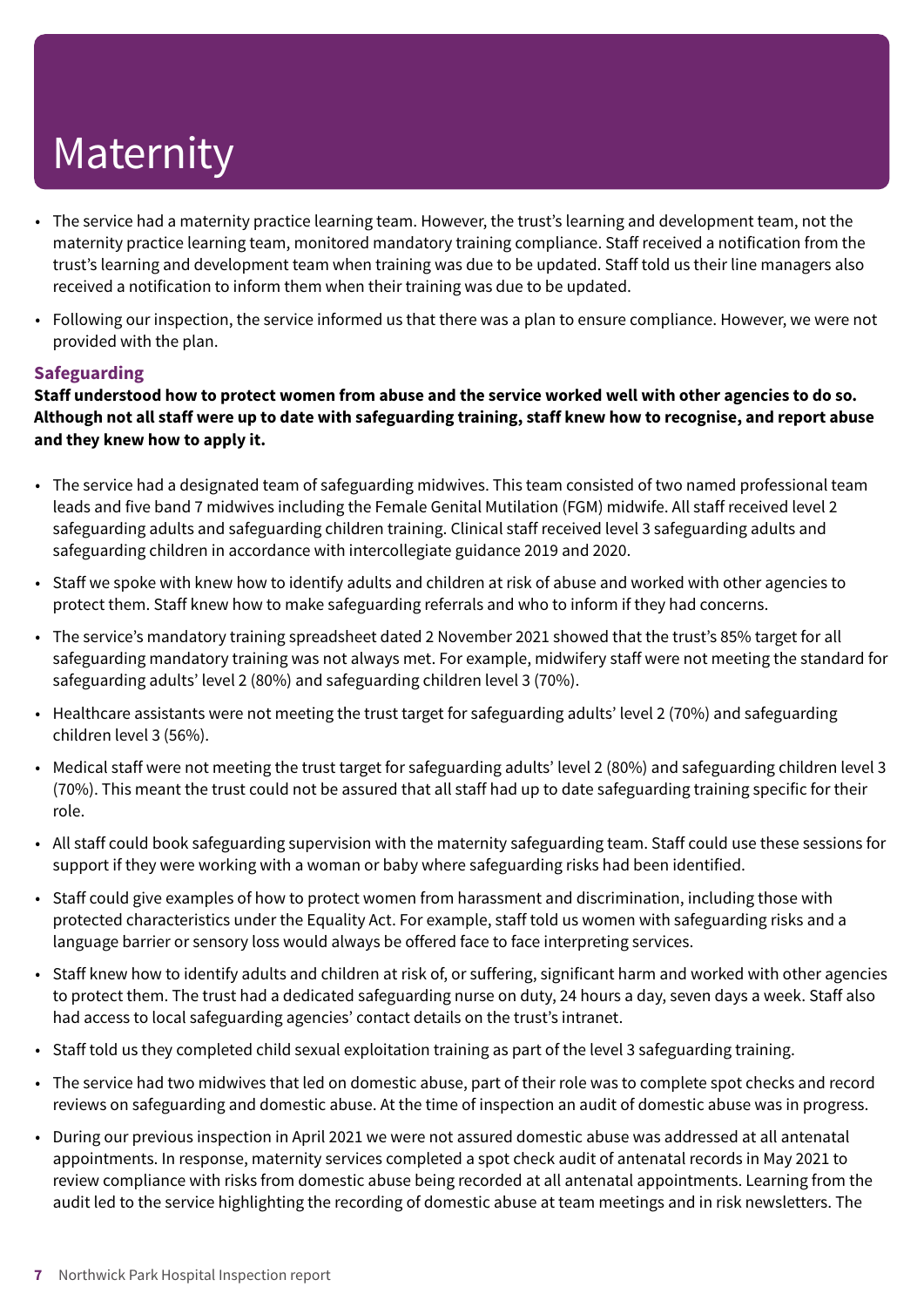# Maternity

- The service had a maternity practice learning team. However, the trust's learning and development team, not the maternity practice learning team, monitored mandatory training compliance. Staff received a notification from the trust's learning and development team when training was due to be updated. Staff told us their line managers also received a notification to inform them when their training was due to be updated.
- Following our inspection, the service informed us that there was a plan to ensure compliance. However, we were not provided with the plan.

### Safeguarding

**Staff understood how to protect women from abuse and the service worked well with other agencies to do so. Although not all staff were up to date with safeguarding training, staff knew how to recognise, and report abuse and they knew how to apply it.**

- The service had a designated team of safeguarding midwives. This team consisted of two named professional team leads and five band 7 midwives including the Female Genital Mutilation (FGM) midwife. All staff received level 2 safeguarding adults and safeguarding children training. Clinical staff received level 3 safeguarding adults and safeguarding children in accordance with intercollegiate guidance 2019 and 2020.
- Staff we spoke with knew how to identify adults and children at risk of abuse and worked with other agencies to protect them. Staff knew how to make safeguarding referrals and who to inform if they had concerns.
- The service's mandatory training spreadsheet dated 2 November 2021 showed that the trust's 85% target for all safeguarding mandatory training was not always met. For example, midwifery staff were not meeting the standard for safeguarding adults' level 2 (80%) and safeguarding children level 3 (70%).
- Healthcare assistants were not meeting the trust target for safeguarding adults' level 2 (70%) and safeguarding children level 3 (56%).
- Medical staff were not meeting the trust target for safeguarding adults' level 2 (80%) and safeguarding children level 3 (70%). This meant the trust could not be assured that all staff had up to date safeguarding training specific for their role.
- All staff could book safeguarding supervision with the maternity safeguarding team. Staff could use these sessions for support if they were working with a woman or baby where safeguarding risks had been identified.
- Staff could give examples of how to protect women from harassment and discrimination, including those with protected characteristics under the Equality Act. For example, staff told us women with safeguarding risks and a language barrier or sensory loss would always be offered face to face interpreting services.
- Staff knew how to identify adults and children at risk of, or suffering, significant harm and worked with other agencies to protect them. The trust had a dedicated safeguarding nurse on duty, 24 hours a day, seven days a week. Staff also had access to local safeguarding agencies' contact details on the trust's intranet.
- Staff told us they completed child sexual exploitation training as part of the level 3 safeguarding training.
- The service had two midwives that led on domestic abuse, part of their role was to complete spot checks and record reviews on safeguarding and domestic abuse. At the time of inspection an audit of domestic abuse was in progress.
- During our previous inspection in April 2021 we were not assured domestic abuse was addressed at all antenatal appointments. In response, maternity services completed a spot check audit of antenatal records in May 2021 to review compliance with risks from domestic abuse being recorded at all antenatal appointments. Learning from the audit led to the service highlighting the recording of domestic abuse at team meetings and in risk newsletters. The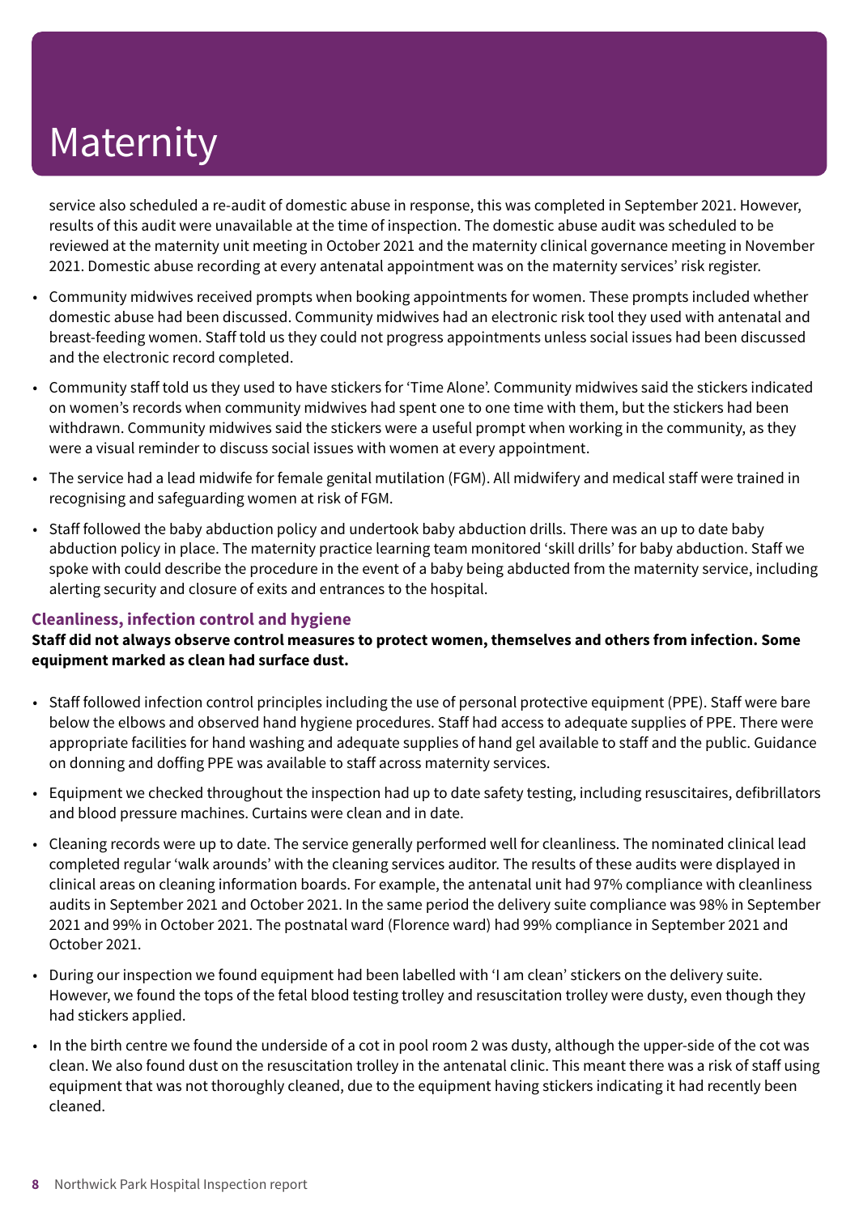# Maternity

service also scheduled a re-audit of domestic abuse in response, this was completed in September 2021. However, results of this audit were unavailable at the time of inspection. The domestic abuse audit was scheduled to be reviewed at the maternity unit meeting in October 2021 and the maternity clinical governance meeting in November 2021. Domestic abuse recording at every antenatal appointment was on the maternity services' risk register.

- Community midwives received prompts when booking appointments for women. These prompts included whether domestic abuse had been discussed. Community midwives had an electronic risk tool they used with antenatal and breast-feeding women. Staff told us they could not progress appointments unless social issues had been discussed and the electronic record completed.
- Community staff told us they used to have stickers for 'Time Alone'. Community midwives said the stickers indicated on women's records when community midwives had spent one to one time with them, but the stickers had been withdrawn. Community midwives said the stickers were a useful prompt when working in the community, as they were a visual reminder to discuss social issues with women at every appointment.
- The service had a lead midwife for female genital mutilation (FGM). All midwifery and medical staff were trained in recognising and safeguarding women at risk of FGM.
- Staff followed the baby abduction policy and undertook baby abduction drills. There was an up to date baby abduction policy in place. The maternity practice learning team monitored 'skill drills' for baby abduction. Staff we spoke with could describe the procedure in the event of a baby being abducted from the maternity service, including alerting security and closure of exits and entrances to the hospital.

### Cleanliness, infection control and hygiene

**Staff did not always observe control measures to protect women, themselves and others from infection. Some equipment marked as clean had surface dust.**

- Staff followed infection control principles including the use of personal protective equipment (PPE). Staff were bare below the elbows and observed hand hygiene procedures. Staff had access to adequate supplies of PPE. There were appropriate facilities for hand washing and adequate supplies of hand gel available to staff and the public. Guidance on donning and doffing PPE was available to staff across maternity services.
- Equipment we checked throughout the inspection had up to date safety testing, including resuscitaires, defibrillators and blood pressure machines. Curtains were clean and in date.
- Cleaning records were up to date. The service generally performed well for cleanliness. The nominated clinical lead completed regular 'walk arounds' with the cleaning services auditor. The results of these audits were displayed in clinical areas on cleaning information boards. For example, the antenatal unit had 97% compliance with cleanliness audits in September 2021 and October 2021. In the same period the delivery suite compliance was 98% in September 2021 and 99% in October 2021. The postnatal ward (Florence ward) had 99% compliance in September 2021 and October 2021.
- During our inspection we found equipment had been labelled with 'I am clean' stickers on the delivery suite. However, we found the tops of the fetal blood testing trolley and resuscitation trolley were dusty, even though they had stickers applied.
- In the birth centre we found the underside of a cot in pool room 2 was dusty, although the upper-side of the cot was clean. We also found dust on the resuscitation trolley in the antenatal clinic. This meant there was a risk of staff using equipment that was not thoroughly cleaned, due to the equipment having stickers indicating it had recently been cleaned.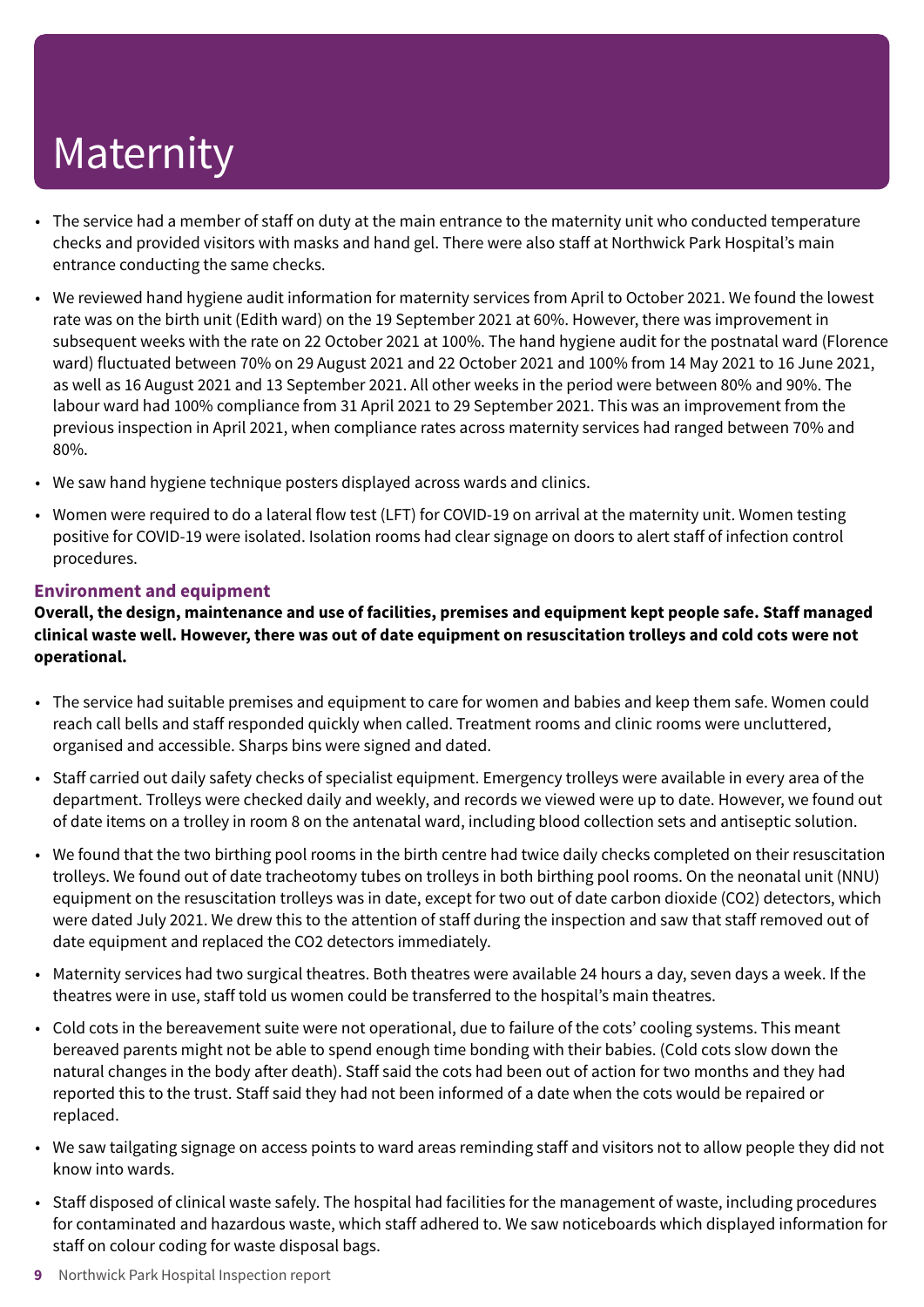# Maternity

- The service had a member of staff on duty at the main entrance to the maternity unit who conducted temperature checks and provided visitors with masks and hand gel. There were also staff at Northwick Park Hospital's main entrance conducting the same checks.
- We reviewed hand hygiene audit information for maternity services from April to October 2021. We found the lowest rate was on the birth unit (Edith ward) on the 19 September 2021 at 60%. However, there was improvement in subsequent weeks with the rate on 22 October 2021 at 100%. The hand hygiene audit for the postnatal ward (Florence ward) fluctuated between 70% on 29 August 2021 and 22 October 2021 and 100% from 14 May 2021 to 16 June 2021, as well as 16 August 2021 and 13 September 2021. All other weeks in the period were between 80% and 90%. The labour ward had 100% compliance from 31 April 2021 to 29 September 2021. This was an improvement from the previous inspection in April 2021, when compliance rates across maternity services had ranged between 70% and 80%.
- We saw hand hygiene technique posters displayed across wards and clinics.
- Women were required to do a lateral flow test (LFT) for COVID-19 on arrival at the maternity unit. Women testing positive for COVID-19 were isolated. Isolation rooms had clear signage on doors to alert staff of infection control procedures.

### Environment and equipment

**Overall, the design, maintenance and use of facilities, premises and equipment kept people safe. Staff managed clinical waste well. However, there was out of date equipment on resuscitation trolleys and cold cots were not operational.**

- The service had suitable premises and equipment to care for women and babies and keep them safe. Women could reach call bells and staff responded quickly when called. Treatment rooms and clinic rooms were uncluttered, organised and accessible. Sharps bins were signed and dated.
- Staff carried out daily safety checks of specialist equipment. Emergency trolleys were available in every area of the department. Trolleys were checked daily and weekly, and records we viewed were up to date. However, we found out of date items on a trolley in room 8 on the antenatal ward, including blood collection sets and antiseptic solution.
- We found that the two birthing pool rooms in the birth centre had twice daily checks completed on their resuscitation trolleys. We found out of date tracheotomy tubes on trolleys in both birthing pool rooms. On the neonatal unit (NNU) equipment on the resuscitation trolleys was in date, except for two out of date carbon dioxide ($CO_2$) detectors, which were dated July 2021. We drew this to the attention of staff during the inspection and saw that staff removed out of date equipment and replaced the $CO_2$ detectors immediately.
- Maternity services had two surgical theatres. Both theatres were available 24 hours a day, seven days a week. If the theatres were in use, staff told us women could be transferred to the hospital's main theatres.
- Cold cots in the bereavement suite were not operational, due to failure of the cots' cooling systems. This meant bereaved parents might not be able to spend enough time bonding with their babies. (Cold cots slow down the natural changes in the body after death). Staff said the cots had been out of action for two months and they had reported this to the trust. Staff said they had not been informed of a date when the cots would be repaired or replaced.
- We saw tailgating signage on access points to ward areas reminding staff and visitors not to allow people they did not know into wards.
- Staff disposed of clinical waste safely. The hospital had facilities for the management of waste, including procedures for contaminated and hazardous waste, which staff adhered to. We saw noticeboards which displayed information for staff on colour coding for waste disposal bags.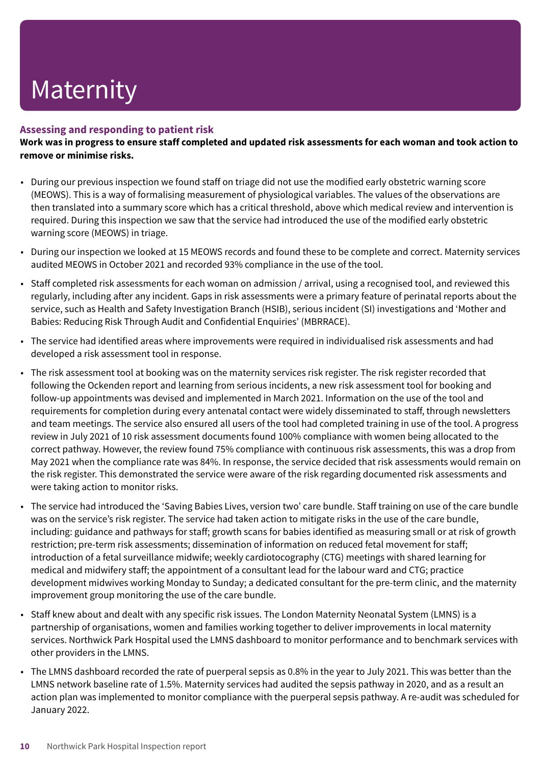# Maternity

### Assessing and responding to patient risk

**Work was in progress to ensure staff completed and updated risk assessments for each woman and took action to remove or minimise risks.**

- During our previous inspection we found staff on triage did not use the modified early obstetric warning score (MEOWS). This is a way of formalising measurement of physiological variables. The values of the observations are then translated into a summary score which has a critical threshold, above which medical review and intervention is required. During this inspection we saw that the service had introduced the use of the modified early obstetric warning score (MEOWS) in triage.
- During our inspection we looked at 15 MEOWS records and found these to be complete and correct. Maternity services audited MEOWS in October 2021 and recorded 93% compliance in the use of the tool.
- Staff completed risk assessments for each woman on admission / arrival, using a recognised tool, and reviewed this regularly, including after any incident. Gaps in risk assessments were a primary feature of perinatal reports about the service, such as Health and Safety Investigation Branch (HSIB), serious incident (SI) investigations and 'Mother and Babies: Reducing Risk Through Audit and Confidential Enquiries' (MBRRACE).
- The service had identified areas where improvements were required in individualised risk assessments and had developed a risk assessment tool in response.
- The risk assessment tool at booking was on the maternity services risk register. The risk register recorded that following the Ockenden report and learning from serious incidents, a new risk assessment tool for booking and follow-up appointments was devised and implemented in March 2021. Information on the use of the tool and requirements for completion during every antenatal contact were widely disseminated to staff, through newsletters and team meetings. The service also ensured all users of the tool had completed training in use of the tool. A progress review in July 2021 of 10 risk assessment documents found 100% compliance with women being allocated to the correct pathway. However, the review found 75% compliance with continuous risk assessments, this was a drop from May 2021 when the compliance rate was 84%. In response, the service decided that risk assessments would remain on the risk register. This demonstrated the service were aware of the risk regarding documented risk assessments and were taking action to monitor risks.
- The service had introduced the 'Saving Babies Lives, version two' care bundle. Staff training on use of the care bundle was on the service's risk register. The service had taken action to mitigate risks in the use of the care bundle, including: guidance and pathways for staff; growth scans for babies identified as measuring small or at risk of growth restriction; pre-term risk assessments; dissemination of information on reduced fetal movement for staff; introduction of a fetal surveillance midwife; weekly cardiotocography (CTG) meetings with shared learning for medical and midwifery staff; the appointment of a consultant lead for the labour ward and CTG; practice development midwives working Monday to Sunday; a dedicated consultant for the pre-term clinic, and the maternity improvement group monitoring the use of the care bundle.
- Staff knew about and dealt with any specific risk issues. The London Maternity Neonatal System (LMNS) is a partnership of organisations, women and families working together to deliver improvements in local maternity services. Northwick Park Hospital used the LMNS dashboard to monitor performance and to benchmark services with other providers in the LMNS.
- The LMNS dashboard recorded the rate of puerperal sepsis as 0.8% in the year to July 2021. This was better than the LMNS network baseline rate of 1.5%. Maternity services had audited the sepsis pathway in 2020, and as a result an action plan was implemented to monitor compliance with the puerperal sepsis pathway. A re-audit was scheduled for January 2022.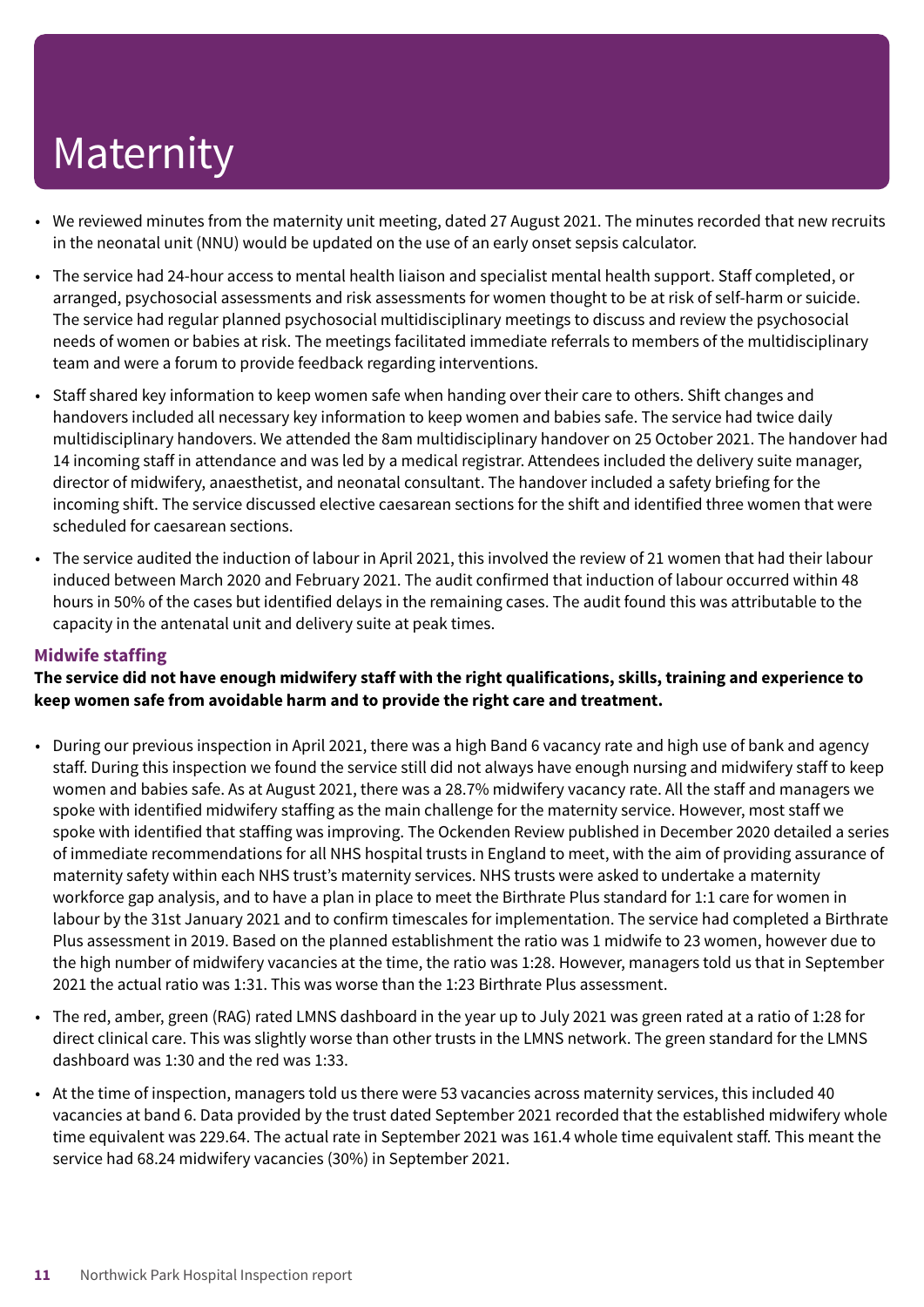# Maternity

- We reviewed minutes from the maternity unit meeting, dated 27 August 2021. The minutes recorded that new recruits in the neonatal unit (NNU) would be updated on the use of an early onset sepsis calculator.
- The service had 24-hour access to mental health liaison and specialist mental health support. Staff completed, or arranged, psychosocial assessments and risk assessments for women thought to be at risk of self-harm or suicide. The service had regular planned psychosocial multidisciplinary meetings to discuss and review the psychosocial needs of women or babies at risk. The meetings facilitated immediate referrals to members of the multidisciplinary team and were a forum to provide feedback regarding interventions.
- Staff shared key information to keep women safe when handing over their care to others. Shift changes and handovers included all necessary key information to keep women and babies safe. The service had twice daily multidisciplinary handovers. We attended the 8am multidisciplinary handover on 25 October 2021. The handover had 14 incoming staff in attendance and was led by a medical registrar. Attendees included the delivery suite manager, director of midwifery, anaesthetist, and neonatal consultant. The handover included a safety briefing for the incoming shift. The service discussed elective caesarean sections for the shift and identified three women that were scheduled for caesarean sections.
- The service audited the induction of labour in April 2021, this involved the review of 21 women that had their labour induced between March 2020 and February 2021. The audit confirmed that induction of labour occurred within 48 hours in 50% of the cases but identified delays in the remaining cases. The audit found this was attributable to the capacity in the antenatal unit and delivery suite at peak times.

### Midwife staffing

**The service did not have enough midwifery staff with the right qualifications, skills, training and experience to keep women safe from avoidable harm and to provide the right care and treatment.**

- During our previous inspection in April 2021, there was a high Band 6 vacancy rate and high use of bank and agency staff. During this inspection we found the service still did not always have enough nursing and midwifery staff to keep women and babies safe. As at August 2021, there was a 28.7% midwifery vacancy rate. All the staff and managers we spoke with identified midwifery staffing as the main challenge for the maternity service. However, most staff we spoke with identified that staffing was improving. The Ockenden Review published in December 2020 detailed a series of immediate recommendations for all NHS hospital trusts in England to meet, with the aim of providing assurance of maternity safety within each NHS trust's maternity services. NHS trusts were asked to undertake a maternity workforce gap analysis, and to have a plan in place to meet the Birthrate Plus standard for 1:1 care for women in labour by the 31st January 2021 and to confirm timescales for implementation. The service had completed a Birthrate Plus assessment in 2019. Based on the planned establishment the ratio was 1 midwife to 23 women, however due to the high number of midwifery vacancies at the time, the ratio was 1:28. However, managers told us that in September 2021 the actual ratio was 1:31. This was worse than the 1:23 Birthrate Plus assessment.
- The red, amber, green (RAG) rated LMNS dashboard in the year up to July 2021 was green rated at a ratio of 1:28 for direct clinical care. This was slightly worse than other trusts in the LMNS network. The green standard for the LMNS dashboard was 1:30 and the red was 1:33.
- At the time of inspection, managers told us there were 53 vacancies across maternity services, this included 40 vacancies at band 6. Data provided by the trust dated September 2021 recorded that the established midwifery whole time equivalent was 229.64. The actual rate in September 2021 was 161.4 whole time equivalent staff. This meant the service had 68.24 midwifery vacancies (30%) in September 2021.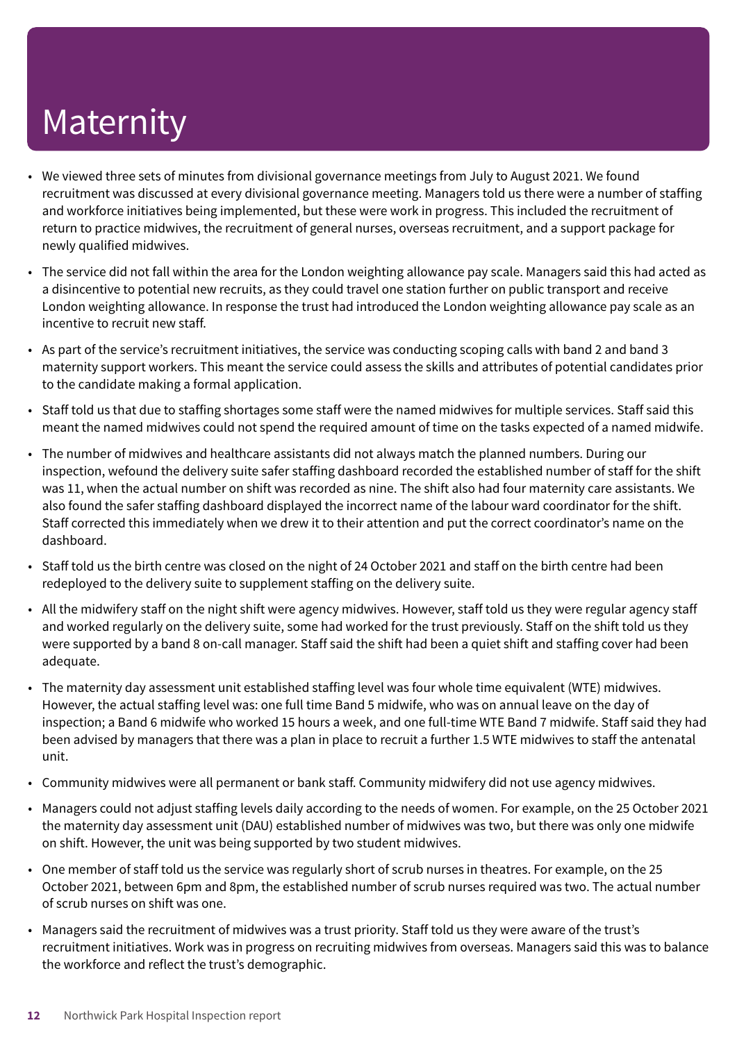# Maternity

- We viewed three sets of minutes from divisional governance meetings from July to August 2021. We found recruitment was discussed at every divisional governance meeting. Managers told us there were a number of staffing and workforce initiatives being implemented, but these were work in progress. This included the recruitment of return to practice midwives, the recruitment of general nurses, overseas recruitment, and a support package for newly qualified midwives.
- The service did not fall within the area for the London weighting allowance pay scale. Managers said this had acted as a disincentive to potential new recruits, as they could travel one station further on public transport and receive London weighting allowance. In response the trust had introduced the London weighting allowance pay scale as an incentive to recruit new staff.
- As part of the service's recruitment initiatives, the service was conducting scoping calls with band 2 and band 3 maternity support workers. This meant the service could assess the skills and attributes of potential candidates prior to the candidate making a formal application.
- Staff told us that due to staffing shortages some staff were the named midwives for multiple services. Staff said this meant the named midwives could not spend the required amount of time on the tasks expected of a named midwife.
- The number of midwives and healthcare assistants did not always match the planned numbers. During our inspection, wefound the delivery suite safer staffing dashboard recorded the established number of staff for the shift was 11, when the actual number on shift was recorded as nine. The shift also had four maternity care assistants. We also found the safer staffing dashboard displayed the incorrect name of the labour ward coordinator for the shift. Staff corrected this immediately when we drew it to their attention and put the correct coordinator's name on the dashboard.
- Staff told us the birth centre was closed on the night of 24 October 2021 and staff on the birth centre had been redeployed to the delivery suite to supplement staffing on the delivery suite.
- All the midwifery staff on the night shift were agency midwives. However, staff told us they were regular agency staff and worked regularly on the delivery suite, some had worked for the trust previously. Staff on the shift told us they were supported by a band 8 on-call manager. Staff said the shift had been a quiet shift and staffing cover had been adequate.
- The maternity day assessment unit established staffing level was four whole time equivalent (WTE) midwives. However, the actual staffing level was: one full time Band 5 midwife, who was on annual leave on the day of inspection; a Band 6 midwife who worked 15 hours a week, and one full-time WTE Band 7 midwife. Staff said they had been advised by managers that there was a plan in place to recruit a further 1.5 WTE midwives to staff the antenatal unit.
- Community midwives were all permanent or bank staff. Community midwifery did not use agency midwives.
- Managers could not adjust staffing levels daily according to the needs of women. For example, on the 25 October 2021 the maternity day assessment unit (DAU) established number of midwives was two, but there was only one midwife on shift. However, the unit was being supported by two student midwives.
- One member of staff told us the service was regularly short of scrub nurses in theatres. For example, on the 25 October 2021, between 6pm and 8pm, the established number of scrub nurses required was two. The actual number of scrub nurses on shift was one.
- Managers said the recruitment of midwives was a trust priority. Staff told us they were aware of the trust's recruitment initiatives. Work was in progress on recruiting midwives from overseas. Managers said this was to balance the workforce and reflect the trust's demographic.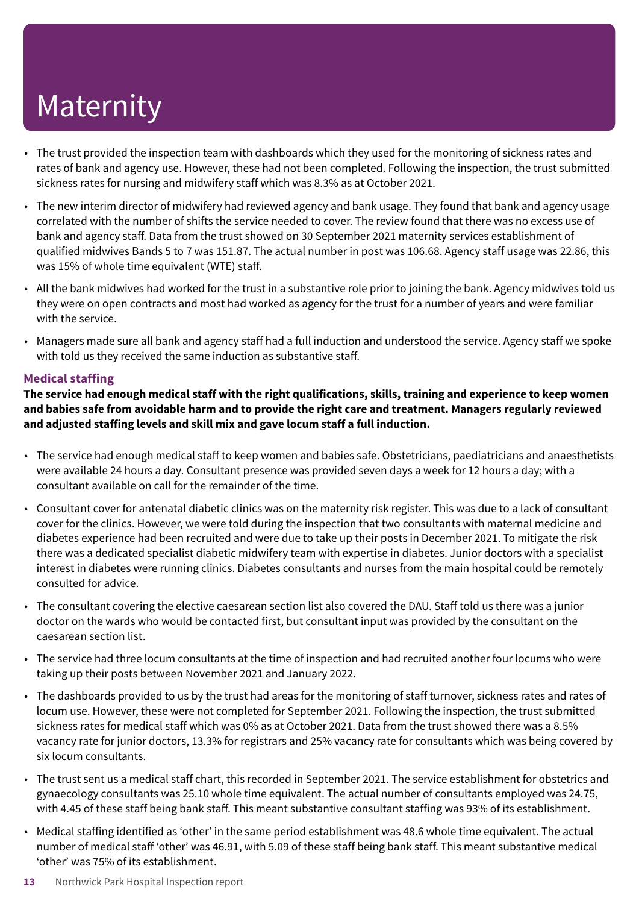# Maternity

- The trust provided the inspection team with dashboards which they used for the monitoring of sickness rates and rates of bank and agency use. However, these had not been completed. Following the inspection, the trust submitted sickness rates for nursing and midwifery staff which was 8.3% as at October 2021.
- The new interim director of midwifery had reviewed agency and bank usage. They found that bank and agency usage correlated with the number of shifts the service needed to cover. The review found that there was no excess use of bank and agency staff. Data from the trust showed on 30 September 2021 maternity services establishment of qualified midwives Bands 5 to 7 was 151.87. The actual number in post was 106.68. Agency staff usage was 22.86, this was 15% of whole time equivalent (WTE) staff.
- All the bank midwives had worked for the trust in a substantive role prior to joining the bank. Agency midwives told us they were on open contracts and most had worked as agency for the trust for a number of years and were familiar with the service.
- Managers made sure all bank and agency staff had a full induction and understood the service. Agency staff we spoke with told us they received the same induction as substantive staff.

### Medical staffing

**The service had enough medical staff with the right qualifications, skills, training and experience to keep women and babies safe from avoidable harm and to provide the right care and treatment. Managers regularly reviewed and adjusted staffing levels and skill mix and gave locum staff a full induction.**

- The service had enough medical staff to keep women and babies safe. Obstetricians, paediatricians and anaesthetists were available 24 hours a day. Consultant presence was provided seven days a week for 12 hours a day; with a consultant available on call for the remainder of the time.
- Consultant cover for antenatal diabetic clinics was on the maternity risk register. This was due to a lack of consultant cover for the clinics. However, we were told during the inspection that two consultants with maternal medicine and diabetes experience had been recruited and were due to take up their posts in December 2021. To mitigate the risk there was a dedicated specialist diabetic midwifery team with expertise in diabetes. Junior doctors with a specialist interest in diabetes were running clinics. Diabetes consultants and nurses from the main hospital could be remotely consulted for advice.
- The consultant covering the elective caesarean section list also covered the DAU. Staff told us there was a junior doctor on the wards who would be contacted first, but consultant input was provided by the consultant on the caesarean section list.
- The service had three locum consultants at the time of inspection and had recruited another four locums who were taking up their posts between November 2021 and January 2022.
- The dashboards provided to us by the trust had areas for the monitoring of staff turnover, sickness rates and rates of locum use. However, these were not completed for September 2021. Following the inspection, the trust submitted sickness rates for medical staff which was 0% as at October 2021. Data from the trust showed there was a 8.5% vacancy rate for junior doctors, 13.3% for registrars and 25% vacancy rate for consultants which was being covered by six locum consultants.
- The trust sent us a medical staff chart, this recorded in September 2021. The service establishment for obstetrics and gynaecology consultants was 25.10 whole time equivalent. The actual number of consultants employed was 24.75, with 4.45 of these staff being bank staff. This meant substantive consultant staffing was 93% of its establishment.
- Medical staffing identified as 'other' in the same period establishment was 48.6 whole time equivalent. The actual number of medical staff 'other' was 46.91, with 5.09 of these staff being bank staff. This meant substantive medical 'other' was 75% of its establishment.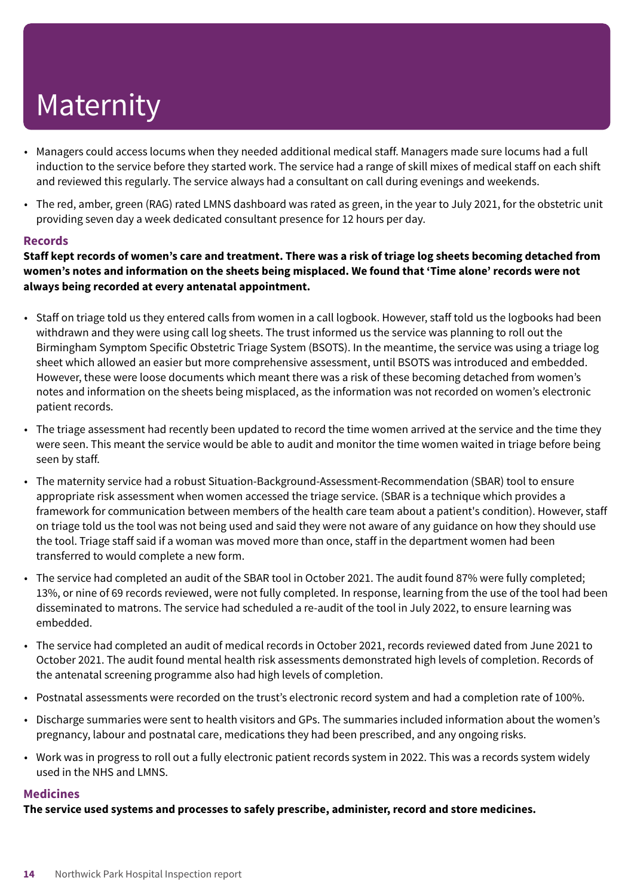# Maternity

- Managers could access locums when they needed additional medical staff. Managers made sure locums had a full induction to the service before they started work. The service had a range of skill mixes of medical staff on each shift and reviewed this regularly. The service always had a consultant on call during evenings and weekends.
- The red, amber, green (RAG) rated LMNS dashboard was rated as green, in the year to July 2021, for the obstetric unit providing seven day a week dedicated consultant presence for 12 hours per day.

### Records

**Staff kept records of women's care and treatment. There was a risk of triage log sheets becoming detached from women's notes and information on the sheets being misplaced. We found that 'Time alone' records were not always being recorded at every antenatal appointment.**

- Staff on triage told us they entered calls from women in a call logbook. However, staff told us the logbooks had been withdrawn and they were using call log sheets. The trust informed us the service was planning to roll out the Birmingham Symptom Specific Obstetric Triage System (BSOTS). In the meantime, the service was using a triage log sheet which allowed an easier but more comprehensive assessment, until BSOTS was introduced and embedded. However, these were loose documents which meant there was a risk of these becoming detached from women's notes and information on the sheets being misplaced, as the information was not recorded on women's electronic patient records.
- The triage assessment had recently been updated to record the time women arrived at the service and the time they were seen. This meant the service would be able to audit and monitor the time women waited in triage before being seen by staff.
- The maternity service had a robust Situation-Background-Assessment-Recommendation (SBAR) tool to ensure appropriate risk assessment when women accessed the triage service. (SBAR is a technique which provides a framework for communication between members of the health care team about a patient's condition). However, staff on triage told us the tool was not being used and said they were not aware of any guidance on how they should use the tool. Triage staff said if a woman was moved more than once, staff in the department women had been transferred to would complete a new form.
- The service had completed an audit of the SBAR tool in October 2021. The audit found 87% were fully completed; 13%, or nine of 69 records reviewed, were not fully completed. In response, learning from the use of the tool had been disseminated to matrons. The service had scheduled a re-audit of the tool in July 2022, to ensure learning was embedded.
- The service had completed an audit of medical records in October 2021, records reviewed dated from June 2021 to October 2021. The audit found mental health risk assessments demonstrated high levels of completion. Records of the antenatal screening programme also had high levels of completion.
- Postnatal assessments were recorded on the trust's electronic record system and had a completion rate of 100%.
- Discharge summaries were sent to health visitors and GPs. The summaries included information about the women's pregnancy, labour and postnatal care, medications they had been prescribed, and any ongoing risks.
- Work was in progress to roll out a fully electronic patient records system in 2022. This was a records system widely used in the NHS and LMNS.

### Medicines

**The service used systems and processes to safely prescribe, administer, record and store medicines.**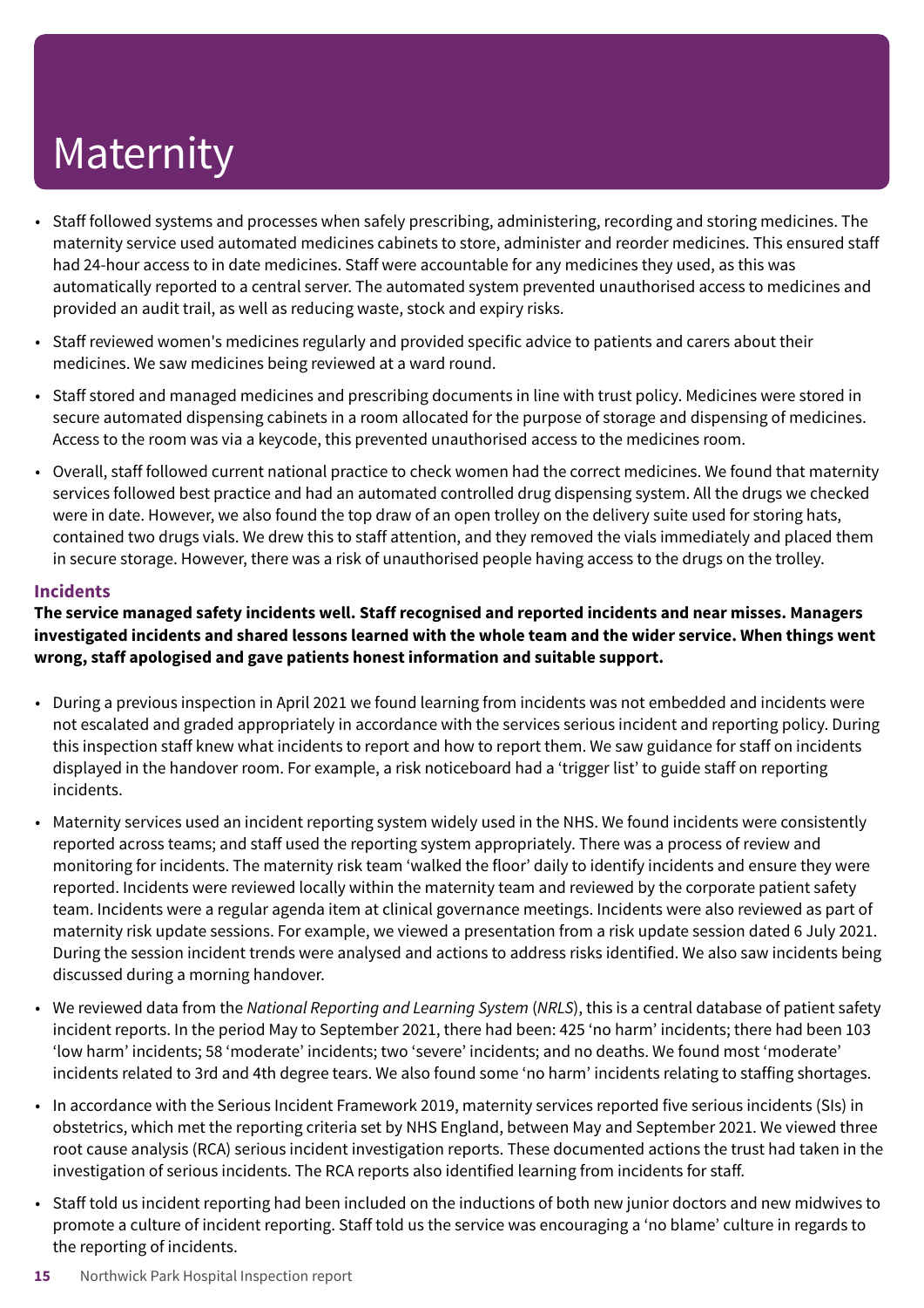# Maternity

- Staff followed systems and processes when safely prescribing, administering, recording and storing medicines. The maternity service used automated medicines cabinets to store, administer and reorder medicines. This ensured staff had 24-hour access to in date medicines. Staff were accountable for any medicines they used, as this was automatically reported to a central server. The automated system prevented unauthorised access to medicines and provided an audit trail, as well as reducing waste, stock and expiry risks.
- Staff reviewed women's medicines regularly and provided specific advice to patients and carers about their medicines. We saw medicines being reviewed at a ward round.
- Staff stored and managed medicines and prescribing documents in line with trust policy. Medicines were stored in secure automated dispensing cabinets in a room allocated for the purpose of storage and dispensing of medicines. Access to the room was via a keycode, this prevented unauthorised access to the medicines room.
- Overall, staff followed current national practice to check women had the correct medicines. We found that maternity services followed best practice and had an automated controlled drug dispensing system. All the drugs we checked were in date. However, we also found the top draw of an open trolley on the delivery suite used for storing hats, contained two drugs vials. We drew this to staff attention, and they removed the vials immediately and placed them in secure storage. However, there was a risk of unauthorised people having access to the drugs on the trolley.

### Incidents

**The service managed safety incidents well. Staff recognised and reported incidents and near misses. Managers investigated incidents and shared lessons learned with the whole team and the wider service. When things went wrong, staff apologised and gave patients honest information and suitable support.**

- During a previous inspection in April 2021 we found learning from incidents was not embedded and incidents were not escalated and graded appropriately in accordance with the services serious incident and reporting policy. During this inspection staff knew what incidents to report and how to report them. We saw guidance for staff on incidents displayed in the handover room. For example, a risk noticeboard had a 'trigger list' to guide staff on reporting incidents.
- Maternity services used an incident reporting system widely used in the NHS. We found incidents were consistently reported across teams; and staff used the reporting system appropriately. There was a process of review and monitoring for incidents. The maternity risk team 'walked the floor' daily to identify incidents and ensure they were reported. Incidents were reviewed locally within the maternity team and reviewed by the corporate patient safety team. Incidents were a regular agenda item at clinical governance meetings. Incidents were also reviewed as part of maternity risk update sessions. For example, we viewed a presentation from a risk update session dated 6 July 2021. During the session incident trends were analysed and actions to address risks identified. We also saw incidents being discussed during a morning handover.
- We reviewed data from the *National Reporting and Learning System* (*NRLS*), this is a central database of patient safety incident reports. In the period May to September 2021, there had been: 425 'no harm' incidents; there had been 103 'low harm' incidents; 58 'moderate' incidents; two 'severe' incidents; and no deaths. We found most 'moderate' incidents related to 3rd and 4th degree tears. We also found some 'no harm' incidents relating to staffing shortages.
- In accordance with the Serious Incident Framework 2019, maternity services reported five serious incidents (SIs) in obstetrics, which met the reporting criteria set by NHS England, between May and September 2021. We viewed three root cause analysis (RCA) serious incident investigation reports. These documented actions the trust had taken in the investigation of serious incidents. The RCA reports also identified learning from incidents for staff.
- Staff told us incident reporting had been included on the inductions of both new junior doctors and new midwives to promote a culture of incident reporting. Staff told us the service was encouraging a 'no blame' culture in regards to the reporting of incidents.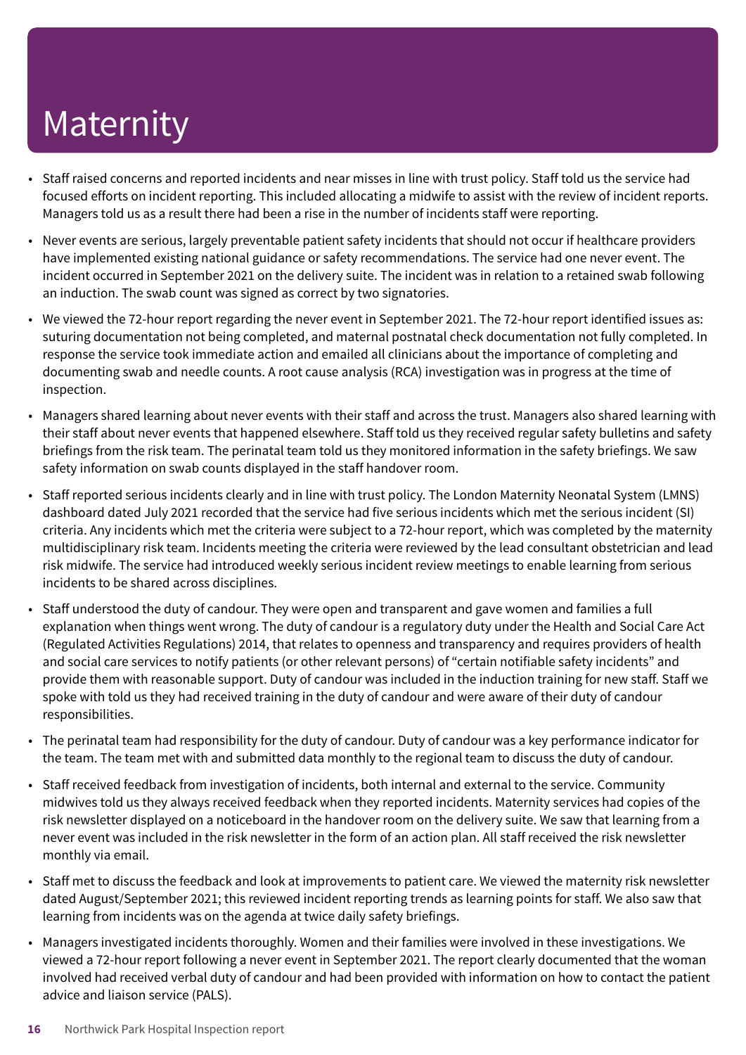# Maternity

- Staff raised concerns and reported incidents and near misses in line with trust policy. Staff told us the service had focused efforts on incident reporting. This included allocating a midwife to assist with the review of incident reports. Managers told us as a result there had been a rise in the number of incidents staff were reporting.
- Never events are serious, largely preventable patient safety incidents that should not occur if healthcare providers have implemented existing national guidance or safety recommendations. The service had one never event. The incident occurred in September 2021 on the delivery suite. The incident was in relation to a retained swab following an induction. The swab count was signed as correct by two signatories.
- We viewed the 72-hour report regarding the never event in September 2021. The 72-hour report identified issues as: suturing documentation not being completed, and maternal postnatal check documentation not fully completed. In response the service took immediate action and emailed all clinicians about the importance of completing and documenting swab and needle counts. A root cause analysis (RCA) investigation was in progress at the time of inspection.
- Managers shared learning about never events with their staff and across the trust. Managers also shared learning with their staff about never events that happened elsewhere. Staff told us they received regular safety bulletins and safety briefings from the risk team. The perinatal team told us they monitored information in the safety briefings. We saw safety information on swab counts displayed in the staff handover room.
- Staff reported serious incidents clearly and in line with trust policy. The London Maternity Neonatal System (LMNS) dashboard dated July 2021 recorded that the service had five serious incidents which met the serious incident (SI) criteria. Any incidents which met the criteria were subject to a 72-hour report, which was completed by the maternity multidisciplinary risk team. Incidents meeting the criteria were reviewed by the lead consultant obstetrician and lead risk midwife. The service had introduced weekly serious incident review meetings to enable learning from serious incidents to be shared across disciplines.
- Staff understood the duty of candour. They were open and transparent and gave women and families a full explanation when things went wrong. The duty of candour is a regulatory duty under the Health and Social Care Act (Regulated Activities Regulations) 2014, that relates to openness and transparency and requires providers of health and social care services to notify patients (or other relevant persons) of "certain notifiable safety incidents" and provide them with reasonable support. Duty of candour was included in the induction training for new staff. Staff we spoke with told us they had received training in the duty of candour and were aware of their duty of candour responsibilities.
- The perinatal team had responsibility for the duty of candour. Duty of candour was a key performance indicator for the team. The team met with and submitted data monthly to the regional team to discuss the duty of candour.
- Staff received feedback from investigation of incidents, both internal and external to the service. Community midwives told us they always received feedback when they reported incidents. Maternity services had copies of the risk newsletter displayed on a noticeboard in the handover room on the delivery suite. We saw that learning from a never event was included in the risk newsletter in the form of an action plan. All staff received the risk newsletter monthly via email.
- Staff met to discuss the feedback and look at improvements to patient care. We viewed the maternity risk newsletter dated August/September 2021; this reviewed incident reporting trends as learning points for staff. We also saw that learning from incidents was on the agenda at twice daily safety briefings.
- Managers investigated incidents thoroughly. Women and their families were involved in these investigations. We viewed a 72-hour report following a never event in September 2021. The report clearly documented that the woman involved had received verbal duty of candour and had been provided with information on how to contact the patient advice and liaison service (PALS).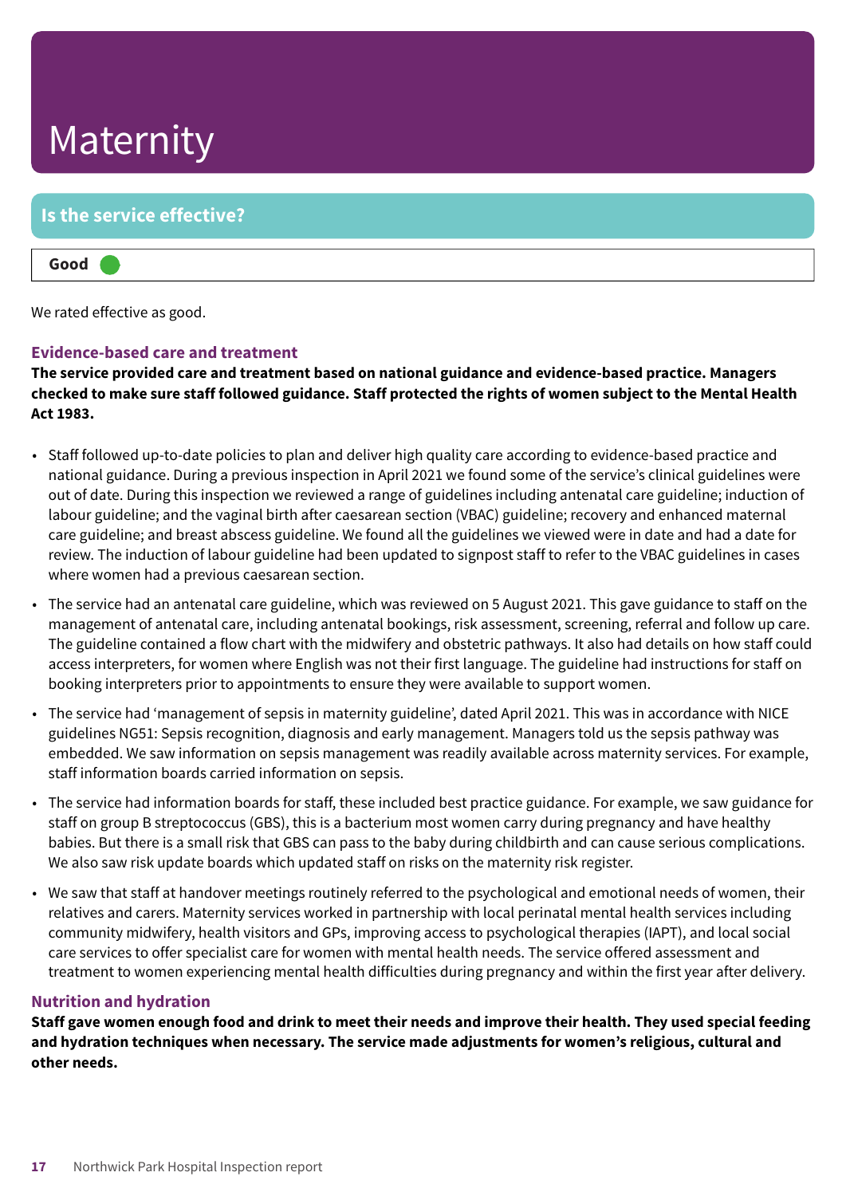# Maternity

## Is the service effective?

**Good**

We rated effective as good.

### Evidence-based care and treatment

**The service provided care and treatment based on national guidance and evidence-based practice. Managers checked to make sure staff followed guidance. Staff protected the rights of women subject to the Mental Health Act 1983.**

- Staff followed up-to-date policies to plan and deliver high quality care according to evidence-based practice and national guidance. During a previous inspection in April 2021 we found some of the service's clinical guidelines were out of date. During this inspection we reviewed a range of guidelines including antenatal care guideline; induction of labour guideline; and the vaginal birth after caesarean section (VBAC) guideline; recovery and enhanced maternal care guideline; and breast abscess guideline. We found all the guidelines we viewed were in date and had a date for review. The induction of labour guideline had been updated to signpost staff to refer to the VBAC guidelines in cases where women had a previous caesarean section.
- The service had an antenatal care guideline, which was reviewed on 5 August 2021. This gave guidance to staff on the management of antenatal care, including antenatal bookings, risk assessment, screening, referral and follow up care. The guideline contained a flow chart with the midwifery and obstetric pathways. It also had details on how staff could access interpreters, for women where English was not their first language. The guideline had instructions for staff on booking interpreters prior to appointments to ensure they were available to support women.
- The service had 'management of sepsis in maternity guideline', dated April 2021. This was in accordance with NICE guidelines NG51: Sepsis recognition, diagnosis and early management. Managers told us the sepsis pathway was embedded. We saw information on sepsis management was readily available across maternity services. For example, staff information boards carried information on sepsis.
- The service had information boards for staff, these included best practice guidance. For example, we saw guidance for staff on group B streptococcus (GBS), this is a bacterium most women carry during pregnancy and have healthy babies. But there is a small risk that GBS can pass to the baby during childbirth and can cause serious complications. We also saw risk update boards which updated staff on risks on the maternity risk register.
- We saw that staff at handover meetings routinely referred to the psychological and emotional needs of women, their relatives and carers. Maternity services worked in partnership with local perinatal mental health services including community midwifery, health visitors and GPs, improving access to psychological therapies (IAPT), and local social care services to offer specialist care for women with mental health needs. The service offered assessment and treatment to women experiencing mental health difficulties during pregnancy and within the first year after delivery.

### Nutrition and hydration

**Staff gave women enough food and drink to meet their needs and improve their health. They used special feeding and hydration techniques when necessary. The service made adjustments for women's religious, cultural and other needs.**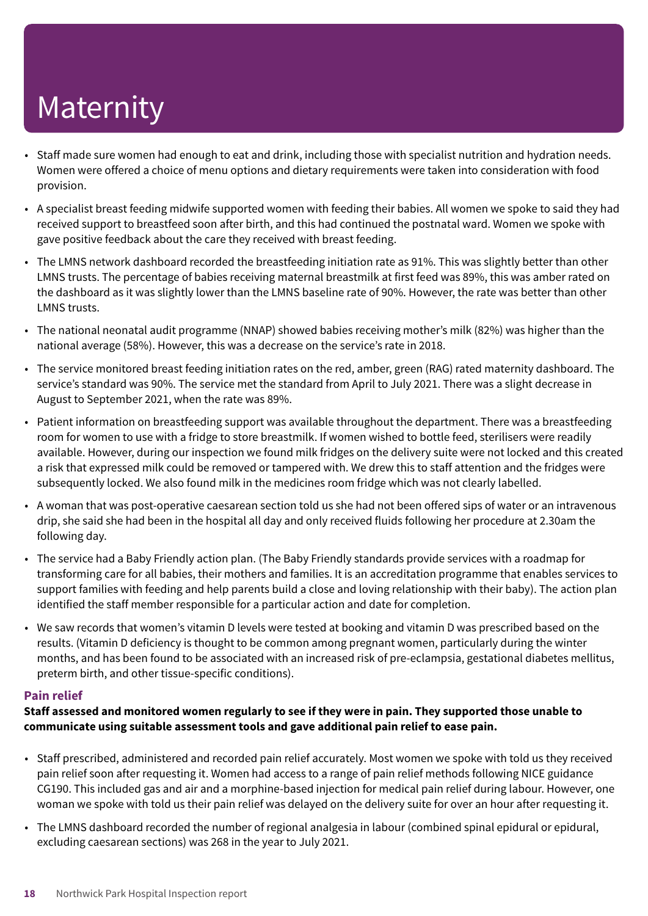# Maternity

- Staff made sure women had enough to eat and drink, including those with specialist nutrition and hydration needs. Women were offered a choice of menu options and dietary requirements were taken into consideration with food provision.
- A specialist breast feeding midwife supported women with feeding their babies. All women we spoke to said they had received support to breastfeed soon after birth, and this had continued the postnatal ward. Women we spoke with gave positive feedback about the care they received with breast feeding.
- The LMNS network dashboard recorded the breastfeeding initiation rate as 91%. This was slightly better than other LMNS trusts. The percentage of babies receiving maternal breastmilk at first feed was 89%, this was amber rated on the dashboard as it was slightly lower than the LMNS baseline rate of 90%. However, the rate was better than other LMNS trusts.
- The national neonatal audit programme (NNAP) showed babies receiving mother's milk (82%) was higher than the national average (58%). However, this was a decrease on the service's rate in 2018.
- The service monitored breast feeding initiation rates on the red, amber, green (RAG) rated maternity dashboard. The service's standard was 90%. The service met the standard from April to July 2021. There was a slight decrease in August to September 2021, when the rate was 89%.
- Patient information on breastfeeding support was available throughout the department. There was a breastfeeding room for women to use with a fridge to store breastmilk. If women wished to bottle feed, sterilisers were readily available. However, during our inspection we found milk fridges on the delivery suite were not locked and this created a risk that expressed milk could be removed or tampered with. We drew this to staff attention and the fridges were subsequently locked. We also found milk in the medicines room fridge which was not clearly labelled.
- A woman that was post-operative caesarean section told us she had not been offered sips of water or an intravenous drip, she said she had been in the hospital all day and only received fluids following her procedure at 2.30am the following day.
- The service had a Baby Friendly action plan. (The Baby Friendly standards provide services with a roadmap for transforming care for all babies, their mothers and families. It is an accreditation programme that enables services to support families with feeding and help parents build a close and loving relationship with their baby). The action plan identified the staff member responsible for a particular action and date for completion.
- We saw records that women's vitamin D levels were tested at booking and vitamin D was prescribed based on the results. (Vitamin D deficiency is thought to be common among pregnant women, particularly during the winter months, and has been found to be associated with an increased risk of pre-eclampsia, gestational diabetes mellitus, preterm birth, and other tissue-specific conditions).

### Pain relief

**Staff assessed and monitored women regularly to see if they were in pain. They supported those unable to communicate using suitable assessment tools and gave additional pain relief to ease pain.**

- Staff prescribed, administered and recorded pain relief accurately. Most women we spoke with told us they received pain relief soon after requesting it. Women had access to a range of pain relief methods following NICE guidance CG190. This included gas and air and a morphine-based injection for medical pain relief during labour. However, one woman we spoke with told us their pain relief was delayed on the delivery suite for over an hour after requesting it.
- The LMNS dashboard recorded the number of regional analgesia in labour (combined spinal epidural or epidural, excluding caesarean sections) was 268 in the year to July 2021.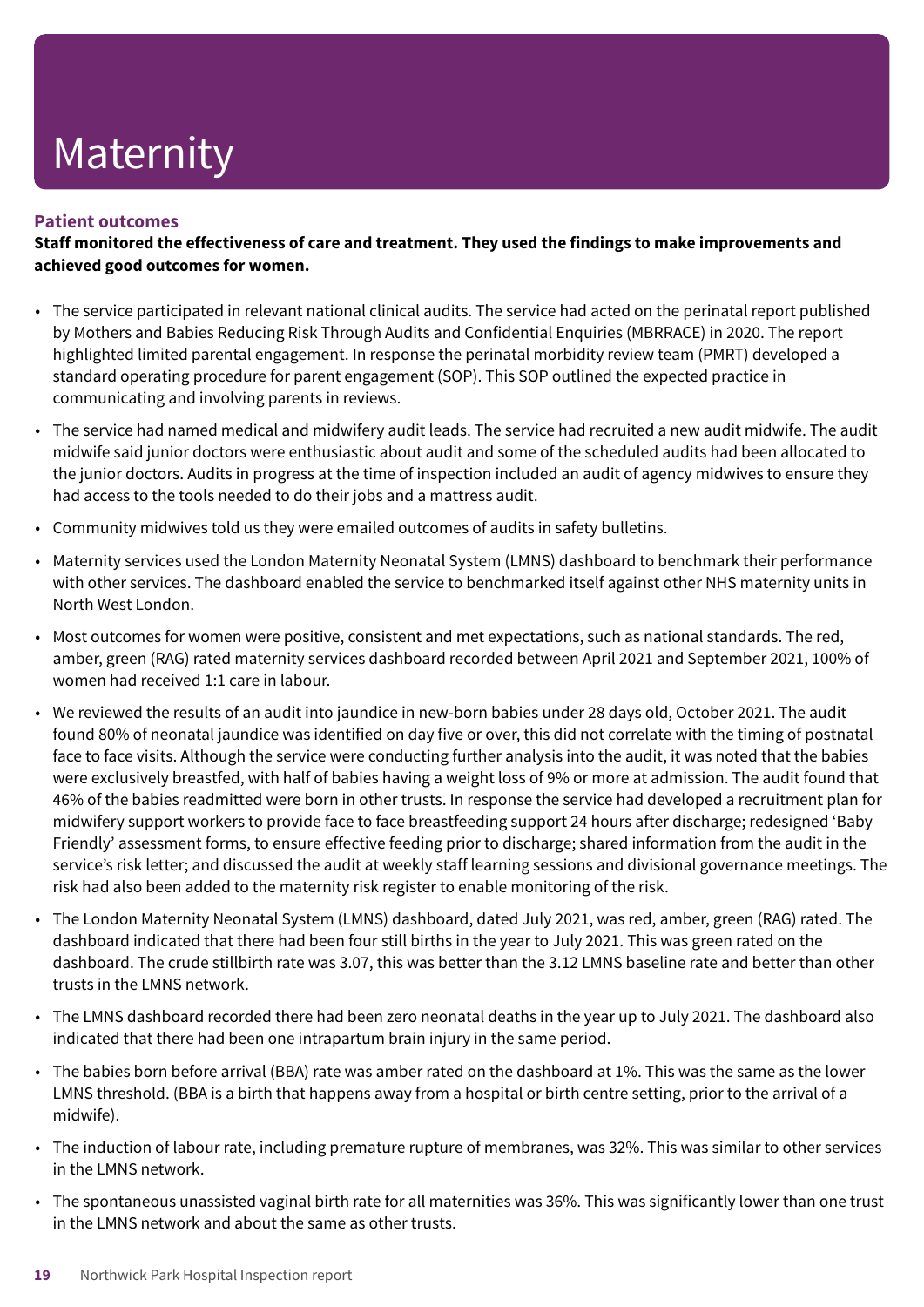# Maternity

### Patient outcomes

**Staff monitored the effectiveness of care and treatment. They used the findings to make improvements and achieved good outcomes for women.**

- The service participated in relevant national clinical audits. The service had acted on the perinatal report published by Mothers and Babies Reducing Risk Through Audits and Confidential Enquiries (MBRRACE) in 2020. The report highlighted limited parental engagement. In response the perinatal morbidity review team (PMRT) developed a standard operating procedure for parent engagement (SOP). This SOP outlined the expected practice in communicating and involving parents in reviews.
- The service had named medical and midwifery audit leads. The service had recruited a new audit midwife. The audit midwife said junior doctors were enthusiastic about audit and some of the scheduled audits had been allocated to the junior doctors. Audits in progress at the time of inspection included an audit of agency midwives to ensure they had access to the tools needed to do their jobs and a mattress audit.
- Community midwives told us they were emailed outcomes of audits in safety bulletins.
- Maternity services used the London Maternity Neonatal System (LMNS) dashboard to benchmark their performance with other services. The dashboard enabled the service to benchmarked itself against other NHS maternity units in North West London.
- Most outcomes for women were positive, consistent and met expectations, such as national standards. The red, amber, green (RAG) rated maternity services dashboard recorded between April 2021 and September 2021, 100% of women had received 1:1 care in labour.
- We reviewed the results of an audit into jaundice in new-born babies under 28 days old, October 2021. The audit found 80% of neonatal jaundice was identified on day five or over, this did not correlate with the timing of postnatal face to face visits. Although the service were conducting further analysis into the audit, it was noted that the babies were exclusively breastfed, with half of babies having a weight loss of 9% or more at admission. The audit found that 46% of the babies readmitted were born in other trusts. In response the service had developed a recruitment plan for midwifery support workers to provide face to face breastfeeding support 24 hours after discharge; redesigned 'Baby Friendly' assessment forms, to ensure effective feeding prior to discharge; shared information from the audit in the service's risk letter; and discussed the audit at weekly staff learning sessions and divisional governance meetings. The risk had also been added to the maternity risk register to enable monitoring of the risk.
- The London Maternity Neonatal System (LMNS) dashboard, dated July 2021, was red, amber, green (RAG) rated. The dashboard indicated that there had been four still births in the year to July 2021. This was green rated on the dashboard. The crude stillbirth rate was 3.07, this was better than the 3.12 LMNS baseline rate and better than other trusts in the LMNS network.
- The LMNS dashboard recorded there had been zero neonatal deaths in the year up to July 2021. The dashboard also indicated that there had been one intrapartum brain injury in the same period.
- The babies born before arrival (BBA) rate was amber rated on the dashboard at 1%. This was the same as the lower LMNS threshold. (BBA is a birth that happens away from a hospital or birth centre setting, prior to the arrival of a midwife).
- The induction of labour rate, including premature rupture of membranes, was 32%. This was similar to other services in the LMNS network.
- The spontaneous unassisted vaginal birth rate for all maternities was 36%. This was significantly lower than one trust in the LMNS network and about the same as other trusts.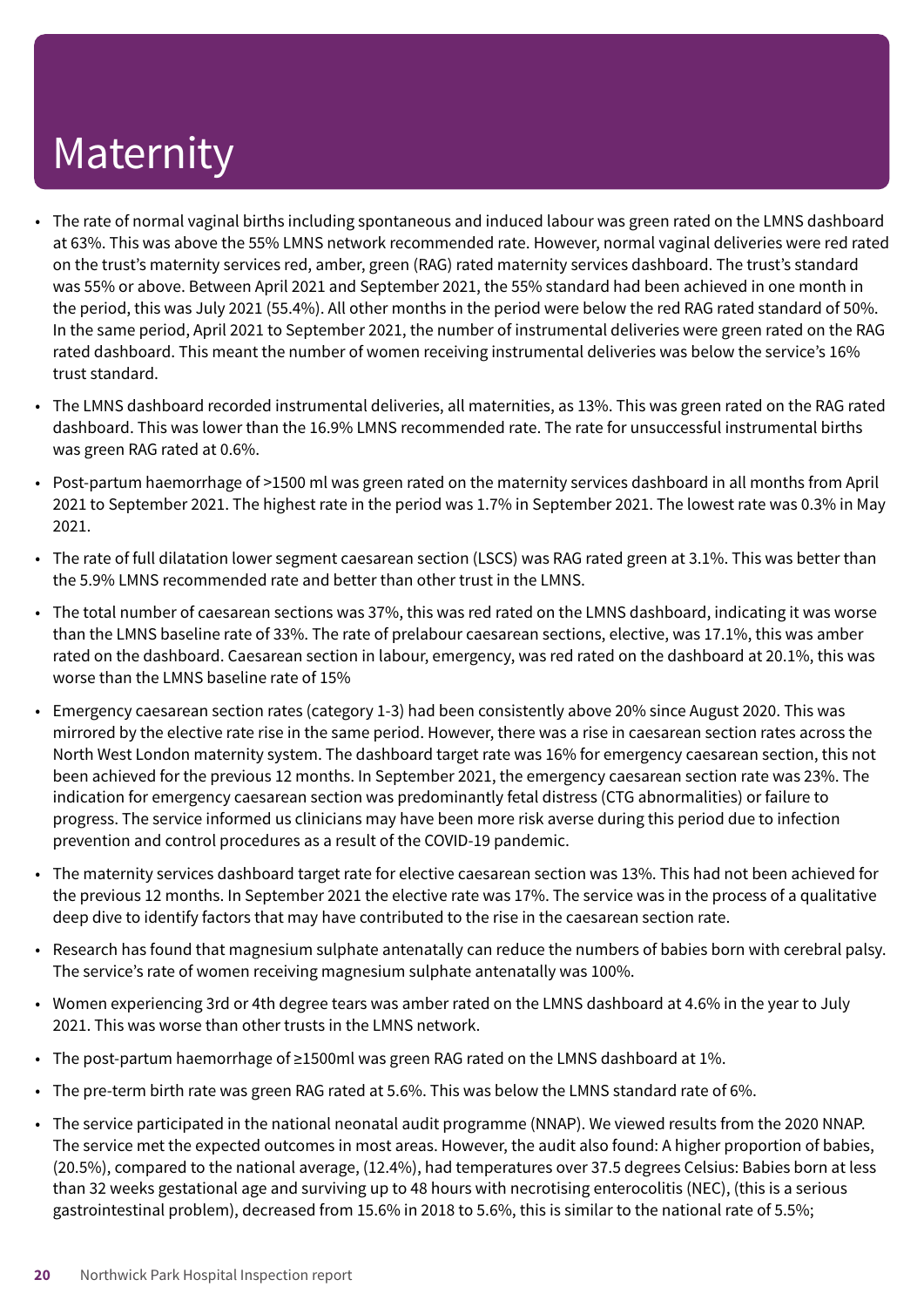# Maternity

- The rate of normal vaginal births including spontaneous and induced labour was green rated on the LMNS dashboard at 63%. This was above the 55% LMNS network recommended rate. However, normal vaginal deliveries were red rated on the trust's maternity services red, amber, green (RAG) rated maternity services dashboard. The trust's standard was 55% or above. Between April 2021 and September 2021, the 55% standard had been achieved in one month in the period, this was July 2021 (55.4%). All other months in the period were below the red RAG rated standard of 50%. In the same period, April 2021 to September 2021, the number of instrumental deliveries were green rated on the RAG rated dashboard. This meant the number of women receiving instrumental deliveries was below the service's 16% trust standard.
- The LMNS dashboard recorded instrumental deliveries, all maternities, as 13%. This was green rated on the RAG rated dashboard. This was lower than the 16.9% LMNS recommended rate. The rate for unsuccessful instrumental births was green RAG rated at 0.6%.
- Post-partum haemorrhage of >1500 ml was green rated on the maternity services dashboard in all months from April 2021 to September 2021. The highest rate in the period was 1.7% in September 2021. The lowest rate was 0.3% in May 2021.
- The rate of full dilatation lower segment caesarean section (LSCS) was RAG rated green at 3.1%. This was better than the 5.9% LMNS recommended rate and better than other trust in the LMNS.
- The total number of caesarean sections was 37%, this was red rated on the LMNS dashboard, indicating it was worse than the LMNS baseline rate of 33%. The rate of prelabour caesarean sections, elective, was 17.1%, this was amber rated on the dashboard. Caesarean section in labour, emergency, was red rated on the dashboard at 20.1%, this was worse than the LMNS baseline rate of 15%
- Emergency caesarean section rates (category 1-3) had been consistently above 20% since August 2020. This was mirrored by the elective rate rise in the same period. However, there was a rise in caesarean section rates across the North West London maternity system. The dashboard target rate was 16% for emergency caesarean section, this not been achieved for the previous 12 months. In September 2021, the emergency caesarean section rate was 23%. The indication for emergency caesarean section was predominantly fetal distress (CTG abnormalities) or failure to progress. The service informed us clinicians may have been more risk averse during this period due to infection prevention and control procedures as a result of the COVID-19 pandemic.
- The maternity services dashboard target rate for elective caesarean section was 13%. This had not been achieved for the previous 12 months. In September 2021 the elective rate was 17%. The service was in the process of a qualitative deep dive to identify factors that may have contributed to the rise in the caesarean section rate.
- Research has found that magnesium sulphate antenatally can reduce the numbers of babies born with cerebral palsy. The service's rate of women receiving magnesium sulphate antenatally was 100%.
- Women experiencing 3rd or 4th degree tears was amber rated on the LMNS dashboard at 4.6% in the year to July 2021. This was worse than other trusts in the LMNS network.
- The post-partum haemorrhage of ≥1500ml was green RAG rated on the LMNS dashboard at 1%.
- The pre-term birth rate was green RAG rated at 5.6%. This was below the LMNS standard rate of 6%.
- The service participated in the national neonatal audit programme (NNAP). We viewed results from the 2020 NNAP. The service met the expected outcomes in most areas. However, the audit also found: A higher proportion of babies, (20.5%), compared to the national average, (12.4%), had temperatures over 37.5 degrees Celsius: Babies born at less than 32 weeks gestational age and surviving up to 48 hours with necrotising enterocolitis (NEC), (this is a serious gastrointestinal problem), decreased from 15.6% in 2018 to 5.6%, this is similar to the national rate of 5.5%;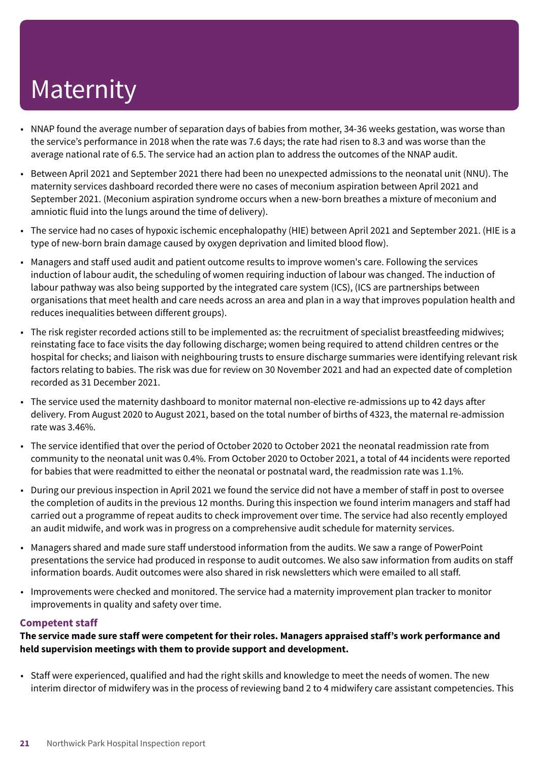# Maternity

- NNAP found the average number of separation days of babies from mother, 34-36 weeks gestation, was worse than the service's performance in 2018 when the rate was 7.6 days; the rate had risen to 8.3 and was worse than the average national rate of 6.5. The service had an action plan to address the outcomes of the NNAP audit.
- Between April 2021 and September 2021 there had been no unexpected admissions to the neonatal unit (NNU). The maternity services dashboard recorded there were no cases of meconium aspiration between April 2021 and September 2021. (Meconium aspiration syndrome occurs when a new-born breathes a mixture of meconium and amniotic fluid into the lungs around the time of delivery).
- The service had no cases of hypoxic ischemic encephalopathy (HIE) between April 2021 and September 2021. (HIE is a type of new-born brain damage caused by oxygen deprivation and limited blood flow).
- Managers and staff used audit and patient outcome results to improve women's care. Following the services induction of labour audit, the scheduling of women requiring induction of labour was changed. The induction of labour pathway was also being supported by the integrated care system (ICS), (ICS are partnerships between organisations that meet health and care needs across an area and plan in a way that improves population health and reduces inequalities between different groups).
- The risk register recorded actions still to be implemented as: the recruitment of specialist breastfeeding midwives; reinstating face to face visits the day following discharge; women being required to attend children centres or the hospital for checks; and liaison with neighbouring trusts to ensure discharge summaries were identifying relevant risk factors relating to babies. The risk was due for review on 30 November 2021 and had an expected date of completion recorded as 31 December 2021.
- The service used the maternity dashboard to monitor maternal non-elective re-admissions up to 42 days after delivery. From August 2020 to August 2021, based on the total number of births of 4323, the maternal re-admission rate was 3.46%.
- The service identified that over the period of October 2020 to October 2021 the neonatal readmission rate from community to the neonatal unit was 0.4%. From October 2020 to October 2021, a total of 44 incidents were reported for babies that were readmitted to either the neonatal or postnatal ward, the readmission rate was 1.1%.
- During our previous inspection in April 2021 we found the service did not have a member of staff in post to oversee the completion of audits in the previous 12 months. During this inspection we found interim managers and staff had carried out a programme of repeat audits to check improvement over time. The service had also recently employed an audit midwife, and work was in progress on a comprehensive audit schedule for maternity services.
- Managers shared and made sure staff understood information from the audits. We saw a range of PowerPoint presentations the service had produced in response to audit outcomes. We also saw information from audits on staff information boards. Audit outcomes were also shared in risk newsletters which were emailed to all staff.
- Improvements were checked and monitored. The service had a maternity improvement plan tracker to monitor improvements in quality and safety over time.

### Competent staff

**The service made sure staff were competent for their roles. Managers appraised staff's work performance and held supervision meetings with them to provide support and development.**

- Staff were experienced, qualified and had the right skills and knowledge to meet the needs of women. The new interim director of midwifery was in the process of reviewing band 2 to 4 midwifery care assistant competencies. This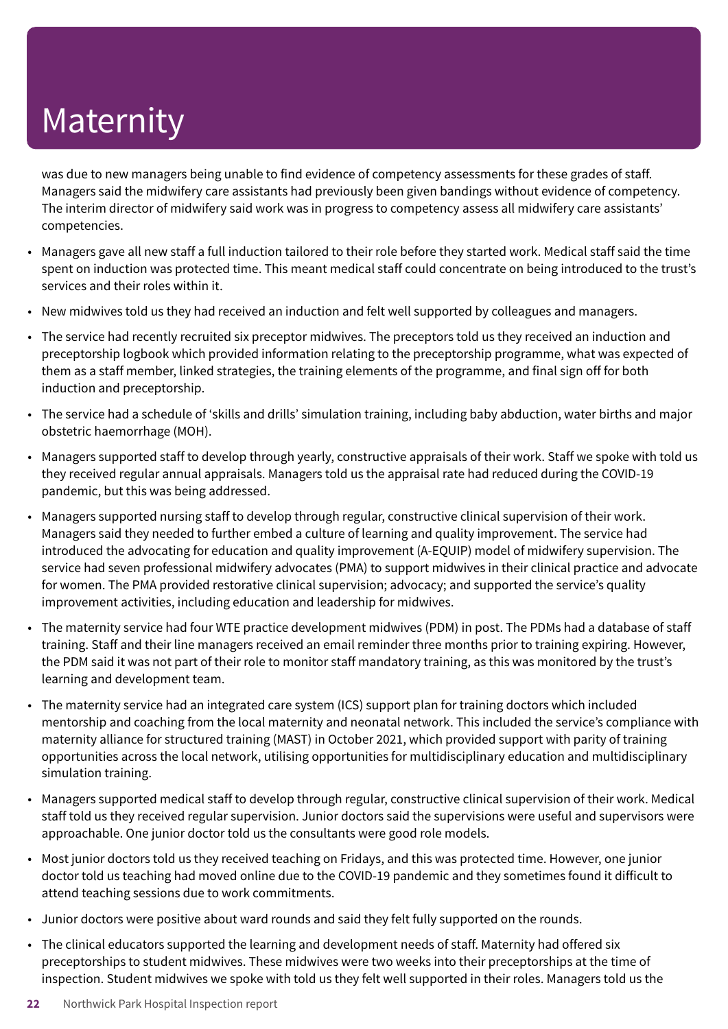# Maternity

was due to new managers being unable to find evidence of competency assessments for these grades of staff. Managers said the midwifery care assistants had previously been given bandings without evidence of competency. The interim director of midwifery said work was in progress to competency assess all midwifery care assistants' competencies.

- Managers gave all new staff a full induction tailored to their role before they started work. Medical staff said the time spent on induction was protected time. This meant medical staff could concentrate on being introduced to the trust's services and their roles within it.
- New midwives told us they had received an induction and felt well supported by colleagues and managers.
- The service had recently recruited six preceptor midwives. The preceptors told us they received an induction and preceptorship logbook which provided information relating to the preceptorship programme, what was expected of them as a staff member, linked strategies, the training elements of the programme, and final sign off for both induction and preceptorship.
- The service had a schedule of 'skills and drills' simulation training, including baby abduction, water births and major obstetric haemorrhage (MOH).
- Managers supported staff to develop through yearly, constructive appraisals of their work. Staff we spoke with told us they received regular annual appraisals. Managers told us the appraisal rate had reduced during the COVID-19 pandemic, but this was being addressed.
- Managers supported nursing staff to develop through regular, constructive clinical supervision of their work. Managers said they needed to further embed a culture of learning and quality improvement. The service had introduced the advocating for education and quality improvement (A-EQUIP) model of midwifery supervision. The service had seven professional midwifery advocates (PMA) to support midwives in their clinical practice and advocate for women. The PMA provided restorative clinical supervision; advocacy; and supported the service's quality improvement activities, including education and leadership for midwives.
- The maternity service had four WTE practice development midwives (PDM) in post. The PDMs had a database of staff training. Staff and their line managers received an email reminder three months prior to training expiring. However, the PDM said it was not part of their role to monitor staff mandatory training, as this was monitored by the trust's learning and development team.
- The maternity service had an integrated care system (ICS) support plan for training doctors which included mentorship and coaching from the local maternity and neonatal network. This included the service's compliance with maternity alliance for structured training (MAST) in October 2021, which provided support with parity of training opportunities across the local network, utilising opportunities for multidisciplinary education and multidisciplinary simulation training.
- Managers supported medical staff to develop through regular, constructive clinical supervision of their work. Medical staff told us they received regular supervision. Junior doctors said the supervisions were useful and supervisors were approachable. One junior doctor told us the consultants were good role models.
- Most junior doctors told us they received teaching on Fridays, and this was protected time. However, one junior doctor told us teaching had moved online due to the COVID-19 pandemic and they sometimes found it difficult to attend teaching sessions due to work commitments.
- Junior doctors were positive about ward rounds and said they felt fully supported on the rounds.
- The clinical educators supported the learning and development needs of staff. Maternity had offered six preceptorships to student midwives. These midwives were two weeks into their preceptorships at the time of inspection. Student midwives we spoke with told us they felt well supported in their roles. Managers told us the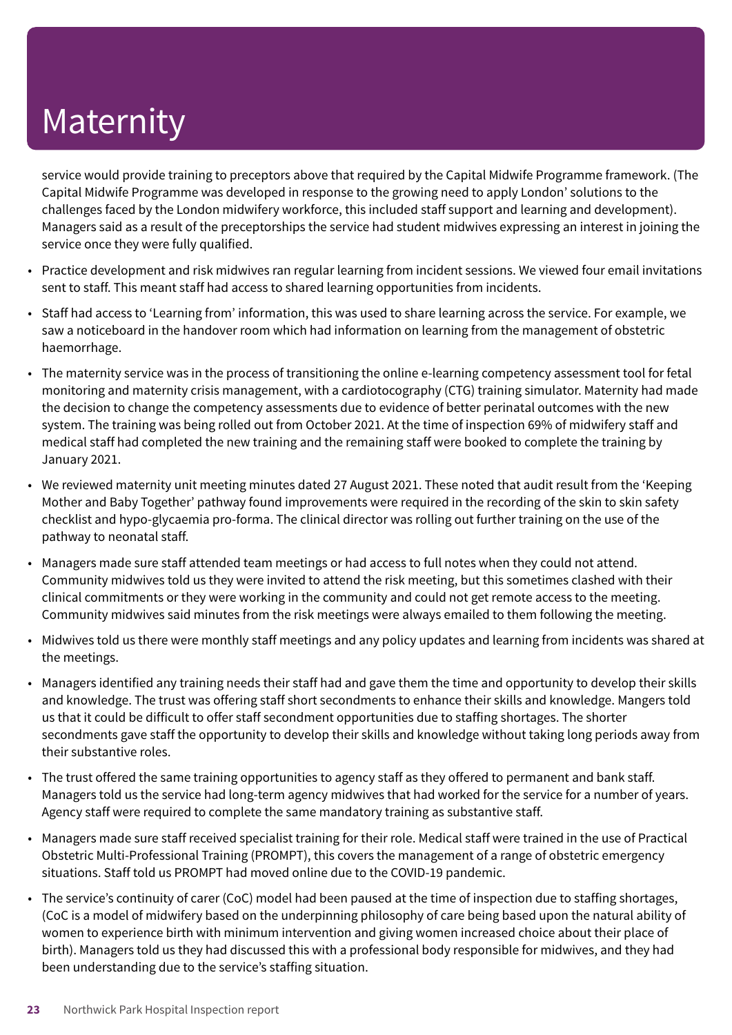# Maternity

service would provide training to preceptors above that required by the Capital Midwife Programme framework. (The Capital Midwife Programme was developed in response to the growing need to apply London' solutions to the challenges faced by the London midwifery workforce, this included staff support and learning and development). Managers said as a result of the preceptorships the service had student midwives expressing an interest in joining the service once they were fully qualified.

- Practice development and risk midwives ran regular learning from incident sessions. We viewed four email invitations sent to staff. This meant staff had access to shared learning opportunities from incidents.
- Staff had access to 'Learning from' information, this was used to share learning across the service. For example, we saw a noticeboard in the handover room which had information on learning from the management of obstetric haemorrhage.
- The maternity service was in the process of transitioning the online e-learning competency assessment tool for fetal monitoring and maternity crisis management, with a cardiotocography (CTG) training simulator. Maternity had made the decision to change the competency assessments due to evidence of better perinatal outcomes with the new system. The training was being rolled out from October 2021. At the time of inspection 69% of midwifery staff and medical staff had completed the new training and the remaining staff were booked to complete the training by January 2021.
- We reviewed maternity unit meeting minutes dated 27 August 2021. These noted that audit result from the 'Keeping Mother and Baby Together' pathway found improvements were required in the recording of the skin to skin safety checklist and hypo-glycaemia pro-forma. The clinical director was rolling out further training on the use of the pathway to neonatal staff.
- Managers made sure staff attended team meetings or had access to full notes when they could not attend. Community midwives told us they were invited to attend the risk meeting, but this sometimes clashed with their clinical commitments or they were working in the community and could not get remote access to the meeting. Community midwives said minutes from the risk meetings were always emailed to them following the meeting.
- Midwives told us there were monthly staff meetings and any policy updates and learning from incidents was shared at the meetings.
- Managers identified any training needs their staff had and gave them the time and opportunity to develop their skills and knowledge. The trust was offering staff short secondments to enhance their skills and knowledge. Mangers told us that it could be difficult to offer staff secondment opportunities due to staffing shortages. The shorter secondments gave staff the opportunity to develop their skills and knowledge without taking long periods away from their substantive roles.
- The trust offered the same training opportunities to agency staff as they offered to permanent and bank staff. Managers told us the service had long-term agency midwives that had worked for the service for a number of years. Agency staff were required to complete the same mandatory training as substantive staff.
- Managers made sure staff received specialist training for their role. Medical staff were trained in the use of Practical Obstetric Multi-Professional Training (PROMPT), this covers the management of a range of obstetric emergency situations. Staff told us PROMPT had moved online due to the COVID-19 pandemic.
- The service's continuity of carer (CoC) model had been paused at the time of inspection due to staffing shortages, (CoC is a model of midwifery based on the underpinning philosophy of care being based upon the natural ability of women to experience birth with minimum intervention and giving women increased choice about their place of birth). Managers told us they had discussed this with a professional body responsible for midwives, and they had been understanding due to the service's staffing situation.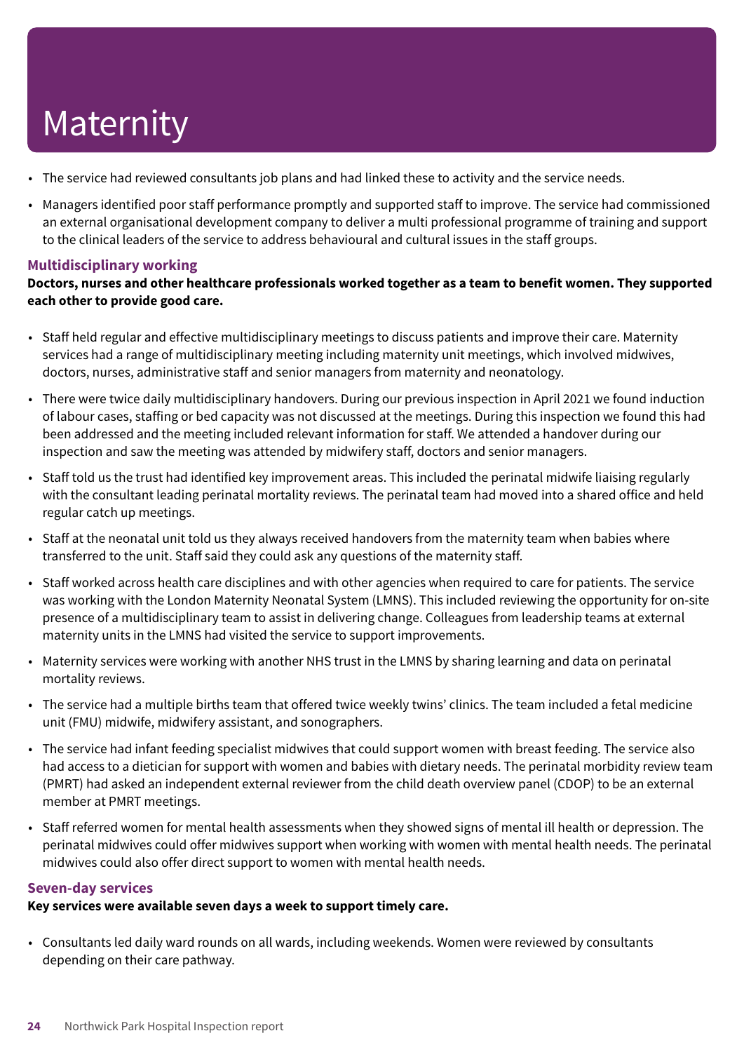# Maternity

- The service had reviewed consultants job plans and had linked these to activity and the service needs.
- Managers identified poor staff performance promptly and supported staff to improve. The service had commissioned an external organisational development company to deliver a multi professional programme of training and support to the clinical leaders of the service to address behavioural and cultural issues in the staff groups.

### Multidisciplinary working

**Doctors, nurses and other healthcare professionals worked together as a team to benefit women. They supported each other to provide good care.**

- Staff held regular and effective multidisciplinary meetings to discuss patients and improve their care. Maternity services had a range of multidisciplinary meeting including maternity unit meetings, which involved midwives, doctors, nurses, administrative staff and senior managers from maternity and neonatology.
- There were twice daily multidisciplinary handovers. During our previous inspection in April 2021 we found induction of labour cases, staffing or bed capacity was not discussed at the meetings. During this inspection we found this had been addressed and the meeting included relevant information for staff. We attended a handover during our inspection and saw the meeting was attended by midwifery staff, doctors and senior managers.
- Staff told us the trust had identified key improvement areas. This included the perinatal midwife liaising regularly with the consultant leading perinatal mortality reviews. The perinatal team had moved into a shared office and held regular catch up meetings.
- Staff at the neonatal unit told us they always received handovers from the maternity team when babies where transferred to the unit. Staff said they could ask any questions of the maternity staff.
- Staff worked across health care disciplines and with other agencies when required to care for patients. The service was working with the London Maternity Neonatal System (LMNS). This included reviewing the opportunity for on-site presence of a multidisciplinary team to assist in delivering change. Colleagues from leadership teams at external maternity units in the LMNS had visited the service to support improvements.
- Maternity services were working with another NHS trust in the LMNS by sharing learning and data on perinatal mortality reviews.
- The service had a multiple births team that offered twice weekly twins' clinics. The team included a fetal medicine unit (FMU) midwife, midwifery assistant, and sonographers.
- The service had infant feeding specialist midwives that could support women with breast feeding. The service also had access to a dietician for support with women and babies with dietary needs. The perinatal morbidity review team (PMRT) had asked an independent external reviewer from the child death overview panel (CDOP) to be an external member at PMRT meetings.
- Staff referred women for mental health assessments when they showed signs of mental ill health or depression. The perinatal midwives could offer midwives support when working with women with mental health needs. The perinatal midwives could also offer direct support to women with mental health needs.

### Seven-day services

**Key services were available seven days a week to support timely care.**

- Consultants led daily ward rounds on all wards, including weekends. Women were reviewed by consultants depending on their care pathway.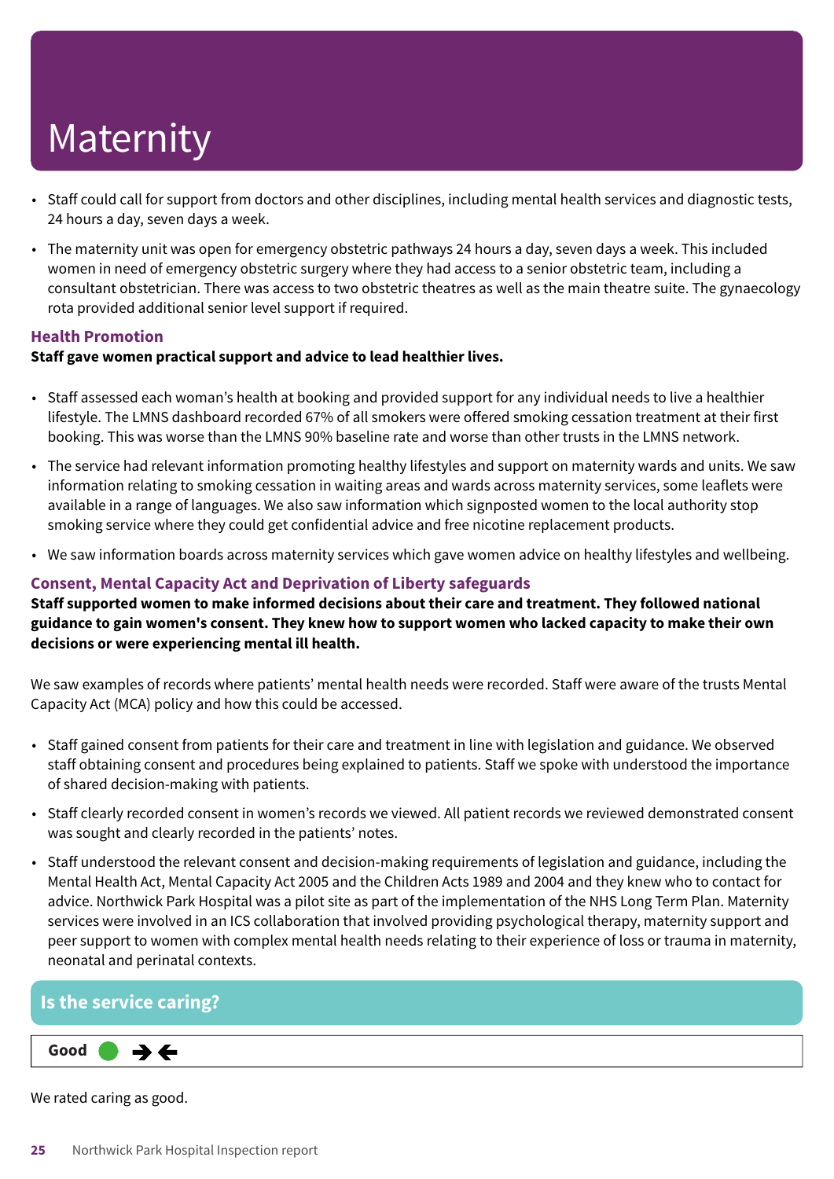# Maternity

- Staff could call for support from doctors and other disciplines, including mental health services and diagnostic tests, 24 hours a day, seven days a week.
- The maternity unit was open for emergency obstetric pathways 24 hours a day, seven days a week. This included women in need of emergency obstetric surgery where they had access to a senior obstetric team, including a consultant obstetrician. There was access to two obstetric theatres as well as the main theatre suite. The gynaecology rota provided additional senior level support if required.

### Health Promotion

**Staff gave women practical support and advice to lead healthier lives.**

- Staff assessed each woman's health at booking and provided support for any individual needs to live a healthier lifestyle. The LMNS dashboard recorded 67% of all smokers were offered smoking cessation treatment at their first booking. This was worse than the LMNS 90% baseline rate and worse than other trusts in the LMNS network.
- The service had relevant information promoting healthy lifestyles and support on maternity wards and units. We saw information relating to smoking cessation in waiting areas and wards across maternity services, some leaflets were available in a range of languages. We also saw information which signposted women to the local authority stop smoking service where they could get confidential advice and free nicotine replacement products.
- We saw information boards across maternity services which gave women advice on healthy lifestyles and wellbeing.

### Consent, Mental Capacity Act and Deprivation of Liberty safeguards

**Staff supported women to make informed decisions about their care and treatment. They followed national guidance to gain women's consent. They knew how to support women who lacked capacity to make their own decisions or were experiencing mental ill health.**

We saw examples of records where patients' mental health needs were recorded. Staff were aware of the trusts Mental Capacity Act (MCA) policy and how this could be accessed.

- Staff gained consent from patients for their care and treatment in line with legislation and guidance. We observed staff obtaining consent and procedures being explained to patients. Staff we spoke with understood the importance of shared decision-making with patients.
- Staff clearly recorded consent in women's records we viewed. All patient records we reviewed demonstrated consent was sought and clearly recorded in the patients' notes.
- Staff understood the relevant consent and decision-making requirements of legislation and guidance, including the Mental Health Act, Mental Capacity Act 2005 and the Children Acts 1989 and 2004 and they knew who to contact for advice. Northwick Park Hospital was a pilot site as part of the implementation of the NHS Long Term Plan. Maternity services were involved in an ICS collaboration that involved providing psychological therapy, maternity support and peer support to women with complex mental health needs relating to their experience of loss or trauma in maternity, neonatal and perinatal contexts.

## Is the service caring?

**Good** ● →←

We rated caring as good.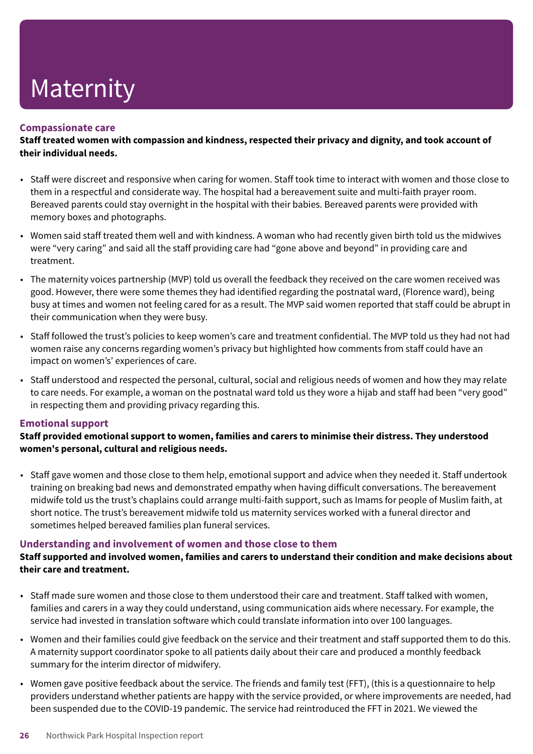# Maternity

### Compassionate care

**Staff treated women with compassion and kindness, respected their privacy and dignity, and took account of their individual needs.**

- Staff were discreet and responsive when caring for women. Staff took time to interact with women and those close to them in a respectful and considerate way. The hospital had a bereavement suite and multi-faith prayer room. Bereaved parents could stay overnight in the hospital with their babies. Bereaved parents were provided with memory boxes and photographs.
- Women said staff treated them well and with kindness. A woman who had recently given birth told us the midwives were "very caring" and said all the staff providing care had "gone above and beyond" in providing care and treatment.
- The maternity voices partnership (MVP) told us overall the feedback they received on the care women received was good. However, there were some themes they had identified regarding the postnatal ward, (Florence ward), being busy at times and women not feeling cared for as a result. The MVP said women reported that staff could be abrupt in their communication when they were busy.
- Staff followed the trust's policies to keep women's care and treatment confidential. The MVP told us they had not had women raise any concerns regarding women's privacy but highlighted how comments from staff could have an impact on women's' experiences of care.
- Staff understood and respected the personal, cultural, social and religious needs of women and how they may relate to care needs. For example, a woman on the postnatal ward told us they wore a hijab and staff had been "very good" in respecting them and providing privacy regarding this.

### Emotional support

**Staff provided emotional support to women, families and carers to minimise their distress. They understood women's personal, cultural and religious needs.**

- Staff gave women and those close to them help, emotional support and advice when they needed it. Staff undertook training on breaking bad news and demonstrated empathy when having difficult conversations. The bereavement midwife told us the trust's chaplains could arrange multi-faith support, such as Imams for people of Muslim faith, at short notice. The trust's bereavement midwife told us maternity services worked with a funeral director and sometimes helped bereaved families plan funeral services.

### Understanding and involvement of women and those close to them

**Staff supported and involved women, families and carers to understand their condition and make decisions about their care and treatment.**

- Staff made sure women and those close to them understood their care and treatment. Staff talked with women, families and carers in a way they could understand, using communication aids where necessary. For example, the service had invested in translation software which could translate information into over 100 languages.
- Women and their families could give feedback on the service and their treatment and staff supported them to do this. A maternity support coordinator spoke to all patients daily about their care and produced a monthly feedback summary for the interim director of midwifery.
- Women gave positive feedback about the service. The friends and family test (FFT), (this is a questionnaire to help providers understand whether patients are happy with the service provided, or where improvements are needed, had been suspended due to the COVID-19 pandemic. The service had reintroduced the FFT in 2021. We viewed the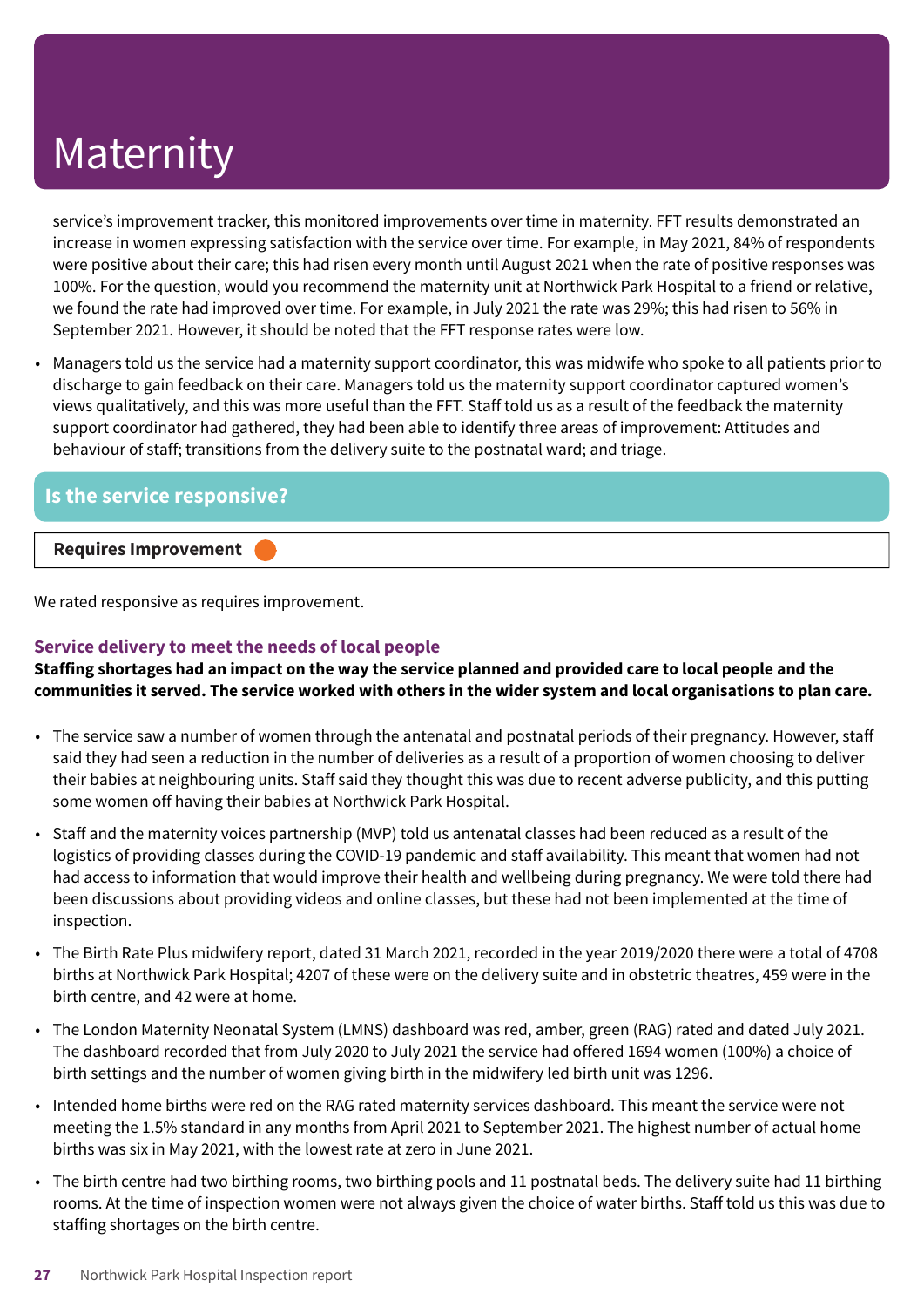# Maternity

service's improvement tracker, this monitored improvements over time in maternity. FFT results demonstrated an increase in women expressing satisfaction with the service over time. For example, in May 2021, 84% of respondents were positive about their care; this had risen every month until August 2021 when the rate of positive responses was 100%. For the question, would you recommend the maternity unit at Northwick Park Hospital to a friend or relative, we found the rate had improved over time. For example, in July 2021 the rate was 29%; this had risen to 56% in September 2021. However, it should be noted that the FFT response rates were low.

- Managers told us the service had a maternity support coordinator, this was midwife who spoke to all patients prior to discharge to gain feedback on their care. Managers told us the maternity support coordinator captured women's views qualitatively, and this was more useful than the FFT. Staff told us as a result of the feedback the maternity support coordinator had gathered, they had been able to identify three areas of improvement: Attitudes and behaviour of staff; transitions from the delivery suite to the postnatal ward; and triage.

## Is the service responsive?

**Requires Improvement**

We rated responsive as requires improvement.

### Service delivery to meet the needs of local people

**Staffing shortages had an impact on the way the service planned and provided care to local people and the communities it served. The service worked with others in the wider system and local organisations to plan care.**

- The service saw a number of women through the antenatal and postnatal periods of their pregnancy. However, staff said they had seen a reduction in the number of deliveries as a result of a proportion of women choosing to deliver their babies at neighbouring units. Staff said they thought this was due to recent adverse publicity, and this putting some women off having their babies at Northwick Park Hospital.
- Staff and the maternity voices partnership (MVP) told us antenatal classes had been reduced as a result of the logistics of providing classes during the COVID-19 pandemic and staff availability. This meant that women had not had access to information that would improve their health and wellbeing during pregnancy. We were told there had been discussions about providing videos and online classes, but these had not been implemented at the time of inspection.
- The Birth Rate Plus midwifery report, dated 31 March 2021, recorded in the year 2019/2020 there were a total of 4708 births at Northwick Park Hospital; 4207 of these were on the delivery suite and in obstetric theatres, 459 were in the birth centre, and 42 were at home.
- The London Maternity Neonatal System (LMNS) dashboard was red, amber, green (RAG) rated and dated July 2021. The dashboard recorded that from July 2020 to July 2021 the service had offered 1694 women (100%) a choice of birth settings and the number of women giving birth in the midwifery led birth unit was 1296.
- Intended home births were red on the RAG rated maternity services dashboard. This meant the service were not meeting the 1.5% standard in any months from April 2021 to September 2021. The highest number of actual home births was six in May 2021, with the lowest rate at zero in June 2021.
- The birth centre had two birthing rooms, two birthing pools and 11 postnatal beds. The delivery suite had 11 birthing rooms. At the time of inspection women were not always given the choice of water births. Staff told us this was due to staffing shortages on the birth centre.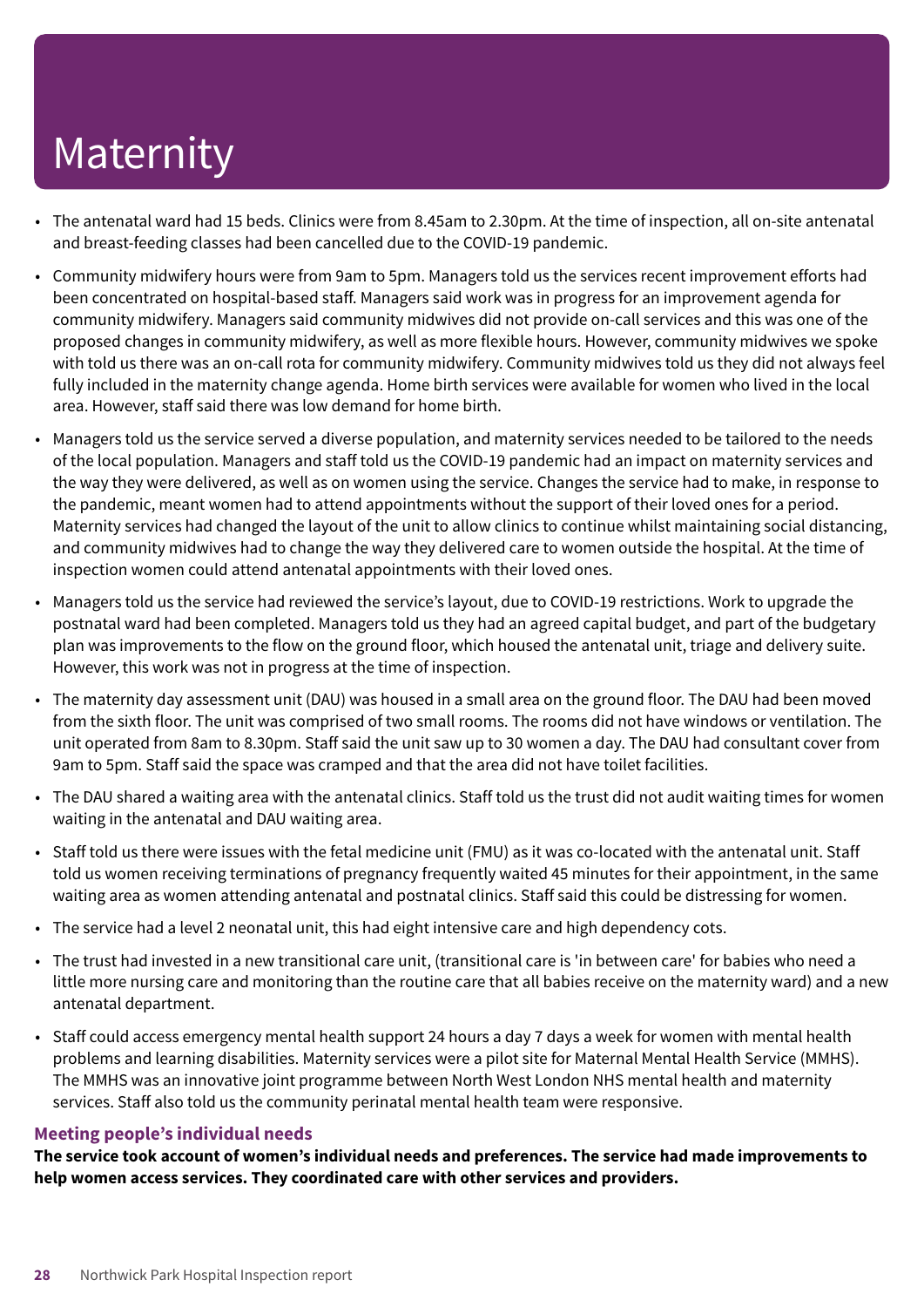# Maternity

- The antenatal ward had 15 beds. Clinics were from 8.45am to 2.30pm. At the time of inspection, all on-site antenatal and breast-feeding classes had been cancelled due to the COVID-19 pandemic.
- Community midwifery hours were from 9am to 5pm. Managers told us the services recent improvement efforts had been concentrated on hospital-based staff. Managers said work was in progress for an improvement agenda for community midwifery. Managers said community midwives did not provide on-call services and this was one of the proposed changes in community midwifery, as well as more flexible hours. However, community midwives we spoke with told us there was an on-call rota for community midwifery. Community midwives told us they did not always feel fully included in the maternity change agenda. Home birth services were available for women who lived in the local area. However, staff said there was low demand for home birth.
- Managers told us the service served a diverse population, and maternity services needed to be tailored to the needs of the local population. Managers and staff told us the COVID-19 pandemic had an impact on maternity services and the way they were delivered, as well as on women using the service. Changes the service had to make, in response to the pandemic, meant women had to attend appointments without the support of their loved ones for a period. Maternity services had changed the layout of the unit to allow clinics to continue whilst maintaining social distancing, and community midwives had to change the way they delivered care to women outside the hospital. At the time of inspection women could attend antenatal appointments with their loved ones.
- Managers told us the service had reviewed the service's layout, due to COVID-19 restrictions. Work to upgrade the postnatal ward had been completed. Managers told us they had an agreed capital budget, and part of the budgetary plan was improvements to the flow on the ground floor, which housed the antenatal unit, triage and delivery suite. However, this work was not in progress at the time of inspection.
- The maternity day assessment unit (DAU) was housed in a small area on the ground floor. The DAU had been moved from the sixth floor. The unit was comprised of two small rooms. The rooms did not have windows or ventilation. The unit operated from 8am to 8.30pm. Staff said the unit saw up to 30 women a day. The DAU had consultant cover from 9am to 5pm. Staff said the space was cramped and that the area did not have toilet facilities.
- The DAU shared a waiting area with the antenatal clinics. Staff told us the trust did not audit waiting times for women waiting in the antenatal and DAU waiting area.
- Staff told us there were issues with the fetal medicine unit (FMU) as it was co-located with the antenatal unit. Staff told us women receiving terminations of pregnancy frequently waited 45 minutes for their appointment, in the same waiting area as women attending antenatal and postnatal clinics. Staff said this could be distressing for women.
- The service had a level 2 neonatal unit, this had eight intensive care and high dependency cots.
- The trust had invested in a new transitional care unit, (transitional care is 'in between care' for babies who need a little more nursing care and monitoring than the routine care that all babies receive on the maternity ward) and a new antenatal department.
- Staff could access emergency mental health support 24 hours a day 7 days a week for women with mental health problems and learning disabilities. Maternity services were a pilot site for Maternal Mental Health Service (MMHS). The MMHS was an innovative joint programme between North West London NHS mental health and maternity services. Staff also told us the community perinatal mental health team were responsive.

### Meeting people's individual needs

**The service took account of women's individual needs and preferences. The service had made improvements to help women access services. They coordinated care with other services and providers.**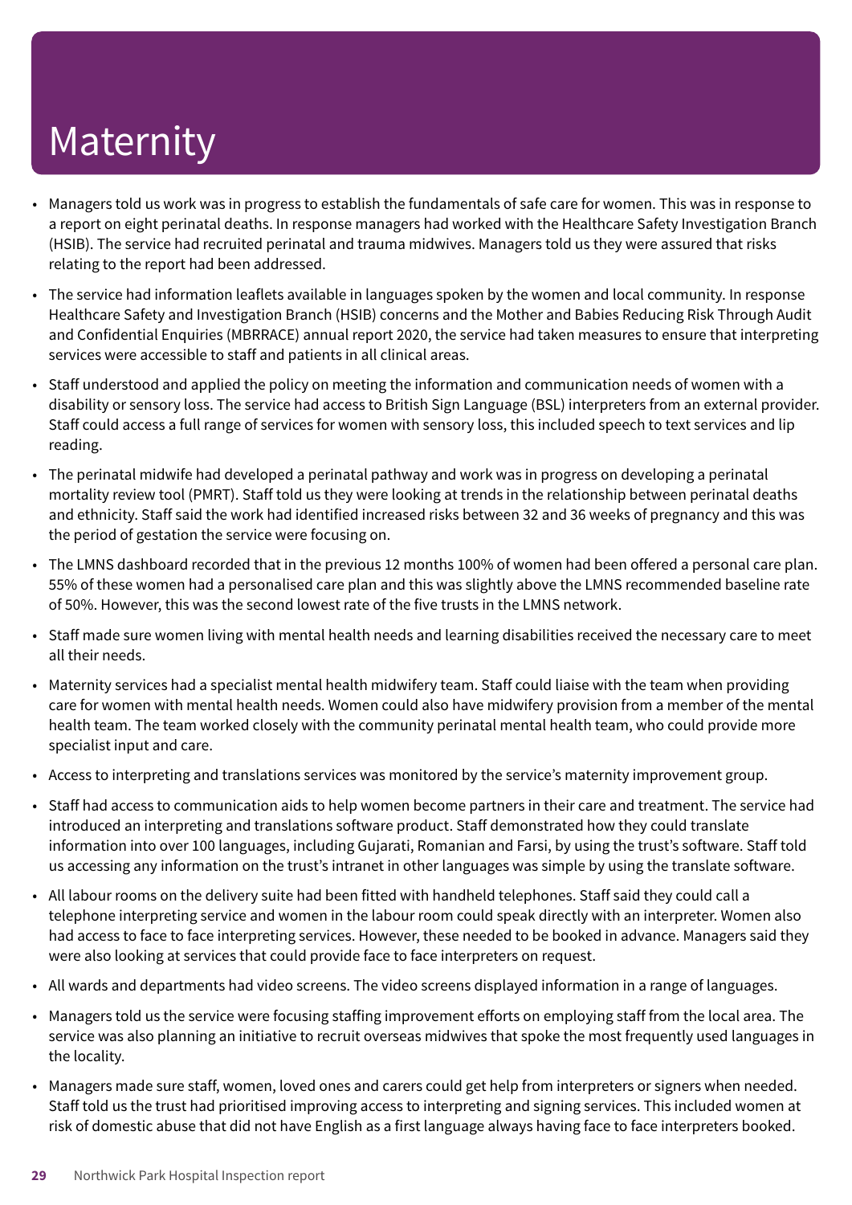# Maternity

- Managers told us work was in progress to establish the fundamentals of safe care for women. This was in response to a report on eight perinatal deaths. In response managers had worked with the Healthcare Safety Investigation Branch (HSIB). The service had recruited perinatal and trauma midwives. Managers told us they were assured that risks relating to the report had been addressed.
- The service had information leaflets available in languages spoken by the women and local community. In response Healthcare Safety and Investigation Branch (HSIB) concerns and the Mother and Babies Reducing Risk Through Audit and Confidential Enquiries (MBRRACE) annual report 2020, the service had taken measures to ensure that interpreting services were accessible to staff and patients in all clinical areas.
- Staff understood and applied the policy on meeting the information and communication needs of women with a disability or sensory loss. The service had access to British Sign Language (BSL) interpreters from an external provider. Staff could access a full range of services for women with sensory loss, this included speech to text services and lip reading.
- The perinatal midwife had developed a perinatal pathway and work was in progress on developing a perinatal mortality review tool (PMRT). Staff told us they were looking at trends in the relationship between perinatal deaths and ethnicity. Staff said the work had identified increased risks between 32 and 36 weeks of pregnancy and this was the period of gestation the service were focusing on.
- The LMNS dashboard recorded that in the previous 12 months 100% of women had been offered a personal care plan. 55% of these women had a personalised care plan and this was slightly above the LMNS recommended baseline rate of 50%. However, this was the second lowest rate of the five trusts in the LMNS network.
- Staff made sure women living with mental health needs and learning disabilities received the necessary care to meet all their needs.
- Maternity services had a specialist mental health midwifery team. Staff could liaise with the team when providing care for women with mental health needs. Women could also have midwifery provision from a member of the mental health team. The team worked closely with the community perinatal mental health team, who could provide more specialist input and care.
- Access to interpreting and translations services was monitored by the service's maternity improvement group.
- Staff had access to communication aids to help women become partners in their care and treatment. The service had introduced an interpreting and translations software product. Staff demonstrated how they could translate information into over 100 languages, including Gujarati, Romanian and Farsi, by using the trust's software. Staff told us accessing any information on the trust's intranet in other languages was simple by using the translate software.
- All labour rooms on the delivery suite had been fitted with handheld telephones. Staff said they could call a telephone interpreting service and women in the labour room could speak directly with an interpreter. Women also had access to face to face interpreting services. However, these needed to be booked in advance. Managers said they were also looking at services that could provide face to face interpreters on request.
- All wards and departments had video screens. The video screens displayed information in a range of languages.
- Managers told us the service were focusing staffing improvement efforts on employing staff from the local area. The service was also planning an initiative to recruit overseas midwives that spoke the most frequently used languages in the locality.
- Managers made sure staff, women, loved ones and carers could get help from interpreters or signers when needed. Staff told us the trust had prioritised improving access to interpreting and signing services. This included women at risk of domestic abuse that did not have English as a first language always having face to face interpreters booked.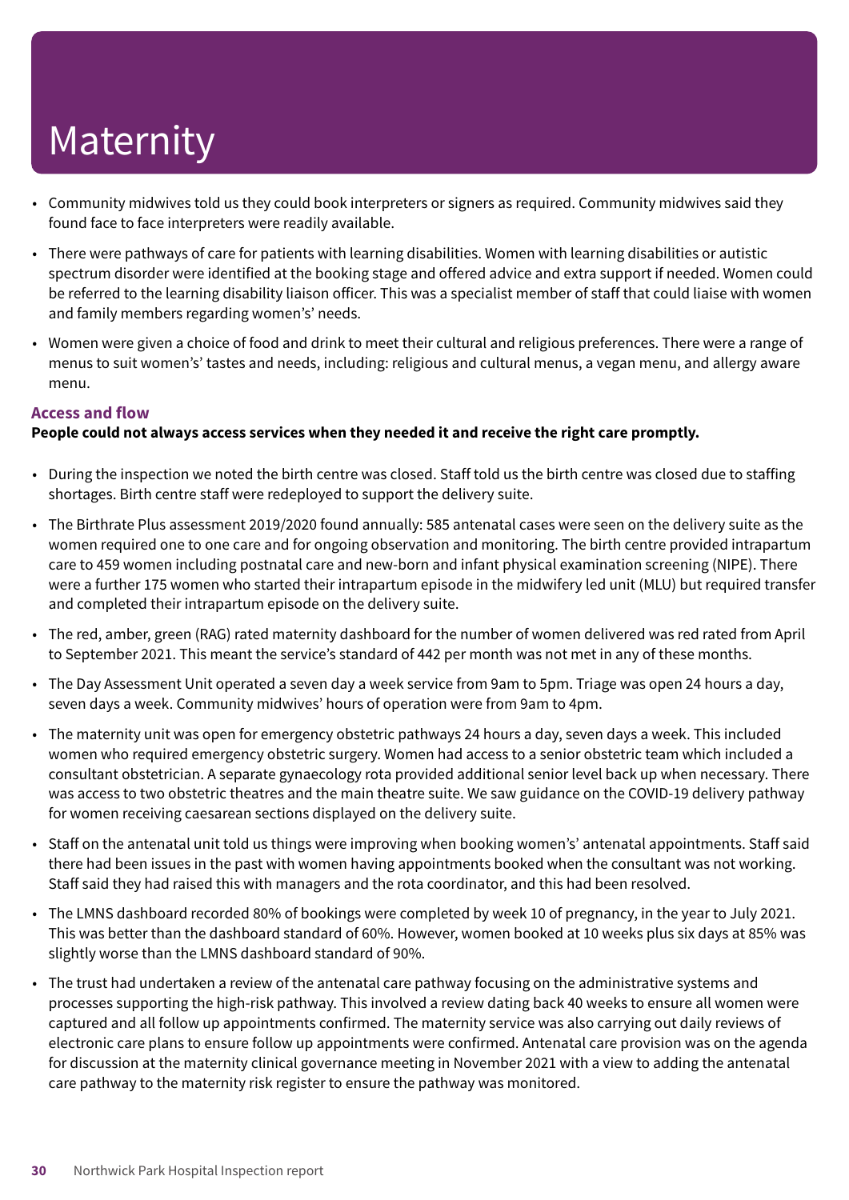# Maternity

- Community midwives told us they could book interpreters or signers as required. Community midwives said they found face to face interpreters were readily available.
- There were pathways of care for patients with learning disabilities. Women with learning disabilities or autistic spectrum disorder were identified at the booking stage and offered advice and extra support if needed. Women could be referred to the learning disability liaison officer. This was a specialist member of staff that could liaise with women and family members regarding women's' needs.
- Women were given a choice of food and drink to meet their cultural and religious preferences. There were a range of menus to suit women's' tastes and needs, including: religious and cultural menus, a vegan menu, and allergy aware menu.

### Access and flow

**People could not always access services when they needed it and receive the right care promptly.**

- During the inspection we noted the birth centre was closed. Staff told us the birth centre was closed due to staffing shortages. Birth centre staff were redeployed to support the delivery suite.
- The Birthrate Plus assessment 2019/2020 found annually: 585 antenatal cases were seen on the delivery suite as the women required one to one care and for ongoing observation and monitoring. The birth centre provided intrapartum care to 459 women including postnatal care and new-born and infant physical examination screening (NIPE). There were a further 175 women who started their intrapartum episode in the midwifery led unit (MLU) but required transfer and completed their intrapartum episode on the delivery suite.
- The red, amber, green (RAG) rated maternity dashboard for the number of women delivered was red rated from April to September 2021. This meant the service's standard of 442 per month was not met in any of these months.
- The Day Assessment Unit operated a seven day a week service from 9am to 5pm. Triage was open 24 hours a day, seven days a week. Community midwives' hours of operation were from 9am to 4pm.
- The maternity unit was open for emergency obstetric pathways 24 hours a day, seven days a week. This included women who required emergency obstetric surgery. Women had access to a senior obstetric team which included a consultant obstetrician. A separate gynaecology rota provided additional senior level back up when necessary. There was access to two obstetric theatres and the main theatre suite. We saw guidance on the COVID-19 delivery pathway for women receiving caesarean sections displayed on the delivery suite.
- Staff on the antenatal unit told us things were improving when booking women's' antenatal appointments. Staff said there had been issues in the past with women having appointments booked when the consultant was not working. Staff said they had raised this with managers and the rota coordinator, and this had been resolved.
- The LMNS dashboard recorded 80% of bookings were completed by week 10 of pregnancy, in the year to July 2021. This was better than the dashboard standard of 60%. However, women booked at 10 weeks plus six days at 85% was slightly worse than the LMNS dashboard standard of 90%.
- The trust had undertaken a review of the antenatal care pathway focusing on the administrative systems and processes supporting the high-risk pathway. This involved a review dating back 40 weeks to ensure all women were captured and all follow up appointments confirmed. The maternity service was also carrying out daily reviews of electronic care plans to ensure follow up appointments were confirmed. Antenatal care provision was on the agenda for discussion at the maternity clinical governance meeting in November 2021 with a view to adding the antenatal care pathway to the maternity risk register to ensure the pathway was monitored.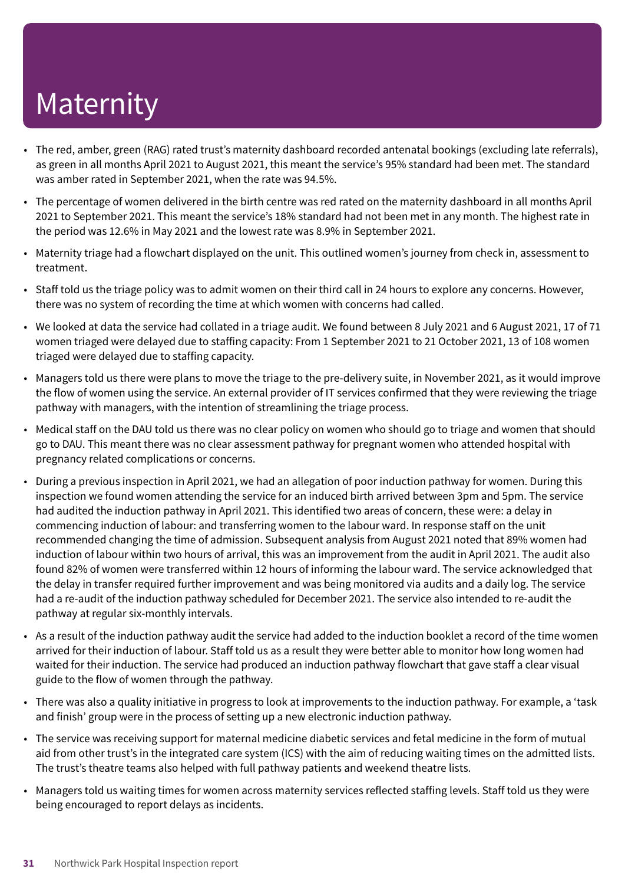# Maternity

- The red, amber, green (RAG) rated trust's maternity dashboard recorded antenatal bookings (excluding late referrals), as green in all months April 2021 to August 2021, this meant the service's 95% standard had been met. The standard was amber rated in September 2021, when the rate was 94.5%.
- The percentage of women delivered in the birth centre was red rated on the maternity dashboard in all months April 2021 to September 2021. This meant the service's 18% standard had not been met in any month. The highest rate in the period was 12.6% in May 2021 and the lowest rate was 8.9% in September 2021.
- Maternity triage had a flowchart displayed on the unit. This outlined women's journey from check in, assessment to treatment.
- Staff told us the triage policy was to admit women on their third call in 24 hours to explore any concerns. However, there was no system of recording the time at which women with concerns had called.
- We looked at data the service had collated in a triage audit. We found between 8 July 2021 and 6 August 2021, 17 of 71 women triaged were delayed due to staffing capacity: From 1 September 2021 to 21 October 2021, 13 of 108 women triaged were delayed due to staffing capacity.
- Managers told us there were plans to move the triage to the pre-delivery suite, in November 2021, as it would improve the flow of women using the service. An external provider of IT services confirmed that they were reviewing the triage pathway with managers, with the intention of streamlining the triage process.
- Medical staff on the DAU told us there was no clear policy on women who should go to triage and women that should go to DAU. This meant there was no clear assessment pathway for pregnant women who attended hospital with pregnancy related complications or concerns.
- During a previous inspection in April 2021, we had an allegation of poor induction pathway for women. During this inspection we found women attending the service for an induced birth arrived between 3pm and 5pm. The service had audited the induction pathway in April 2021. This identified two areas of concern, these were: a delay in commencing induction of labour: and transferring women to the labour ward. In response staff on the unit recommended changing the time of admission. Subsequent analysis from August 2021 noted that 89% women had induction of labour within two hours of arrival, this was an improvement from the audit in April 2021. The audit also found 82% of women were transferred within 12 hours of informing the labour ward. The service acknowledged that the delay in transfer required further improvement and was being monitored via audits and a daily log. The service had a re-audit of the induction pathway scheduled for December 2021. The service also intended to re-audit the pathway at regular six-monthly intervals.
- As a result of the induction pathway audit the service had added to the induction booklet a record of the time women arrived for their induction of labour. Staff told us as a result they were better able to monitor how long women had waited for their induction. The service had produced an induction pathway flowchart that gave staff a clear visual guide to the flow of women through the pathway.
- There was also a quality initiative in progress to look at improvements to the induction pathway. For example, a 'task and finish' group were in the process of setting up a new electronic induction pathway.
- The service was receiving support for maternal medicine diabetic services and fetal medicine in the form of mutual aid from other trust's in the integrated care system (ICS) with the aim of reducing waiting times on the admitted lists. The trust's theatre teams also helped with full pathway patients and weekend theatre lists.
- Managers told us waiting times for women across maternity services reflected staffing levels. Staff told us they were being encouraged to report delays as incidents.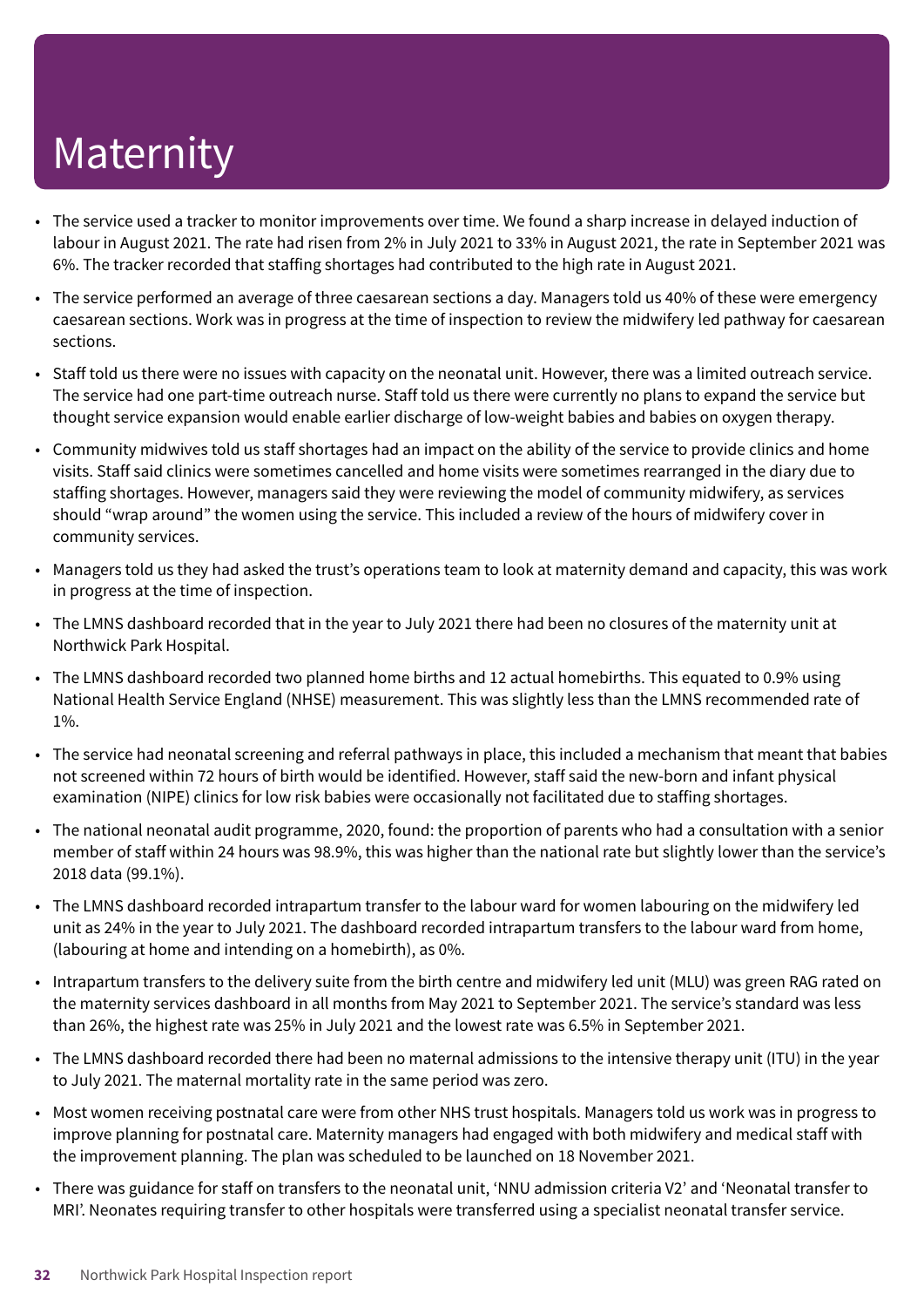# Maternity

- The service used a tracker to monitor improvements over time. We found a sharp increase in delayed induction of labour in August 2021. The rate had risen from 2% in July 2021 to 33% in August 2021, the rate in September 2021 was 6%. The tracker recorded that staffing shortages had contributed to the high rate in August 2021.
- The service performed an average of three caesarean sections a day. Managers told us 40% of these were emergency caesarean sections. Work was in progress at the time of inspection to review the midwifery led pathway for caesarean sections.
- Staff told us there were no issues with capacity on the neonatal unit. However, there was a limited outreach service. The service had one part-time outreach nurse. Staff told us there were currently no plans to expand the service but thought service expansion would enable earlier discharge of low-weight babies and babies on oxygen therapy.
- Community midwives told us staff shortages had an impact on the ability of the service to provide clinics and home visits. Staff said clinics were sometimes cancelled and home visits were sometimes rearranged in the diary due to staffing shortages. However, managers said they were reviewing the model of community midwifery, as services should "wrap around" the women using the service. This included a review of the hours of midwifery cover in community services.
- Managers told us they had asked the trust's operations team to look at maternity demand and capacity, this was work in progress at the time of inspection.
- The LMNS dashboard recorded that in the year to July 2021 there had been no closures of the maternity unit at Northwick Park Hospital.
- The LMNS dashboard recorded two planned home births and 12 actual homebirths. This equated to 0.9% using National Health Service England (NHSE) measurement. This was slightly less than the LMNS recommended rate of 1%.
- The service had neonatal screening and referral pathways in place, this included a mechanism that meant that babies not screened within 72 hours of birth would be identified. However, staff said the new-born and infant physical examination (NIPE) clinics for low risk babies were occasionally not facilitated due to staffing shortages.
- The national neonatal audit programme, 2020, found: the proportion of parents who had a consultation with a senior member of staff within 24 hours was 98.9%, this was higher than the national rate but slightly lower than the service's 2018 data (99.1%).
- The LMNS dashboard recorded intrapartum transfer to the labour ward for women labouring on the midwifery led unit as 24% in the year to July 2021. The dashboard recorded intrapartum transfers to the labour ward from home, (labouring at home and intending on a homebirth), as 0%.
- Intrapartum transfers to the delivery suite from the birth centre and midwifery led unit (MLU) was green RAG rated on the maternity services dashboard in all months from May 2021 to September 2021. The service's standard was less than 26%, the highest rate was 25% in July 2021 and the lowest rate was 6.5% in September 2021.
- The LMNS dashboard recorded there had been no maternal admissions to the intensive therapy unit (ITU) in the year to July 2021. The maternal mortality rate in the same period was zero.
- Most women receiving postnatal care were from other NHS trust hospitals. Managers told us work was in progress to improve planning for postnatal care. Maternity managers had engaged with both midwifery and medical staff with the improvement planning. The plan was scheduled to be launched on 18 November 2021.
- There was guidance for staff on transfers to the neonatal unit, 'NNU admission criteria V2' and 'Neonatal transfer to MRI'. Neonates requiring transfer to other hospitals were transferred using a specialist neonatal transfer service.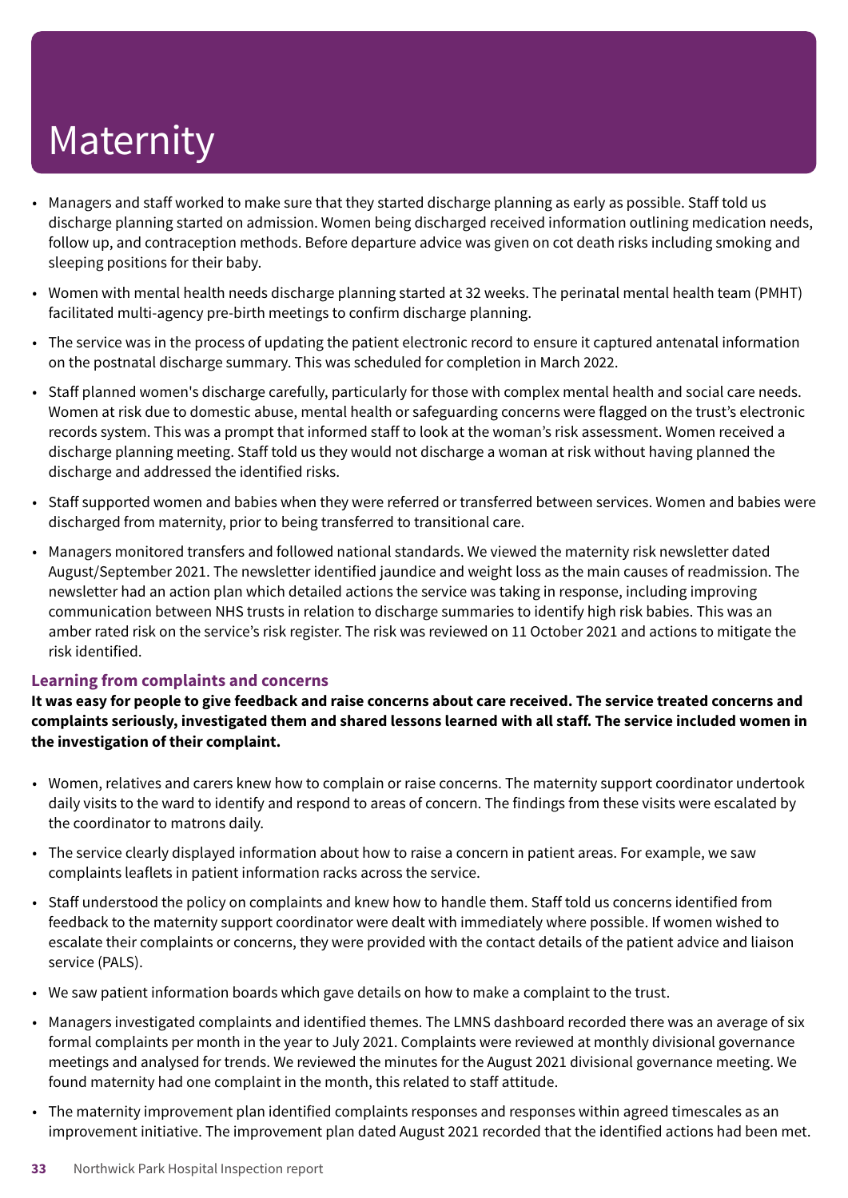# Maternity

- Managers and staff worked to make sure that they started discharge planning as early as possible. Staff told us discharge planning started on admission. Women being discharged received information outlining medication needs, follow up, and contraception methods. Before departure advice was given on cot death risks including smoking and sleeping positions for their baby.
- Women with mental health needs discharge planning started at 32 weeks. The perinatal mental health team (PMHT) facilitated multi-agency pre-birth meetings to confirm discharge planning.
- The service was in the process of updating the patient electronic record to ensure it captured antenatal information on the postnatal discharge summary. This was scheduled for completion in March 2022.
- Staff planned women's discharge carefully, particularly for those with complex mental health and social care needs. Women at risk due to domestic abuse, mental health or safeguarding concerns were flagged on the trust's electronic records system. This was a prompt that informed staff to look at the woman's risk assessment. Women received a discharge planning meeting. Staff told us they would not discharge a woman at risk without having planned the discharge and addressed the identified risks.
- Staff supported women and babies when they were referred or transferred between services. Women and babies were discharged from maternity, prior to being transferred to transitional care.
- Managers monitored transfers and followed national standards. We viewed the maternity risk newsletter dated August/September 2021. The newsletter identified jaundice and weight loss as the main causes of readmission. The newsletter had an action plan which detailed actions the service was taking in response, including improving communication between NHS trusts in relation to discharge summaries to identify high risk babies. This was an amber rated risk on the service's risk register. The risk was reviewed on 11 October 2021 and actions to mitigate the risk identified.

### Learning from complaints and concerns

**It was easy for people to give feedback and raise concerns about care received. The service treated concerns and complaints seriously, investigated them and shared lessons learned with all staff. The service included women in the investigation of their complaint.**

- Women, relatives and carers knew how to complain or raise concerns. The maternity support coordinator undertook daily visits to the ward to identify and respond to areas of concern. The findings from these visits were escalated by the coordinator to matrons daily.
- The service clearly displayed information about how to raise a concern in patient areas. For example, we saw complaints leaflets in patient information racks across the service.
- Staff understood the policy on complaints and knew how to handle them. Staff told us concerns identified from feedback to the maternity support coordinator were dealt with immediately where possible. If women wished to escalate their complaints or concerns, they were provided with the contact details of the patient advice and liaison service (PALS).
- We saw patient information boards which gave details on how to make a complaint to the trust.
- Managers investigated complaints and identified themes. The LMNS dashboard recorded there was an average of six formal complaints per month in the year to July 2021. Complaints were reviewed at monthly divisional governance meetings and analysed for trends. We reviewed the minutes for the August 2021 divisional governance meeting. We found maternity had one complaint in the month, this related to staff attitude.
- The maternity improvement plan identified complaints responses and responses within agreed timescales as an improvement initiative. The improvement plan dated August 2021 recorded that the identified actions had been met.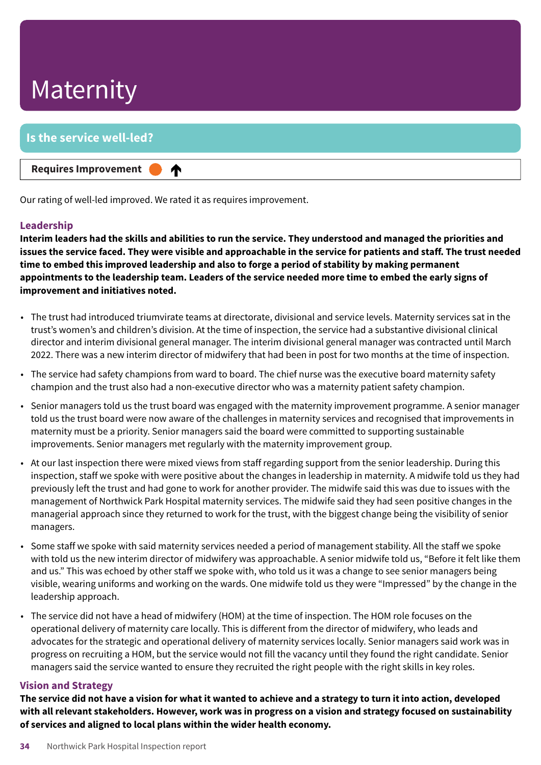# Maternity

## Is the service well-led?

**Requires Improvement** ↑

Our rating of well-led improved. We rated it as requires improvement.

### Leadership

**Interim leaders had the skills and abilities to run the service. They understood and managed the priorities and issues the service faced. They were visible and approachable in the service for patients and staff. The trust needed time to embed this improved leadership and also to forge a period of stability by making permanent appointments to the leadership team. Leaders of the service needed more time to embed the early signs of improvement and initiatives noted.**

- The trust had introduced triumvirate teams at directorate, divisional and service levels. Maternity services sat in the trust's women's and children's division. At the time of inspection, the service had a substantive divisional clinical director and interim divisional general manager. The interim divisional general manager was contracted until March 2022. There was a new interim director of midwifery that had been in post for two months at the time of inspection.
- The service had safety champions from ward to board. The chief nurse was the executive board maternity safety champion and the trust also had a non-executive director who was a maternity patient safety champion.
- Senior managers told us the trust board was engaged with the maternity improvement programme. A senior manager told us the trust board were now aware of the challenges in maternity services and recognised that improvements in maternity must be a priority. Senior managers said the board were committed to supporting sustainable improvements. Senior managers met regularly with the maternity improvement group.
- At our last inspection there were mixed views from staff regarding support from the senior leadership. During this inspection, staff we spoke with were positive about the changes in leadership in maternity. A midwife told us they had previously left the trust and had gone to work for another provider. The midwife said this was due to issues with the management of Northwick Park Hospital maternity services. The midwife said they had seen positive changes in the managerial approach since they returned to work for the trust, with the biggest change being the visibility of senior managers.
- Some staff we spoke with said maternity services needed a period of management stability. All the staff we spoke with told us the new interim director of midwifery was approachable. A senior midwife told us, "Before it felt like them and us." This was echoed by other staff we spoke with, who told us it was a change to see senior managers being visible, wearing uniforms and working on the wards. One midwife told us they were "Impressed" by the change in the leadership approach.
- The service did not have a head of midwifery (HOM) at the time of inspection. The HOM role focuses on the operational delivery of maternity care locally. This is different from the director of midwifery, who leads and advocates for the strategic and operational delivery of maternity services locally. Senior managers said work was in progress on recruiting a HOM, but the service would not fill the vacancy until they found the right candidate. Senior managers said the service wanted to ensure they recruited the right people with the right skills in key roles.

### Vision and Strategy

**The service did not have a vision for what it wanted to achieve and a strategy to turn it into action, developed with all relevant stakeholders. However, work was in progress on a vision and strategy focused on sustainability of services and aligned to local plans within the wider health economy.**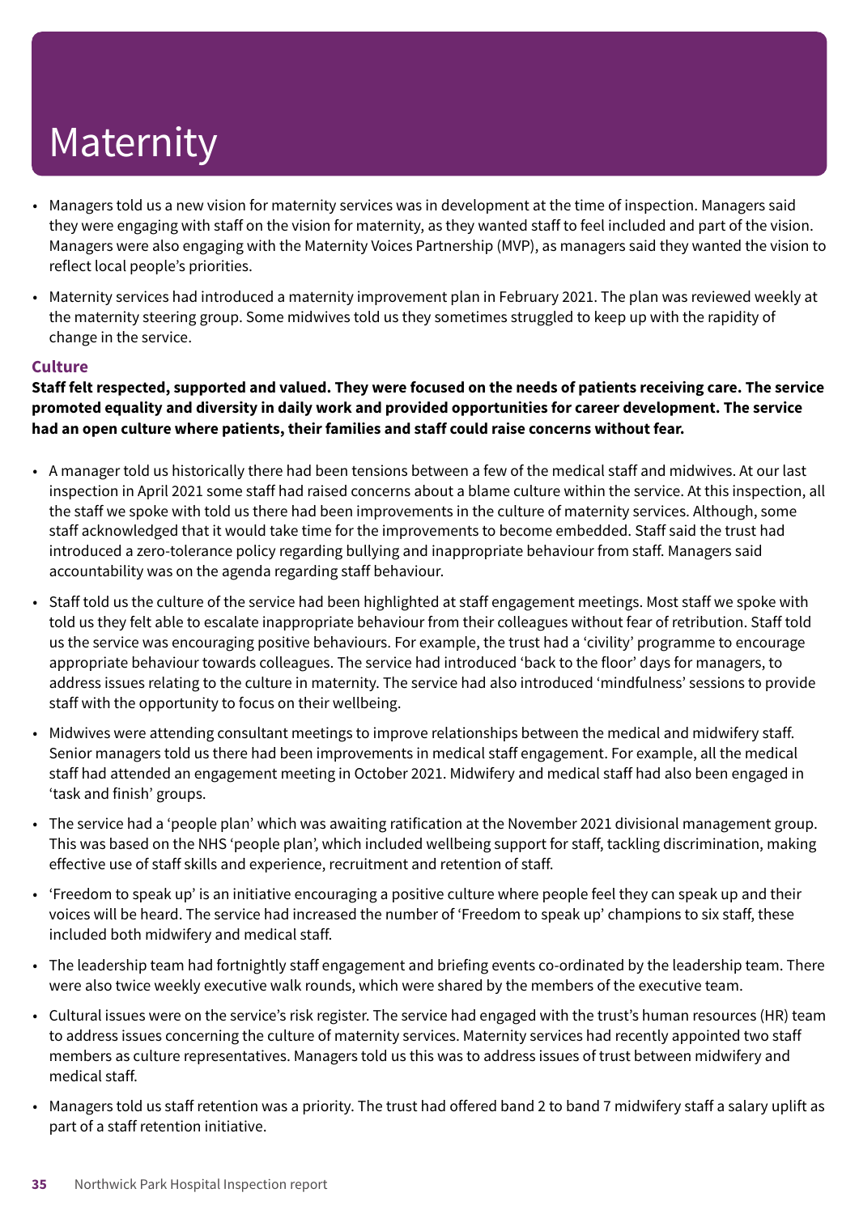# Maternity

- Managers told us a new vision for maternity services was in development at the time of inspection. Managers said they were engaging with staff on the vision for maternity, as they wanted staff to feel included and part of the vision. Managers were also engaging with the Maternity Voices Partnership (MVP), as managers said they wanted the vision to reflect local people's priorities.
- Maternity services had introduced a maternity improvement plan in February 2021. The plan was reviewed weekly at the maternity steering group. Some midwives told us they sometimes struggled to keep up with the rapidity of change in the service.

### Culture

**Staff felt respected, supported and valued. They were focused on the needs of patients receiving care. The service promoted equality and diversity in daily work and provided opportunities for career development. The service had an open culture where patients, their families and staff could raise concerns without fear.**

- A manager told us historically there had been tensions between a few of the medical staff and midwives. At our last inspection in April 2021 some staff had raised concerns about a blame culture within the service. At this inspection, all the staff we spoke with told us there had been improvements in the culture of maternity services. Although, some staff acknowledged that it would take time for the improvements to become embedded. Staff said the trust had introduced a zero-tolerance policy regarding bullying and inappropriate behaviour from staff. Managers said accountability was on the agenda regarding staff behaviour.
- Staff told us the culture of the service had been highlighted at staff engagement meetings. Most staff we spoke with told us they felt able to escalate inappropriate behaviour from their colleagues without fear of retribution. Staff told us the service was encouraging positive behaviours. For example, the trust had a 'civility' programme to encourage appropriate behaviour towards colleagues. The service had introduced 'back to the floor' days for managers, to address issues relating to the culture in maternity. The service had also introduced 'mindfulness' sessions to provide staff with the opportunity to focus on their wellbeing.
- Midwives were attending consultant meetings to improve relationships between the medical and midwifery staff. Senior managers told us there had been improvements in medical staff engagement. For example, all the medical staff had attended an engagement meeting in October 2021. Midwifery and medical staff had also been engaged in 'task and finish' groups.
- The service had a 'people plan' which was awaiting ratification at the November 2021 divisional management group. This was based on the NHS 'people plan', which included wellbeing support for staff, tackling discrimination, making effective use of staff skills and experience, recruitment and retention of staff.
- 'Freedom to speak up' is an initiative encouraging a positive culture where people feel they can speak up and their voices will be heard. The service had increased the number of 'Freedom to speak up' champions to six staff, these included both midwifery and medical staff.
- The leadership team had fortnightly staff engagement and briefing events co-ordinated by the leadership team. There were also twice weekly executive walk rounds, which were shared by the members of the executive team.
- Cultural issues were on the service's risk register. The service had engaged with the trust's human resources (HR) team to address issues concerning the culture of maternity services. Maternity services had recently appointed two staff members as culture representatives. Managers told us this was to address issues of trust between midwifery and medical staff.
- Managers told us staff retention was a priority. The trust had offered band 2 to band 7 midwifery staff a salary uplift as part of a staff retention initiative.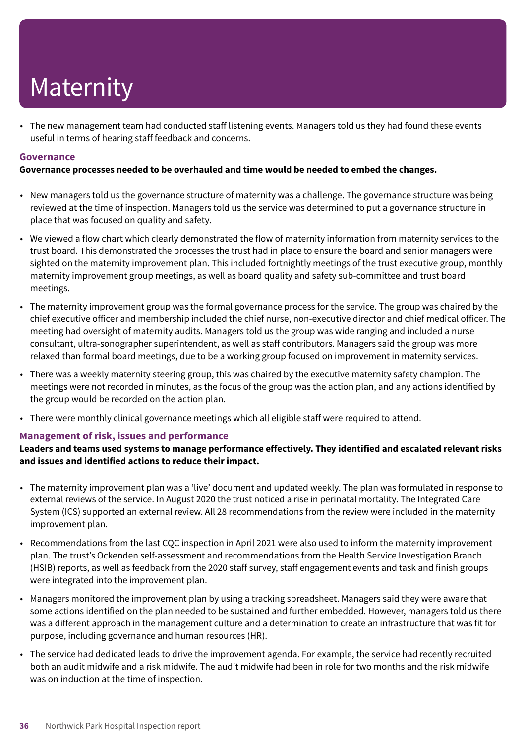# Maternity

- The new management team had conducted staff listening events. Managers told us they had found these events useful in terms of hearing staff feedback and concerns.

### Governance

**Governance processes needed to be overhauled and time would be needed to embed the changes.**

- New managers told us the governance structure of maternity was a challenge. The governance structure was being reviewed at the time of inspection. Managers told us the service was determined to put a governance structure in place that was focused on quality and safety.
- We viewed a flow chart which clearly demonstrated the flow of maternity information from maternity services to the trust board. This demonstrated the processes the trust had in place to ensure the board and senior managers were sighted on the maternity improvement plan. This included fortnightly meetings of the trust executive group, monthly maternity improvement group meetings, as well as board quality and safety sub-committee and trust board meetings.
- The maternity improvement group was the formal governance process for the service. The group was chaired by the chief executive officer and membership included the chief nurse, non-executive director and chief medical officer. The meeting had oversight of maternity audits. Managers told us the group was wide ranging and included a nurse consultant, ultra-sonographer superintendent, as well as staff contributors. Managers said the group was more relaxed than formal board meetings, due to be a working group focused on improvement in maternity services.
- There was a weekly maternity steering group, this was chaired by the executive maternity safety champion. The meetings were not recorded in minutes, as the focus of the group was the action plan, and any actions identified by the group would be recorded on the action plan.
- There were monthly clinical governance meetings which all eligible staff were required to attend.

### Management of risk, issues and performance

**Leaders and teams used systems to manage performance effectively. They identified and escalated relevant risks and issues and identified actions to reduce their impact.**

- The maternity improvement plan was a 'live' document and updated weekly. The plan was formulated in response to external reviews of the service. In August 2020 the trust noticed a rise in perinatal mortality. The Integrated Care System (ICS) supported an external review. All 28 recommendations from the review were included in the maternity improvement plan.
- Recommendations from the last CQC inspection in April 2021 were also used to inform the maternity improvement plan. The trust's Ockenden self-assessment and recommendations from the Health Service Investigation Branch (HSIB) reports, as well as feedback from the 2020 staff survey, staff engagement events and task and finish groups were integrated into the improvement plan.
- Managers monitored the improvement plan by using a tracking spreadsheet. Managers said they were aware that some actions identified on the plan needed to be sustained and further embedded. However, managers told us there was a different approach in the management culture and a determination to create an infrastructure that was fit for purpose, including governance and human resources (HR).
- The service had dedicated leads to drive the improvement agenda. For example, the service had recently recruited both an audit midwife and a risk midwife. The audit midwife had been in role for two months and the risk midwife was on induction at the time of inspection.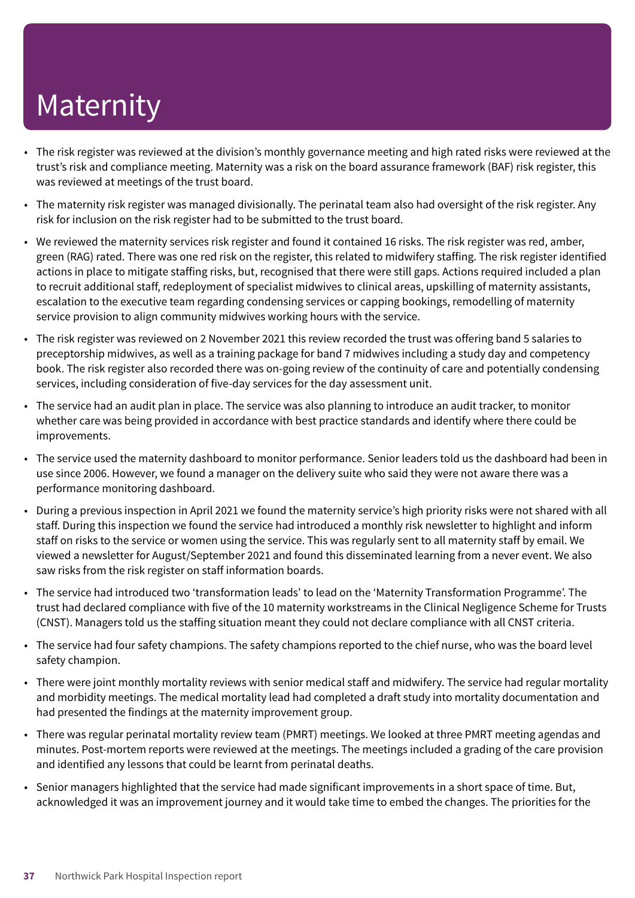# Maternity

- The risk register was reviewed at the division's monthly governance meeting and high rated risks were reviewed at the trust's risk and compliance meeting. Maternity was a risk on the board assurance framework (BAF) risk register, this was reviewed at meetings of the trust board.
- The maternity risk register was managed divisionally. The perinatal team also had oversight of the risk register. Any risk for inclusion on the risk register had to be submitted to the trust board.
- We reviewed the maternity services risk register and found it contained 16 risks. The risk register was red, amber, green (RAG) rated. There was one red risk on the register, this related to midwifery staffing. The risk register identified actions in place to mitigate staffing risks, but, recognised that there were still gaps. Actions required included a plan to recruit additional staff, redeployment of specialist midwives to clinical areas, upskilling of maternity assistants, escalation to the executive team regarding condensing services or capping bookings, remodelling of maternity service provision to align community midwives working hours with the service.
- The risk register was reviewed on 2 November 2021 this review recorded the trust was offering band 5 salaries to preceptorship midwives, as well as a training package for band 7 midwives including a study day and competency book. The risk register also recorded there was on-going review of the continuity of care and potentially condensing services, including consideration of five-day services for the day assessment unit.
- The service had an audit plan in place. The service was also planning to introduce an audit tracker, to monitor whether care was being provided in accordance with best practice standards and identify where there could be improvements.
- The service used the maternity dashboard to monitor performance. Senior leaders told us the dashboard had been in use since 2006. However, we found a manager on the delivery suite who said they were not aware there was a performance monitoring dashboard.
- During a previous inspection in April 2021 we found the maternity service's high priority risks were not shared with all staff. During this inspection we found the service had introduced a monthly risk newsletter to highlight and inform staff on risks to the service or women using the service. This was regularly sent to all maternity staff by email. We viewed a newsletter for August/September 2021 and found this disseminated learning from a never event. We also saw risks from the risk register on staff information boards.
- The service had introduced two 'transformation leads' to lead on the 'Maternity Transformation Programme'. The trust had declared compliance with five of the 10 maternity workstreams in the Clinical Negligence Scheme for Trusts (CNST). Managers told us the staffing situation meant they could not declare compliance with all CNST criteria.
- The service had four safety champions. The safety champions reported to the chief nurse, who was the board level safety champion.
- There were joint monthly mortality reviews with senior medical staff and midwifery. The service had regular mortality and morbidity meetings. The medical mortality lead had completed a draft study into mortality documentation and had presented the findings at the maternity improvement group.
- There was regular perinatal mortality review team (PMRT) meetings. We looked at three PMRT meeting agendas and minutes. Post-mortem reports were reviewed at the meetings. The meetings included a grading of the care provision and identified any lessons that could be learnt from perinatal deaths.
- Senior managers highlighted that the service had made significant improvements in a short space of time. But, acknowledged it was an improvement journey and it would take time to embed the changes. The priorities for the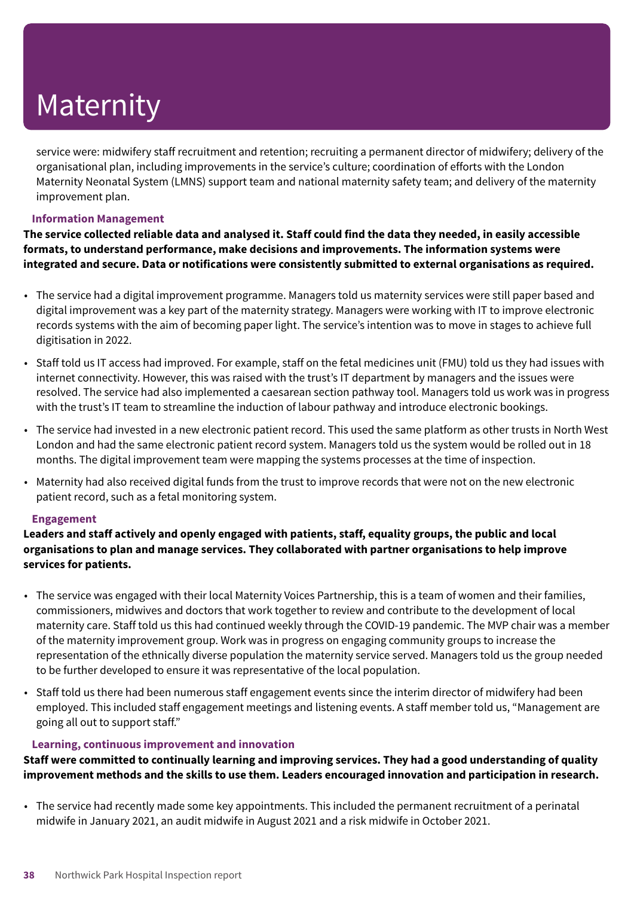# Maternity

service were: midwifery staff recruitment and retention; recruiting a permanent director of midwifery; delivery of the organisational plan, including improvements in the service's culture; coordination of efforts with the London Maternity Neonatal System (LMNS) support team and national maternity safety team; and delivery of the maternity improvement plan.

### Information Management

**The service collected reliable data and analysed it. Staff could find the data they needed, in easily accessible formats, to understand performance, make decisions and improvements. The information systems were integrated and secure. Data or notifications were consistently submitted to external organisations as required.**

- The service had a digital improvement programme. Managers told us maternity services were still paper based and digital improvement was a key part of the maternity strategy. Managers were working with IT to improve electronic records systems with the aim of becoming paper light. The service's intention was to move in stages to achieve full digitisation in 2022.
- Staff told us IT access had improved. For example, staff on the fetal medicines unit (FMU) told us they had issues with internet connectivity. However, this was raised with the trust's IT department by managers and the issues were resolved. The service had also implemented a caesarean section pathway tool. Managers told us work was in progress with the trust's IT team to streamline the induction of labour pathway and introduce electronic bookings.
- The service had invested in a new electronic patient record. This used the same platform as other trusts in North West London and had the same electronic patient record system. Managers told us the system would be rolled out in 18 months. The digital improvement team were mapping the systems processes at the time of inspection.
- Maternity had also received digital funds from the trust to improve records that were not on the new electronic patient record, such as a fetal monitoring system.

### Engagement

**Leaders and staff actively and openly engaged with patients, staff, equality groups, the public and local organisations to plan and manage services. They collaborated with partner organisations to help improve services for patients.**

- The service was engaged with their local Maternity Voices Partnership, this is a team of women and their families, commissioners, midwives and doctors that work together to review and contribute to the development of local maternity care. Staff told us this had continued weekly through the COVID-19 pandemic. The MVP chair was a member of the maternity improvement group. Work was in progress on engaging community groups to increase the representation of the ethnically diverse population the maternity service served. Managers told us the group needed to be further developed to ensure it was representative of the local population.
- Staff told us there had been numerous staff engagement events since the interim director of midwifery had been employed. This included staff engagement meetings and listening events. A staff member told us, "Management are going all out to support staff."

### Learning, continuous improvement and innovation

**Staff were committed to continually learning and improving services. They had a good understanding of quality improvement methods and the skills to use them. Leaders encouraged innovation and participation in research.**

- The service had recently made some key appointments. This included the permanent recruitment of a perinatal midwife in January 2021, an audit midwife in August 2021 and a risk midwife in October 2021.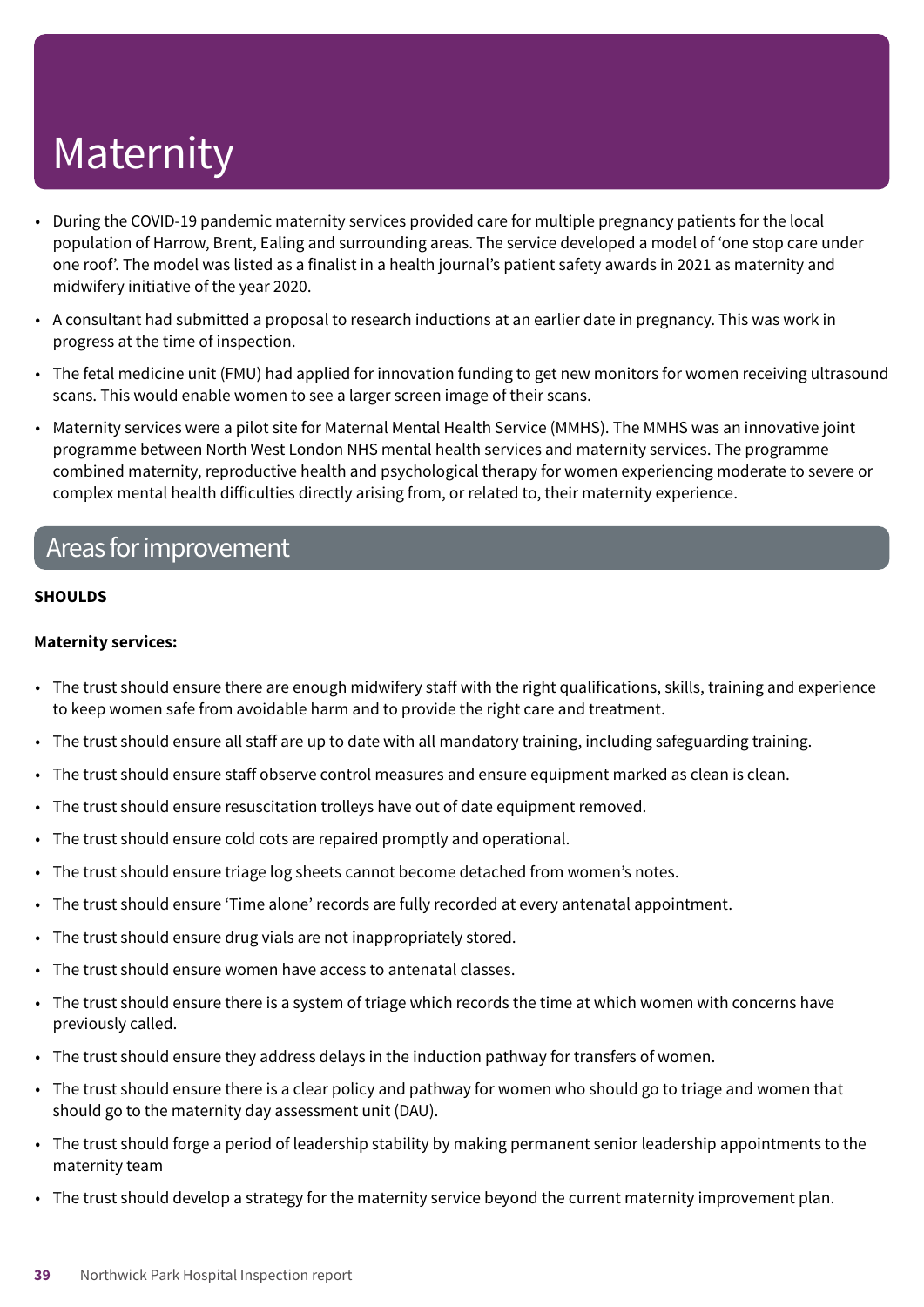# Maternity

- During the COVID-19 pandemic maternity services provided care for multiple pregnancy patients for the local population of Harrow, Brent, Ealing and surrounding areas. The service developed a model of 'one stop care under one roof'. The model was listed as a finalist in a health journal's patient safety awards in 2021 as maternity and midwifery initiative of the year 2020.
- A consultant had submitted a proposal to research inductions at an earlier date in pregnancy. This was work in progress at the time of inspection.
- The fetal medicine unit (FMU) had applied for innovation funding to get new monitors for women receiving ultrasound scans. This would enable women to see a larger screen image of their scans.
- Maternity services were a pilot site for Maternal Mental Health Service (MMHS). The MMHS was an innovative joint programme between North West London NHS mental health services and maternity services. The programme combined maternity, reproductive health and psychological therapy for women experiencing moderate to severe or complex mental health difficulties directly arising from, or related to, their maternity experience.

## Areas for improvement

**SHOULDS**

**Maternity services:**

- The trust should ensure there are enough midwifery staff with the right qualifications, skills, training and experience to keep women safe from avoidable harm and to provide the right care and treatment.
- The trust should ensure all staff are up to date with all mandatory training, including safeguarding training.
- The trust should ensure staff observe control measures and ensure equipment marked as clean is clean.
- The trust should ensure resuscitation trolleys have out of date equipment removed.
- The trust should ensure cold cots are repaired promptly and operational.
- The trust should ensure triage log sheets cannot become detached from women's notes.
- The trust should ensure 'Time alone' records are fully recorded at every antenatal appointment.
- The trust should ensure drug vials are not inappropriately stored.
- The trust should ensure women have access to antenatal classes.
- The trust should ensure there is a system of triage which records the time at which women with concerns have previously called.
- The trust should ensure they address delays in the induction pathway for transfers of women.
- The trust should ensure there is a clear policy and pathway for women who should go to triage and women that should go to the maternity day assessment unit (DAU).
- The trust should forge a period of leadership stability by making permanent senior leadership appointments to the maternity team
- The trust should develop a strategy for the maternity service beyond the current maternity improvement plan.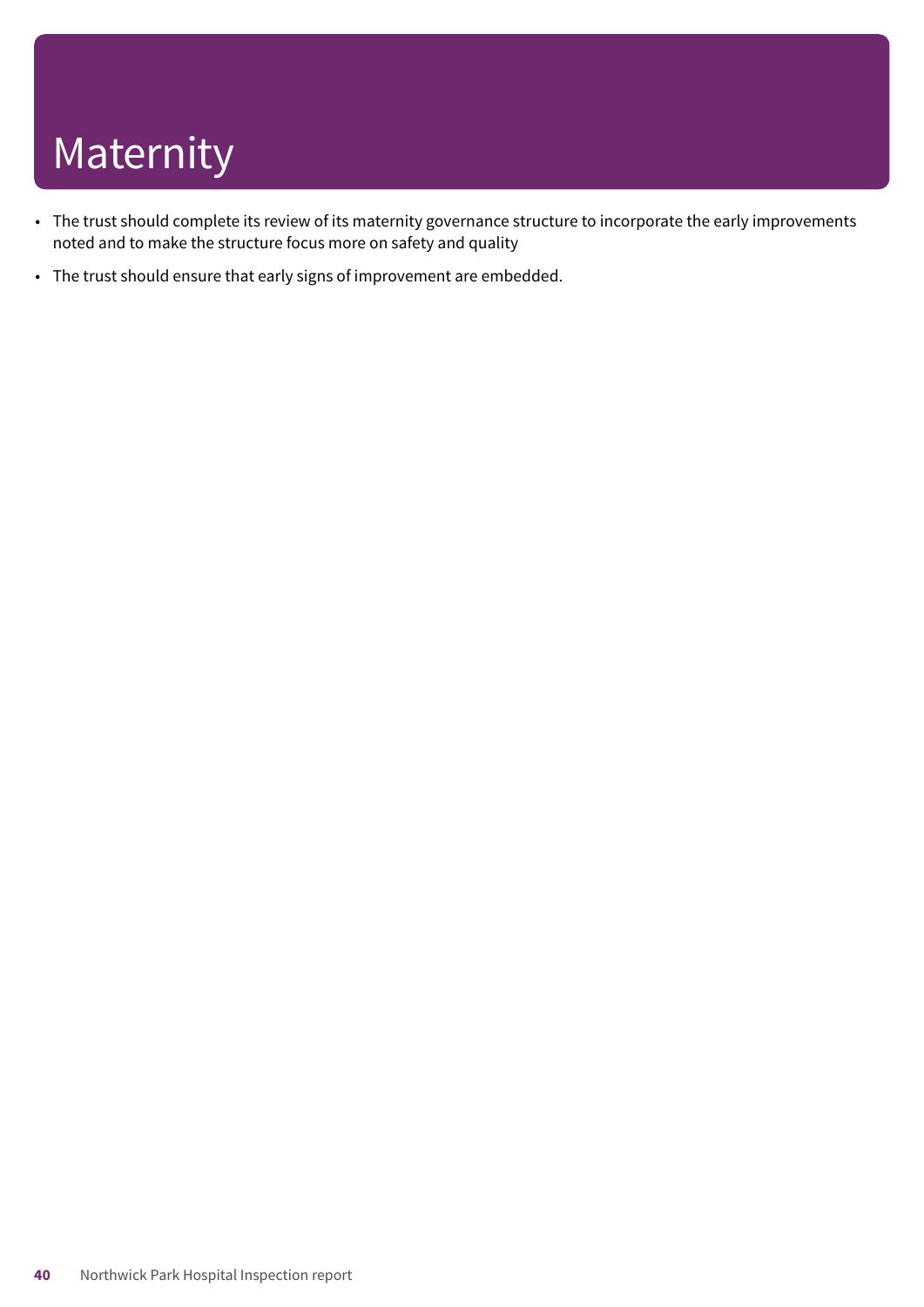# Maternity

- The trust should complete its review of its maternity governance structure to incorporate the early improvements noted and to make the structure focus more on safety and quality
- The trust should ensure that early signs of improvement are embedded.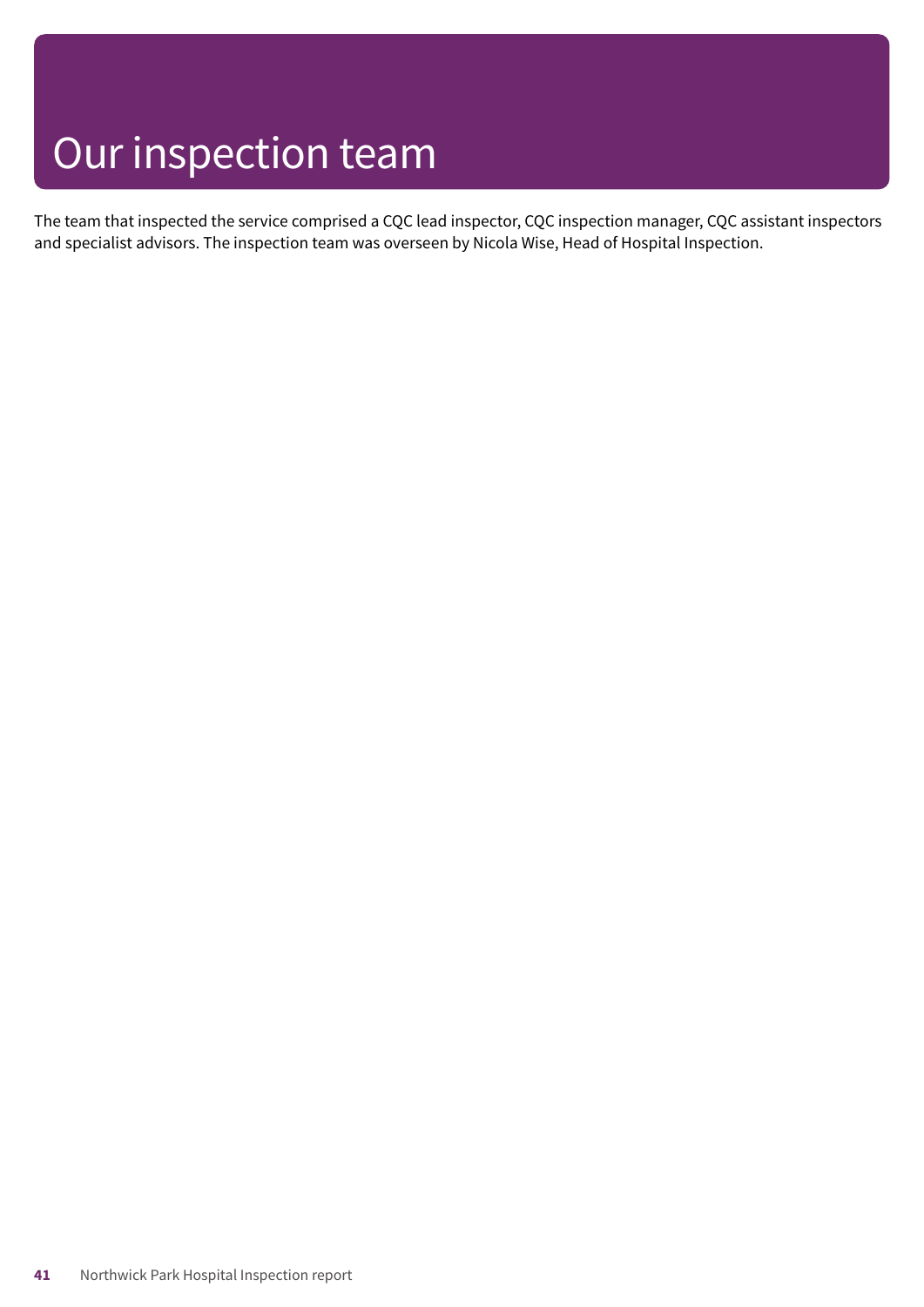# Our inspection team

The team that inspected the service comprised a CQC lead inspector, CQC inspection manager, CQC assistant inspectors and specialist advisors. The inspection team was overseen by Nicola Wise, Head of Hospital Inspection.